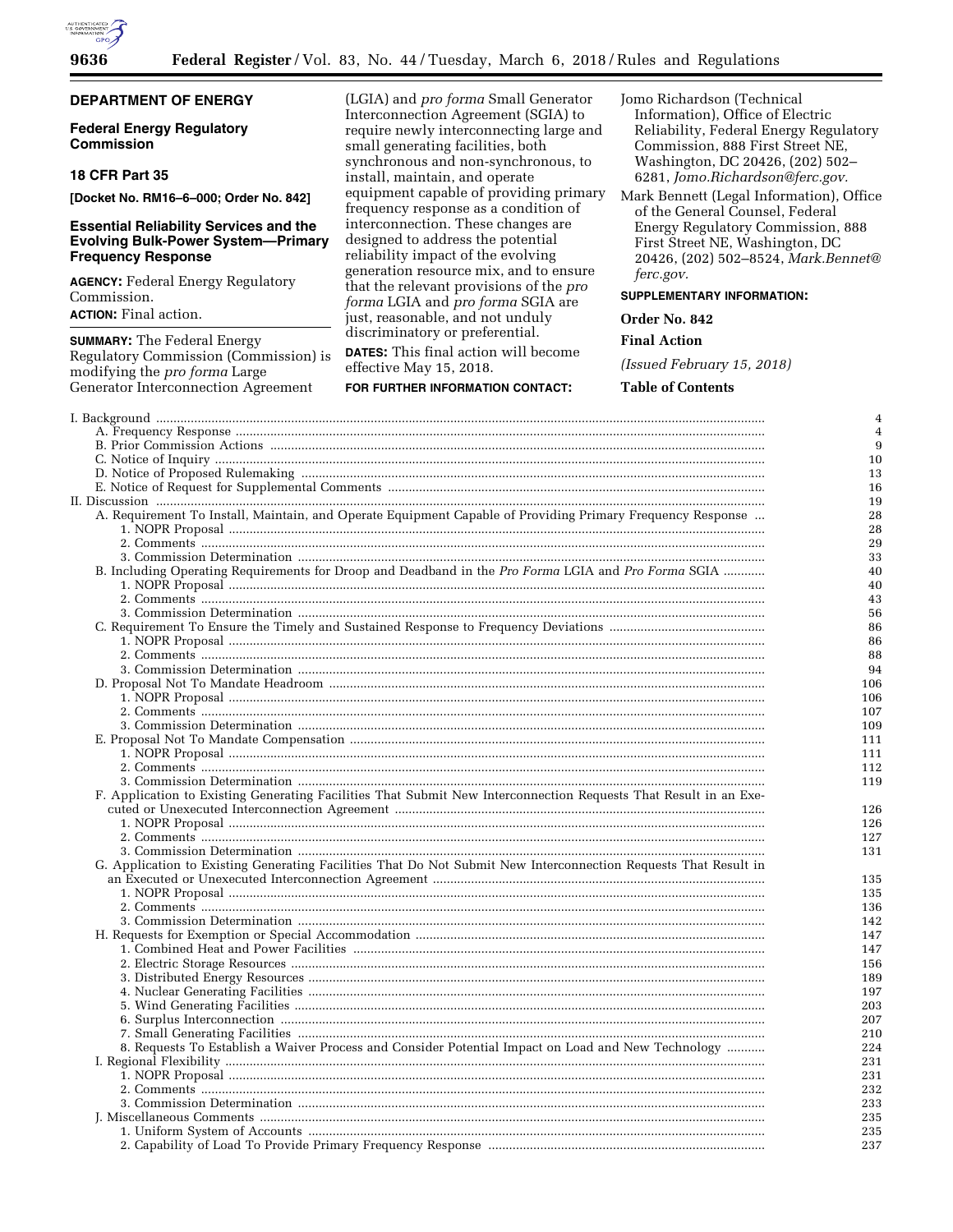## DEPARTMENT OF ENERGY

## Federal Energy Regulatory Commission

## 18 CFR Part 35

**[Docket No. RM16–6–000; Order No. 842]**

## Essential Reliability Services and the Evolving Bulk-Power System—Primary Frequency Response

**AGENCY:** Federal Energy Regulatory Commission.

**ACTION:** Final action.

**SUMMARY:** The Federal Energy Regulatory Commission (Commission) is modifying the *pro forma* Large Generator Interconnection Agreement (LGIA) and *pro forma* Small Generator Interconnection Agreement (SGIA) to require newly interconnecting large and small generating facilities, both synchronous and non-synchronous, to install, maintain, and operate equipment capable of providing primary frequency response as a condition of interconnection. These changes are designed to address the potential reliability impact of the evolving generation resource mix, and to ensure that the relevant provisions of the *pro forma* LGIA and *pro forma* SGIA are just, reasonable, and not unduly discriminatory or preferential.

**DATES:** This final action will become effective May 15, 2018.

**FOR FURTHER INFORMATION CONTACT:**

Jomo Richardson (Technical Information), Office of Electric Reliability, Federal Energy Regulatory Commission, 888 First Street NE, Washington, DC 20426, (202) 502–6281, *Jomo.Richardson@ferc.gov.*

Mark Bennett (Legal Information), Office of the General Counsel, Federal Energy Regulatory Commission, 888 First Street NE, Washington, DC 20426, (202) 502–8524, *Mark.Bennet@ferc.gov.*

**SUPPLEMENTARY INFORMATION:**

**Order No. 842**

**Final Action**

*(Issued February 15, 2018)*

**Table of Contents**

| | |
|---|---|
| I. Background | 4 |
| A. Frequency Response | 4 |
| B. Prior Commission Actions | 9 |
| C. Notice of Inquiry | 10 |
| D. Notice of Proposed Rulemaking | 13 |
| E. Notice of Request for Supplemental Comments | 16 |
| II. Discussion | 19 |
| A. Requirement To Install, Maintain, and Operate Equipment Capable of Providing Primary Frequency Response | 28 |
| 1. NOPR Proposal | 28 |
| 2. Comments | 29 |
| 3. Commission Determination | 33 |
| B. Including Operating Requirements for Droop and Deadband in the *Pro Forma* LGIA and *Pro Forma* SGIA | 40 |
| 1. NOPR Proposal | 40 |
| 2. Comments | 43 |
| 3. Commission Determination | 56 |
| C. Requirement To Ensure the Timely and Sustained Response to Frequency Deviations | 86 |
| 1. NOPR Proposal | 86 |
| 2. Comments | 88 |
| 3. Commission Determination | 94 |
| D. Proposal Not To Mandate Headroom | 106 |
| 1. NOPR Proposal | 106 |
| 2. Comments | 107 |
| 3. Commission Determination | 109 |
| E. Proposal Not To Mandate Compensation | 111 |
| 1. NOPR Proposal | 111 |
| 2. Comments | 112 |
| 3. Commission Determination | 119 |
| F. Application to Existing Generating Facilities That Submit New Interconnection Requests That Result in an Executed or Unexecuted Interconnection Agreement | 126 |
| 1. NOPR Proposal | 126 |
| 2. Comments | 127 |
| 3. Commission Determination | 131 |
| G. Application to Existing Generating Facilities That Do Not Submit New Interconnection Requests That Result in an Executed or Unexecuted Interconnection Agreement | 135 |
| 1. NOPR Proposal | 135 |
| 2. Comments | 136 |
| 3. Commission Determination | 142 |
| H. Requests for Exemption or Special Accommodation | 147 |
| 1. Combined Heat and Power Facilities | 147 |
| 2. Electric Storage Resources | 156 |
| 3. Distributed Energy Resources | 189 |
| 4. Nuclear Generating Facilities | 197 |
| 5. Wind Generating Facilities | 203 |
| 6. Surplus Interconnection | 207 |
| 7. Small Generating Facilities | 210 |
| 8. Requests To Establish a Waiver Process and Consider Potential Impact on Load and New Technology | 224 |
| I. Regional Flexibility | 231 |
| 1. NOPR Proposal | 231 |
| 2. Comments | 232 |
| 3. Commission Determination | 233 |
| J. Miscellaneous Comments | 235 |
| 1. Uniform System of Accounts | 235 |
| 2. Capability of Load To Provide Primary Frequency Response | 237 |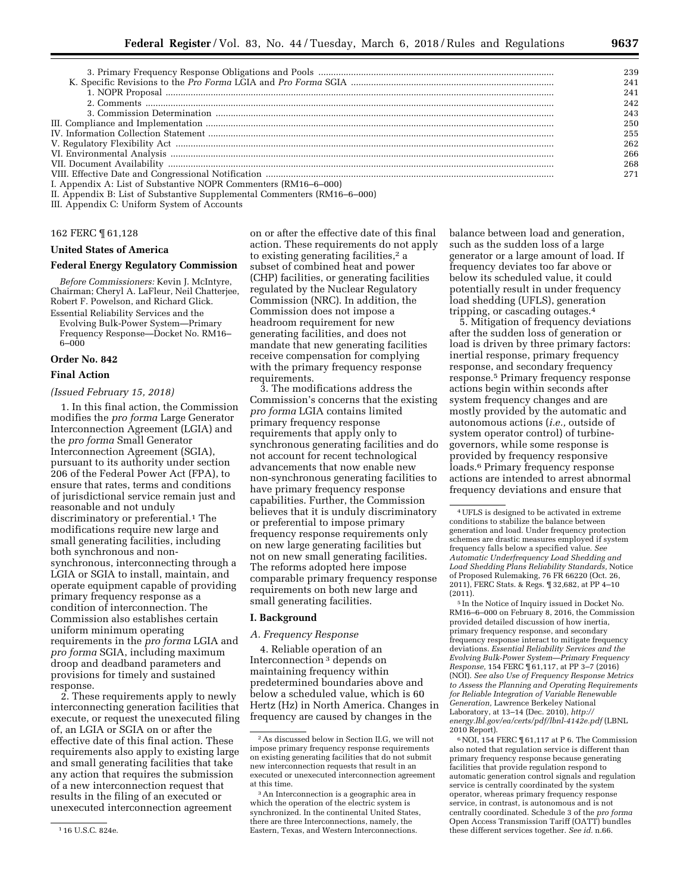| | |
|---|---|
| 3. Primary Frequency Response Obligations and Pools | 239 |
| K. Specific Revisions to the *Pro Forma* LGIA and *Pro Forma* SGIA | 241 |
| 1. NOPR Proposal | 241 |
| 2. Comments | 242 |
| 3. Commission Determination | 243 |
| III. Compliance and Implementation | 250 |
| IV. Information Collection Statement | 255 |
| V. Regulatory Flexibility Act | 262 |
| VI. Environmental Analysis | 266 |
| VII. Document Availability | 268 |
| VIII. Effective Date and Congressional Notification | 271 |

I. Appendix A: List of Substantive NOPR Commenters (RM16–6–000)

II. Appendix B: List of Substantive Supplemental Commenters (RM16–6–000)

III. Appendix C: Uniform System of Accounts

162 FERC ¶ 61,128

**United States of America**

**Federal Energy Regulatory Commission**

*Before Commissioners:* Kevin J. McIntyre, Chairman; Cheryl A. LaFleur, Neil Chatterjee, Robert F. Powelson, and Richard Glick.

Essential Reliability Services and the Evolving Bulk-Power System—Primary Frequency Response—Docket No. RM16–6–000

## Order No. 842

## Final Action

*(Issued February 15, 2018)*

1. In this final action, the Commission modifies the *pro forma* Large Generator Interconnection Agreement (LGIA) and the *pro forma* Small Generator Interconnection Agreement (SGIA), pursuant to its authority under section 206 of the Federal Power Act (FPA), to ensure that rates, terms and conditions of jurisdictional service remain just and reasonable and not unduly discriminatory or preferential.[1] The modifications require new large and small generating facilities, including both synchronous and non-synchronous, interconnecting through a LGIA or SGIA to install, maintain, and operate equipment capable of providing primary frequency response as a condition of interconnection. The Commission also establishes certain uniform minimum operating requirements in the *pro forma* LGIA and *pro forma* SGIA, including maximum droop and deadband parameters and provisions for timely and sustained response.

2. These requirements apply to newly interconnecting generation facilities that execute, or request the unexecuted filing of, an LGIA or SGIA on or after the effective date of this final action. These requirements also apply to existing large and small generating facilities that take any action that requires the submission of a new interconnection request that results in the filing of an executed or unexecuted interconnection agreement on or after the effective date of this final action. These requirements do not apply to existing generating facilities,[2] a subset of combined heat and power (CHP) facilities, or generating facilities regulated by the Nuclear Regulatory Commission (NRC). In addition, the Commission does not impose a headroom requirement for new generating facilities, and does not mandate that new generating facilities receive compensation for complying with the primary frequency response requirements.

3. The modifications address the Commission's concerns that the existing *pro forma* LGIA contains limited primary frequency response requirements that apply only to synchronous generating facilities and do not account for recent technological advancements that now enable new non-synchronous generating facilities to have primary frequency response capabilities. Further, the Commission believes that it is unduly discriminatory or preferential to impose primary frequency response requirements only on new large generating facilities but not on new small generating facilities. The reforms adopted here impose comparable primary frequency response requirements on both new large and small generating facilities.

## I. Background

### *A. Frequency Response*

4. Reliable operation of an Interconnection[3] depends on maintaining frequency within predetermined boundaries above and below a scheduled value, which is 60 Hertz (Hz) in North America. Changes in frequency are caused by changes in the balance between load and generation, such as the sudden loss of a large generator or a large amount of load. If frequency deviates too far above or below its scheduled value, it could potentially result in under frequency load shedding (UFLS), generation tripping, or cascading outages.[4]

5. Mitigation of frequency deviations after the sudden loss of generation or load is driven by three primary factors: inertial response, primary frequency response, and secondary frequency response.[5] Primary frequency response actions begin within seconds after system frequency changes and are mostly provided by the automatic and autonomous actions (*i.e.,* outside of system operator control) of turbine-governors, while some response is provided by frequency responsive loads.[6] Primary frequency response actions are intended to arrest abnormal frequency deviations and ensure that

---

[1] 16 U.S.C. 824e.

[2] As discussed below in Section II.G, we will not impose primary frequency response requirements on existing generating facilities that do not submit new interconnection requests that result in an executed or unexecuted interconnection agreement at this time.

[3] An Interconnection is a geographic area in which the operation of the electric system is synchronized. In the continental United States, there are three Interconnections, namely, the Eastern, Texas, and Western Interconnections.

[4] UFLS is designed to be activated in extreme conditions to stabilize the balance between generation and load. Under frequency protection schemes are drastic measures employed if system frequency falls below a specified value. *See Automatic Underfrequency Load Shedding and Load Shedding Plans Reliability Standards,* Notice of Proposed Rulemaking, 76 FR 66220 (Oct. 26, 2011), FERC Stats. & Regs. ¶ 32,682, at PP 4–10 (2011).

[5] In the Notice of Inquiry issued in Docket No. RM16–6–000 on February 8, 2016, the Commission provided detailed discussion of how inertia, primary frequency response, and secondary frequency response interact to mitigate frequency deviations. *Essential Reliability Services and the Evolving Bulk-Power System—Primary Frequency Response,* 154 FERC ¶ 61,117, at PP 3–7 (2016) (NOI). *See also Use of Frequency Response Metrics to Assess the Planning and Operating Requirements for Reliable Integration of Variable Renewable Generation,* Lawrence Berkeley National Laboratory, at 13–14 (Dec. 2010), *http://energy.lbl.gov/ea/certs/pdf/lbnl-4142e.pdf* (LBNL 2010 Report).

[6] NOI, 154 FERC ¶ 61,117 at P 6. The Commission also noted that regulation service is different than primary frequency response because generating facilities that provide regulation respond to automatic generation control signals and regulation service is centrally coordinated by the system operator, whereas primary frequency response service, in contrast, is autonomous and is not centrally coordinated. Schedule 3 of the *pro forma* Open Access Transmission Tariff (OATT) bundles these different services together. *See id.* n.66.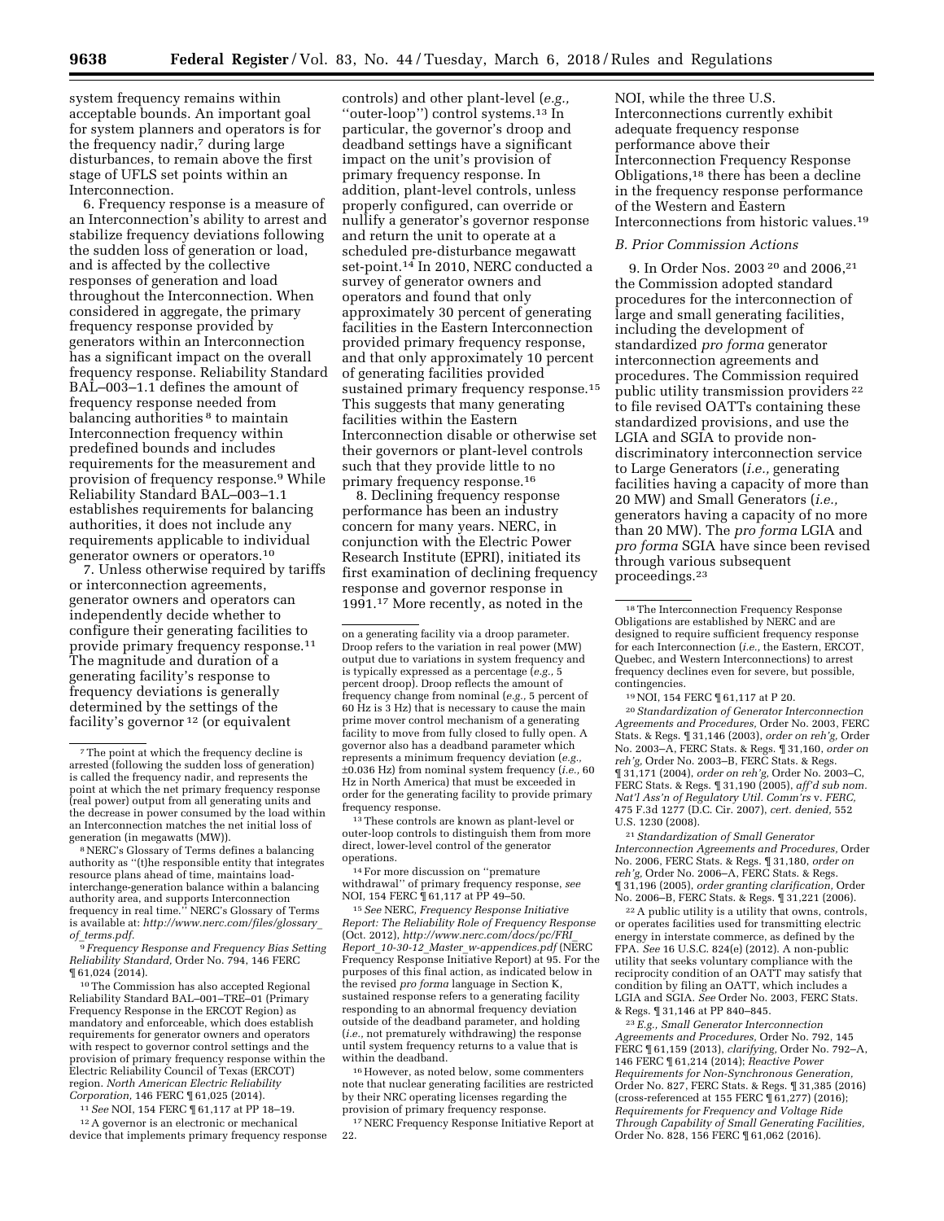system frequency remains within acceptable bounds. An important goal for system planners and operators is for the frequency nadir,[7] during large disturbances, to remain above the first stage of UFLS set points within an Interconnection.

6. Frequency response is a measure of an Interconnection's ability to arrest and stabilize frequency deviations following the sudden loss of generation or load, and is affected by the collective responses of generation and load throughout the Interconnection. When considered in aggregate, the primary frequency response provided by generators within an Interconnection has a significant impact on the overall frequency response. Reliability Standard BAL–003–1.1 defines the amount of frequency response needed from balancing authorities[8] to maintain Interconnection frequency within predefined bounds and includes requirements for the measurement and provision of frequency response.[9] While Reliability Standard BAL–003–1.1 establishes requirements for balancing authorities, it does not include any requirements applicable to individual generator owners or operators.[10]

7. Unless otherwise required by tariffs or interconnection agreements, generator owners and operators can independently decide whether to configure their generating facilities to provide primary frequency response.[11] The magnitude and duration of a generating facility's response to frequency deviations is generally determined by the settings of the facility's governor[12] (or equivalent controls) and other plant-level (*e.g.,* ''outer-loop'') control systems.[13] In particular, the governor's droop and deadband settings have a significant impact on the unit's provision of primary frequency response. In addition, plant-level controls, unless properly configured, can override or nullify a generator's governor response and return the unit to operate at a scheduled pre-disturbance megawatt set-point.[14] In 2010, NERC conducted a survey of generator owners and operators and found that only approximately 30 percent of generating facilities in the Eastern Interconnection provided primary frequency response, and that only approximately 10 percent of generating facilities provided sustained primary frequency response.[15] This suggests that many generating facilities within the Eastern Interconnection disable or otherwise set their governors or plant-level controls such that they provide little to no primary frequency response.[16]

8. Declining frequency response performance has been an industry concern for many years. NERC, in conjunction with the Electric Power Research Institute (EPRI), initiated its first examination of declining frequency response and governor response in 1991.[17] More recently, as noted in the NOI, while the three U.S. Interconnections currently exhibit adequate frequency response performance above their Interconnection Frequency Response Obligations,[18] there has been a decline in the frequency response performance of the Western and Eastern Interconnections from historic values.[19]

### *B. Prior Commission Actions*

9. In Order Nos. 2003[20] and 2006,[21] the Commission adopted standard procedures for the interconnection of large and small generating facilities, including the development of standardized *pro forma* generator interconnection agreements and procedures. The Commission required public utility transmission providers[22] to file revised OATTs containing these standardized provisions, and use the LGIA and SGIA to provide non-discriminatory interconnection service to Large Generators (*i.e.,* generating facilities having a capacity of more than 20 MW) and Small Generators (*i.e.,* generators having a capacity of no more than 20 MW). The *pro forma* LGIA and *pro forma* SGIA have since been revised through various subsequent proceedings.[23]

---

[7] The point at which the frequency decline is arrested (following the sudden loss of generation) is called the frequency nadir, and represents the point at which the net primary frequency response (real power) output from all generating units and the decrease in power consumed by the load within an Interconnection matches the net initial loss of generation (in megawatts (MW)).

[8] NERC's Glossary of Terms defines a balancing authority as ''(t)he responsible entity that integrates resource plans ahead of time, maintains load-interchange-generation balance within a balancing authority area, and supports Interconnection frequency in real time.'' NERC's Glossary of Terms is available at: *http://www.nerc.com/files/glossary_of_terms.pdf.*

[9] *Frequency Response and Frequency Bias Setting Reliability Standard,* Order No. 794, 146 FERC ¶ 61,024 (2014).

[10] The Commission has also accepted Regional Reliability Standard BAL–001–TRE–01 (Primary Frequency Response in the ERCOT Region) as mandatory and enforceable, which does establish requirements for generator owners and operators with respect to governor control settings and the provision of primary frequency response within the Electric Reliability Council of Texas (ERCOT) region. *North American Electric Reliability Corporation,* 146 FERC ¶ 61,025 (2014).

[11] *See* NOI, 154 FERC ¶ 61,117 at PP 18–19.

[12] A governor is an electronic or mechanical device that implements primary frequency response on a generating facility via a droop parameter. Droop refers to the variation in real power (MW) output due to variations in system frequency and is typically expressed as a percentage (*e.g.,* 5 percent droop). Droop reflects the amount of frequency change from nominal (*e.g.,* 5 percent of 60 Hz is 3 Hz) that is necessary to cause the main prime mover control mechanism of a generating facility to move from fully closed to fully open. A governor also has a deadband parameter which represents a minimum frequency deviation (*e.g.,* ±0.036 Hz) from nominal system frequency (*i.e.,* 60 Hz in North America) that must be exceeded in order for the generating facility to provide primary frequency response.

[13] These controls are known as plant-level or outer-loop controls to distinguish them from more direct, lower-level control of the generator operations.

[14] For more discussion on ''premature withdrawal'' of primary frequency response, *see* NOI, 154 FERC ¶ 61,117 at PP 49–50.

[15] *See* NERC, *Frequency Response Initiative Report: The Reliability Role of Frequency Response* (Oct. 2012), *http://www.nerc.com/docs/pc/FRI_Report_10-30-12_Master_w-appendices.pdf* (NERC Frequency Response Initiative Report) at 95. For the purposes of this final action, as indicated below in the revised *pro forma* language in Section K, sustained response refers to a generating facility responding to an abnormal frequency deviation outside of the deadband parameter, and holding (*i.e.,* not prematurely withdrawing) the response until system frequency returns to a value that is within the deadband.

[16] However, as noted below, some commenters note that nuclear generating facilities are restricted by their NRC operating licenses regarding the provision of primary frequency response.

[17] NERC Frequency Response Initiative Report at 22.

[18] The Interconnection Frequency Response Obligations are established by NERC and are designed to require sufficient frequency response for each Interconnection (*i.e.,* the Eastern, ERCOT, Quebec, and Western Interconnections) to arrest frequency declines even for severe, but possible, contingencies.

[19] NOI, 154 FERC ¶ 61,117 at P 20.

[20] *Standardization of Generator Interconnection Agreements and Procedures,* Order No. 2003, FERC Stats. & Regs. ¶ 31,146 (2003), *order on reh'g,* Order No. 2003–A, FERC Stats. & Regs. ¶ 31,160, *order on reh'g,* Order No. 2003–B, FERC Stats. & Regs. ¶ 31,171 (2004), *order on reh'g,* Order No. 2003–C, FERC Stats. & Regs. ¶ 31,190 (2005), *aff'd sub nom. Nat'l Ass'n of Regulatory Util. Comm'rs* v. *FERC,* 475 F.3d 1277 (D.C. Cir. 2007), *cert. denied,* 552 U.S. 1230 (2008).

[21] *Standardization of Small Generator Interconnection Agreements and Procedures,* Order No. 2006, FERC Stats. & Regs. ¶ 31,180, *order on reh'g,* Order No. 2006–A, FERC Stats. & Regs. ¶ 31,196 (2005), *order granting clarification,* Order No. 2006–B, FERC Stats. & Regs. ¶ 31,221 (2006).

[22] A public utility is a utility that owns, controls, or operates facilities used for transmitting electric energy in interstate commerce, as defined by the FPA. *See* 16 U.S.C. 824(e) (2012). A non-public utility that seeks voluntary compliance with the reciprocity condition of an OATT may satisfy that condition by filing an OATT, which includes a LGIA and SGIA. *See* Order No. 2003, FERC Stats. & Regs. ¶ 31,146 at PP 840–845.

[23] *E.g., Small Generator Interconnection Agreements and Procedures,* Order No. 792, 145 FERC ¶ 61,159 (2013), *clarifying,* Order No. 792–A, 146 FERC ¶ 61,214 (2014); *Reactive Power Requirements for Non-Synchronous Generation,* Order No. 827, FERC Stats. & Regs. ¶ 31,385 (2016) (cross-referenced at 155 FERC ¶ 61,277) (2016); *Requirements for Frequency and Voltage Ride Through Capability of Small Generating Facilities,* Order No. 828, 156 FERC ¶ 61,062 (2016).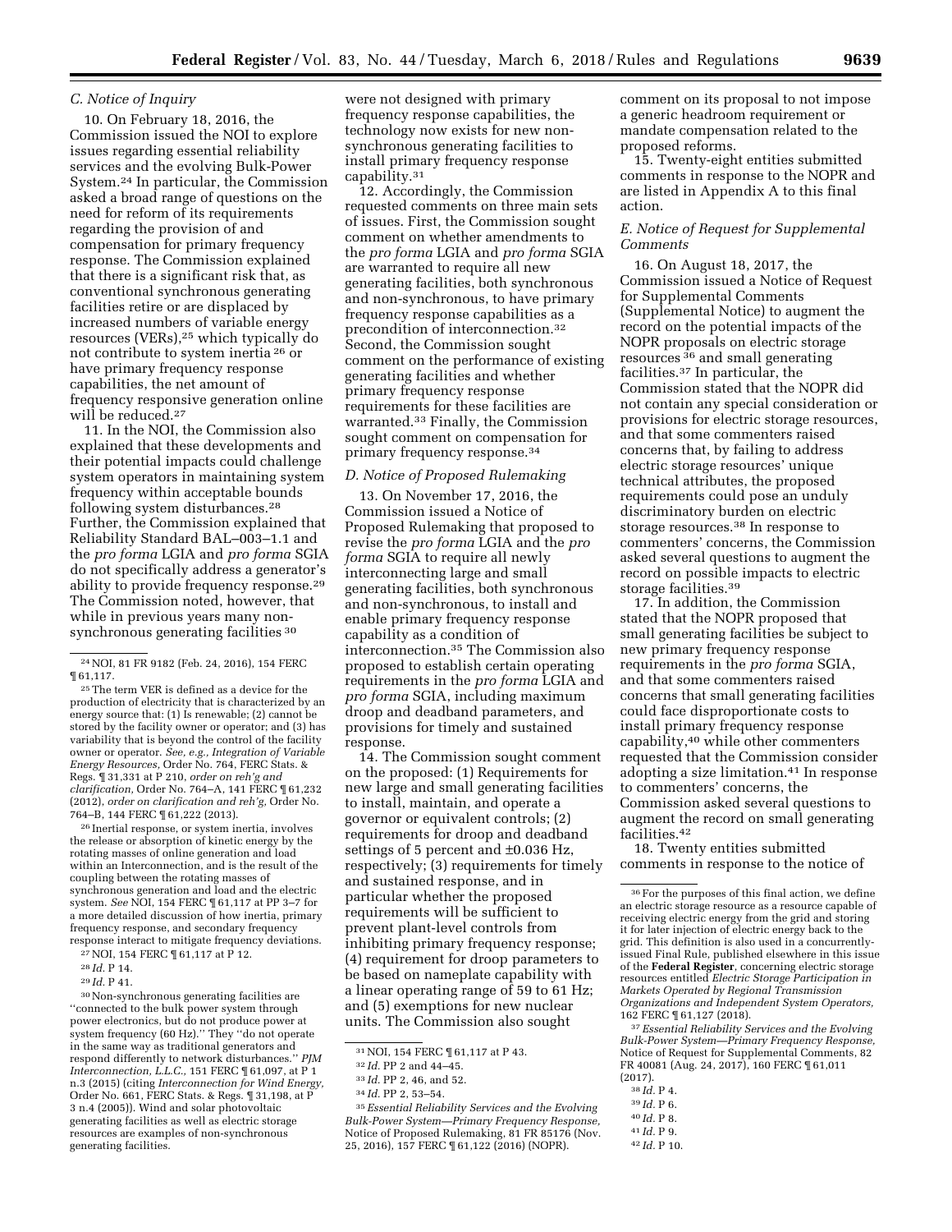### *C. Notice of Inquiry*

10. On February 18, 2016, the Commission issued the NOI to explore issues regarding essential reliability services and the evolving Bulk-Power System.[24] In particular, the Commission asked a broad range of questions on the need for reform of its requirements regarding the provision of and compensation for primary frequency response. The Commission explained that there is a significant risk that, as conventional synchronous generating facilities retire or are displaced by increased numbers of variable energy resources (VERs),[25] which typically do not contribute to system inertia [26] or have primary frequency response capabilities, the net amount of frequency responsive generation online will be reduced.[27]

11. In the NOI, the Commission also explained that these developments and their potential impacts could challenge system operators in maintaining system frequency within acceptable bounds following system disturbances.[28] Further, the Commission explained that Reliability Standard BAL–003–1.1 and the *pro forma* LGIA and *pro forma* SGIA do not specifically address a generator's ability to provide frequency response.[29] The Commission noted, however, that while in previous years many non-synchronous generating facilities [30] were not designed with primary frequency response capabilities, the technology now exists for new non-synchronous generating facilities to install primary frequency response capability.[31]

12. Accordingly, the Commission requested comments on three main sets of issues. First, the Commission sought comment on whether amendments to the *pro forma* LGIA and *pro forma* SGIA are warranted to require all new generating facilities, both synchronous and non-synchronous, to have primary frequency response capabilities as a precondition of interconnection.[32] Second, the Commission sought comment on the performance of existing generating facilities and whether primary frequency response requirements for these facilities are warranted.[33] Finally, the Commission sought comment on compensation for primary frequency response.[34]

### *D. Notice of Proposed Rulemaking*

13. On November 17, 2016, the Commission issued a Notice of Proposed Rulemaking that proposed to revise the *pro forma* LGIA and the *pro forma* SGIA to require all newly interconnecting large and small generating facilities, both synchronous and non-synchronous, to install and enable primary frequency response capability as a condition of interconnection.[35] The Commission also proposed to establish certain operating requirements in the *pro forma* LGIA and *pro forma* SGIA, including maximum droop and deadband parameters, and provisions for timely and sustained response.

14. The Commission sought comment on the proposed: (1) Requirements for new large and small generating facilities to install, maintain, and operate a governor or equivalent controls; (2) requirements for droop and deadband settings of 5 percent and ±0.036 Hz, respectively; (3) requirements for timely and sustained response, and in particular whether the proposed requirements will be sufficient to prevent plant-level controls from inhibiting primary frequency response; (4) requirement for droop parameters to be based on nameplate capability with a linear operating range of 59 to 61 Hz; and (5) exemptions for new nuclear units. The Commission also sought comment on its proposal to not impose a generic headroom requirement or mandate compensation related to the proposed reforms.

15. Twenty-eight entities submitted comments in response to the NOPR and are listed in Appendix A to this final action.

### *E. Notice of Request for Supplemental Comments*

16. On August 18, 2017, the Commission issued a Notice of Request for Supplemental Comments (Supplemental Notice) to augment the record on the potential impacts of the NOPR proposals on electric storage resources [36] and small generating facilities.[37] In particular, the Commission stated that the NOPR did not contain any special consideration or provisions for electric storage resources, and that some commenters raised concerns that, by failing to address electric storage resources' unique technical attributes, the proposed requirements could pose an unduly discriminatory burden on electric storage resources.[38] In response to commenters' concerns, the Commission asked several questions to augment the record on possible impacts to electric storage facilities.[39]

17. In addition, the Commission stated that the NOPR proposed that small generating facilities be subject to new primary frequency response requirements in the *pro forma* SGIA, and that some commenters raised concerns that small generating facilities could face disproportionate costs to install primary frequency response capability,[40] while other commenters requested that the Commission consider adopting a size limitation.[41] In response to commenters' concerns, the Commission asked several questions to augment the record on small generating facilities.[42]

18. Twenty entities submitted comments in response to the notice of

---

[24] NOI, 81 FR 9182 (Feb. 24, 2016), 154 FERC ¶ 61,117.

[25] The term VER is defined as a device for the production of electricity that is characterized by an energy source that: (1) Is renewable; (2) cannot be stored by the facility owner or operator; and (3) has variability that is beyond the control of the facility owner or operator. *See, e.g., Integration of Variable Energy Resources,* Order No. 764, FERC Stats. & Regs. ¶ 31,331 at P 210, *order on reh'g and clarification,* Order No. 764–A, 141 FERC ¶ 61,232 (2012), *order on clarification and reh'g,* Order No. 764–B, 144 FERC ¶ 61,222 (2013).

[26] Inertial response, or system inertia, involves the release or absorption of kinetic energy by the rotating masses of online generation and load within an Interconnection, and is the result of the coupling between the rotating masses of synchronous generation and load and the electric system. *See* NOI, 154 FERC ¶ 61,117 at PP 3–7 for a more detailed discussion of how inertia, primary frequency response, and secondary frequency response interact to mitigate frequency deviations.

[27] NOI, 154 FERC ¶ 61,117 at P 12.

[28] *Id.* P 14.

[29] *Id.* P 41.

[30] Non-synchronous generating facilities are ''connected to the bulk power system through power electronics, but do not produce power at system frequency (60 Hz).'' They ''do not operate in the same way as traditional generators and respond differently to network disturbances.'' *PJM Interconnection, L.L.C.,* 151 FERC ¶ 61,097, at P 1 n.3 (2015) (citing *Interconnection for Wind Energy,* Order No. 661, FERC Stats. & Regs. ¶ 31,198, at P 3 n.4 (2005)). Wind and solar photovoltaic generating facilities as well as electric storage resources are examples of non-synchronous generating facilities.

[31] NOI, 154 FERC ¶ 61,117 at P 43.

[32] *Id.* PP 2 and 44–45.

[33] *Id.* PP 2, 46, and 52.

[34] *Id.* PP 2, 53–54.

[35] *Essential Reliability Services and the Evolving Bulk-Power System—Primary Frequency Response,* Notice of Proposed Rulemaking, 81 FR 85176 (Nov. 25, 2016), 157 FERC ¶ 61,122 (2016) (NOPR).

[36] For the purposes of this final action, we define an electric storage resource as a resource capable of receiving electric energy from the grid and storing it for later injection of electric energy back to the grid. This definition is also used in a concurrently-issued Final Rule, published elsewhere in this issue of the **Federal Register**, concerning electric storage resources entitled *Electric Storage Participation in Markets Operated by Regional Transmission Organizations and Independent System Operators,* 162 FERC ¶ 61,127 (2018).

[37] *Essential Reliability Services and the Evolving Bulk-Power System—Primary Frequency Response,* Notice of Request for Supplemental Comments, 82 FR 40081 (Aug. 24, 2017), 160 FERC ¶ 61,011 (2017).

[38] *Id.* P 4.

[39] *Id.* P 6.

[40] *Id.* P 8.

[41] *Id.* P 9.

[42] *Id.* P 10.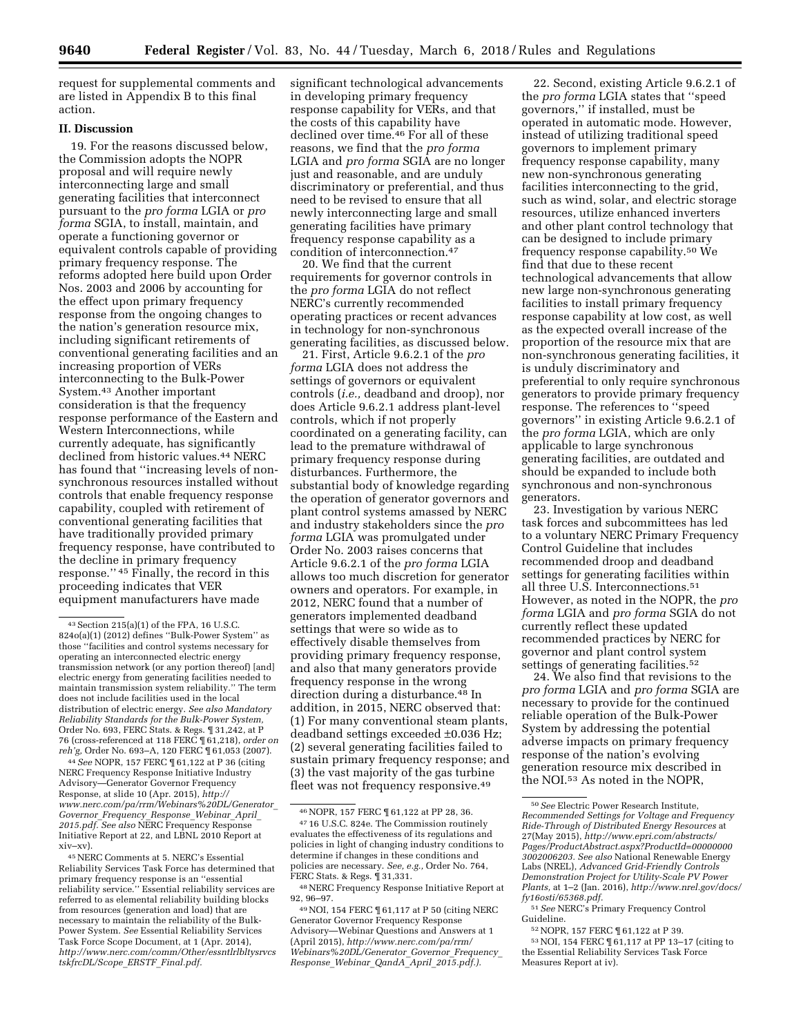request for supplemental comments and are listed in Appendix B to this final action.

## II. Discussion

19. For the reasons discussed below, the Commission adopts the NOPR proposal and will require newly interconnecting large and small generating facilities that interconnect pursuant to the *pro forma* LGIA or *pro forma* SGIA, to install, maintain, and operate a functioning governor or equivalent controls capable of providing primary frequency response. The reforms adopted here build upon Order Nos. 2003 and 2006 by accounting for the effect upon primary frequency response from the ongoing changes to the nation's generation resource mix, including significant retirements of conventional generating facilities and an increasing proportion of VERs interconnecting to the Bulk-Power System.[43] Another important consideration is that the frequency response performance of the Eastern and Western Interconnections, while currently adequate, has significantly declined from historic values.[44] NERC has found that ''increasing levels of non-synchronous resources installed without controls that enable frequency response capability, coupled with retirement of conventional generating facilities that have traditionally provided primary frequency response, have contributed to the decline in primary frequency response.''[45] Finally, the record in this proceeding indicates that VER equipment manufacturers have made significant technological advancements in developing primary frequency response capability for VERs, and that the costs of this capability have declined over time.[46] For all of these reasons, we find that the *pro forma* LGIA and *pro forma* SGIA are no longer just and reasonable, and are unduly discriminatory or preferential, and thus need to be revised to ensure that all newly interconnecting large and small generating facilities have primary frequency response capability as a condition of interconnection.[47]

20. We find that the current requirements for governor controls in the *pro forma* LGIA do not reflect NERC's currently recommended operating practices or recent advances in technology for non-synchronous generating facilities, as discussed below.

21. First, Article 9.6.2.1 of the *pro forma* LGIA does not address the settings of governors or equivalent controls (*i.e.,* deadband and droop), nor does Article 9.6.2.1 address plant-level controls, which if not properly coordinated on a generating facility, can lead to the premature withdrawal of primary frequency response during disturbances. Furthermore, the substantial body of knowledge regarding the operation of generator governors and plant control systems amassed by NERC and industry stakeholders since the *pro forma* LGIA was promulgated under Order No. 2003 raises concerns that Article 9.6.2.1 of the *pro forma* LGIA allows too much discretion for generator owners and operators. For example, in 2012, NERC found that a number of generators implemented deadband settings that were so wide as to effectively disable themselves from providing primary frequency response, and also that many generators provide frequency response in the wrong direction during a disturbance.[48] In addition, in 2015, NERC observed that: (1) For many conventional steam plants, deadband settings exceeded ±0.036 Hz; (2) several generating facilities failed to sustain primary frequency response; and (3) the vast majority of the gas turbine fleet was not frequency responsive.[49]

22. Second, existing Article 9.6.2.1 of the *pro forma* LGIA states that ''speed governors,'' if installed, must be operated in automatic mode. However, instead of utilizing traditional speed governors to implement primary frequency response capability, many new non-synchronous generating facilities interconnecting to the grid, such as wind, solar, and electric storage resources, utilize enhanced inverters and other plant control technology that can be designed to include primary frequency response capability.[50] We find that due to these recent technological advancements that allow new large non-synchronous generating facilities to install primary frequency response capability at low cost, as well as the expected overall increase of the proportion of the resource mix that are non-synchronous generating facilities, it is unduly discriminatory and preferential to only require synchronous generators to provide primary frequency response. The references to ''speed governors'' in existing Article 9.6.2.1 of the *pro forma* LGIA, which are only applicable to large synchronous generating facilities, are outdated and should be expanded to include both synchronous and non-synchronous generators.

23. Investigation by various NERC task forces and subcommittees has led to a voluntary NERC Primary Frequency Control Guideline that includes recommended droop and deadband settings for generating facilities within all three U.S. Interconnections.[51] However, as noted in the NOPR, the *pro forma* LGIA and *pro forma* SGIA do not currently reflect these updated recommended practices by NERC for governor and plant control system settings of generating facilities.[52]

24. We also find that revisions to the *pro forma* LGIA and *pro forma* SGIA are necessary to provide for the continued reliable operation of the Bulk-Power System by addressing the potential adverse impacts on primary frequency response of the nation's evolving generation resource mix described in the NOI.[53] As noted in the NOPR,

---

[43] Section 215(a)(1) of the FPA, 16 U.S.C. 824o(a)(1) (2012) defines ''Bulk-Power System'' as those ''facilities and control systems necessary for operating an interconnected electric energy transmission network (or any portion thereof) [and] electric energy from generating facilities needed to maintain transmission system reliability.'' The term does not include facilities used in the local distribution of electric energy. *See also Mandatory Reliability Standards for the Bulk-Power System,* Order No. 693, FERC Stats. & Regs. ¶ 31,242, at P 76 (cross-referenced at 118 FERC ¶ 61,218), *order on reh'g,* Order No. 693–A, 120 FERC ¶ 61,053 (2007).

[44] *See* NOPR, 157 FERC ¶ 61,122 at P 36 (citing NERC Frequency Response Initiative Industry Advisory—Generator Governor Frequency Response, at slide 10 (Apr. 2015), *http://www.nerc.com/pa/rrm/Webinars%20DL/Generator_Governor_Frequency_Response_Webinar_April_2015.pdf. See also* NERC Frequency Response Initiative Report at 22, and LBNL 2010 Report at xiv–xv).

[45] NERC Comments at 5. NERC's Essential Reliability Services Task Force has determined that primary frequency response is an ''essential reliability service.'' Essential reliability services are referred to as elemental reliability building blocks from resources (generation and load) that are necessary to maintain the reliability of the Bulk-Power System. *See* Essential Reliability Services Task Force Scope Document, at 1 (Apr. 2014), *http://www.nerc.com/comm/Other/essntlrlbltysrvcstskfrcDL/Scope_ERSTF_Final.pdf.*

[46] NOPR, 157 FERC ¶ 61,122 at PP 28, 36.

[47] 16 U.S.C. 824e. The Commission routinely evaluates the effectiveness of its regulations and policies in light of changing industry conditions to determine if changes in these conditions and policies are necessary. *See, e.g.,* Order No. 764, FERC Stats. & Regs. ¶ 31,331.

[48] NERC Frequency Response Initiative Report at 92, 96–97.

[49] NOI, 154 FERC ¶ 61,117 at P 50 (citing NERC Generator Governor Frequency Response Advisory—Webinar Questions and Answers at 1 (April 2015), *http://www.nerc.com/pa/rrm/Webinars%20DL/Generator_Governor_Frequency_Response_Webinar_QandA_April_2015.pdf.).*

[50] *See* Electric Power Research Institute, *Recommended Settings for Voltage and Frequency Ride-Through of Distributed Energy Resources* at 27(May 2015), *http://www.epri.com/abstracts/Pages/ProductAbstract.aspx?ProductId=000000003002006203. See also* National Renewable Energy Labs (NREL), *Advanced Grid-Friendly Controls Demonstration Project for Utility-Scale PV Power Plants,* at 1–2 (Jan. 2016), *http://www.nrel.gov/docs/fy16osti/65368.pdf.*

[51] *See* NERC's Primary Frequency Control Guideline.

[52] NOPR, 157 FERC ¶ 61,122 at P 39.

[53] NOI, 154 FERC ¶ 61,117 at PP 13–17 (citing to the Essential Reliability Services Task Force Measures Report at iv).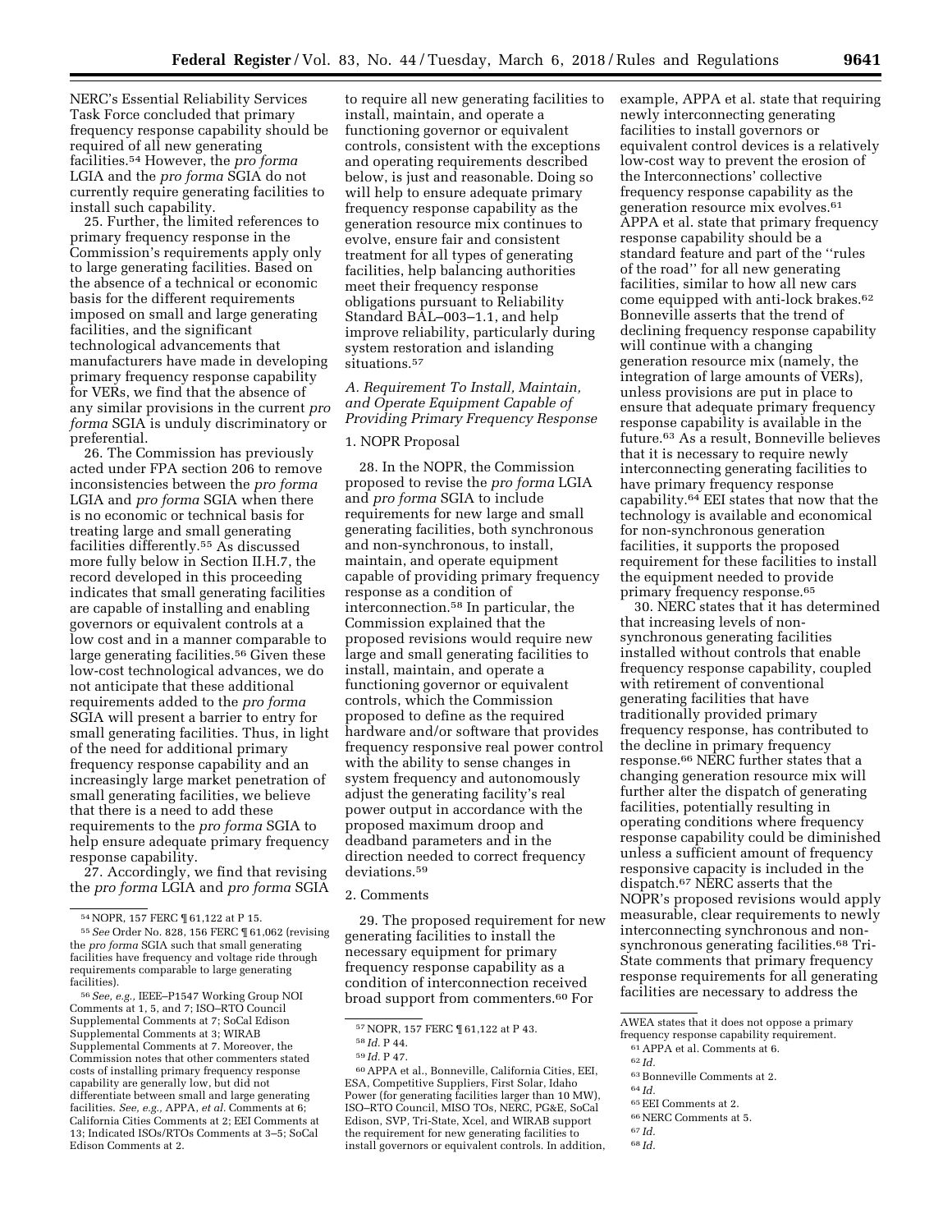NERC's Essential Reliability Services Task Force concluded that primary frequency response capability should be required of all new generating facilities.[54] However, the *pro forma* LGIA and the *pro forma* SGIA do not currently require generating facilities to install such capability.

25. Further, the limited references to primary frequency response in the Commission's requirements apply only to large generating facilities. Based on the absence of a technical or economic basis for the different requirements imposed on small and large generating facilities, and the significant technological advancements that manufacturers have made in developing primary frequency response capability for VERs, we find that the absence of any similar provisions in the current *pro forma* SGIA is unduly discriminatory or preferential.

26. The Commission has previously acted under FPA section 206 to remove inconsistencies between the *pro forma* LGIA and *pro forma* SGIA when there is no economic or technical basis for treating large and small generating facilities differently.[55] As discussed more fully below in Section II.H.7, the record developed in this proceeding indicates that small generating facilities are capable of installing and enabling governors or equivalent controls at a low cost and in a manner comparable to large generating facilities.[56] Given these low-cost technological advances, we do not anticipate that these additional requirements added to the *pro forma* SGIA will present a barrier to entry for small generating facilities. Thus, in light of the need for additional primary frequency response capability and an increasingly large market penetration of small generating facilities, we believe that there is a need to add these requirements to the *pro forma* SGIA to help ensure adequate primary frequency response capability.

27. Accordingly, we find that revising the *pro forma* LGIA and *pro forma* SGIA to require all new generating facilities to install, maintain, and operate a functioning governor or equivalent controls, consistent with the exceptions and operating requirements described below, is just and reasonable. Doing so will help to ensure adequate primary frequency response capability as the generation resource mix continues to evolve, ensure fair and consistent treatment for all types of generating facilities, help balancing authorities meet their frequency response obligations pursuant to Reliability Standard BAL–003–1.1, and help improve reliability, particularly during system restoration and islanding situations.[57]

### A. Requirement To Install, Maintain, and Operate Equipment Capable of Providing Primary Frequency Response

#### 1. NOPR Proposal

28. In the NOPR, the Commission proposed to revise the *pro forma* LGIA and *pro forma* SGIA to include requirements for new large and small generating facilities, both synchronous and non-synchronous, to install, maintain, and operate equipment capable of providing primary frequency response as a condition of interconnection.[58] In particular, the Commission explained that the proposed revisions would require new large and small generating facilities to install, maintain, and operate a functioning governor or equivalent controls, which the Commission proposed to define as the required hardware and/or software that provides frequency responsive real power control with the ability to sense changes in system frequency and autonomously adjust the generating facility's real power output in accordance with the proposed maximum droop and deadband parameters and in the direction needed to correct frequency deviations.[59]

#### 2. Comments

29. The proposed requirement for new generating facilities to install the necessary equipment for primary frequency response capability as a condition of interconnection received broad support from commenters.[60] For example, APPA et al. state that requiring newly interconnecting generating facilities to install governors or equivalent control devices is a relatively low-cost way to prevent the erosion of the Interconnections' collective frequency response capability as the generation resource mix evolves.[61] APPA et al. state that primary frequency response capability should be a standard feature and part of the "rules of the road" for all new generating facilities, similar to how all new cars come equipped with anti-lock brakes.[62] Bonneville asserts that the trend of declining frequency response capability will continue with a changing generation resource mix (namely, the integration of large amounts of VERs), unless provisions are put in place to ensure that adequate primary frequency response capability is available in the future.[63] As a result, Bonneville believes that it is necessary to require newly interconnecting generating facilities to have primary frequency response capability.[64] EEI states that now that the technology is available and economical for non-synchronous generation facilities, it supports the proposed requirement for these facilities to install the equipment needed to provide primary frequency response.[65]

30. NERC states that it has determined that increasing levels of non-synchronous generating facilities installed without controls that enable frequency response capability, coupled with retirement of conventional generating facilities that have traditionally provided primary frequency response, has contributed to the decline in primary frequency response.[66] NERC further states that a changing generation resource mix will further alter the dispatch of generating facilities, potentially resulting in operating conditions where frequency response capability could be diminished unless a sufficient amount of frequency responsive capacity is included in the dispatch.[67] NERC asserts that the NOPR's proposed revisions would apply measurable, clear requirements to newly interconnecting synchronous and non-synchronous generating facilities.[68] Tri-State comments that primary frequency response requirements for all generating facilities are necessary to address the

---

[54] NOPR, 157 FERC ¶ 61,122 at P 15.

[55] *See* Order No. 828, 156 FERC ¶ 61,062 (revising the *pro forma* SGIA such that small generating facilities have frequency and voltage ride through requirements comparable to large generating facilities).

[56] *See, e.g.,* IEEE–P1547 Working Group NOI Comments at 1, 5, and 7; ISO–RTO Council Supplemental Comments at 7; SoCal Edison Supplemental Comments at 3; WIRAB Supplemental Comments at 7. Moreover, the Commission notes that other commenters stated costs of installing primary frequency response capability are generally low, but did not differentiate between small and large generating facilities. *See, e.g.,* APPA, *et al.* Comments at 6; California Cities Comments at 2; EEI Comments at 13; Indicated ISOs/RTOs Comments at 3–5; SoCal Edison Comments at 2.

[57] NOPR, 157 FERC ¶ 61,122 at P 43.

[58] *Id.* P 44.

[59] *Id.* P 47.

[60] APPA et al., Bonneville, California Cities, EEI, ESA, Competitive Suppliers, First Solar, Idaho Power (for generating facilities larger than 10 MW), ISO–RTO Council, MISO TOs, NERC, PG&E, SoCal Edison, SVP, Tri-State, Xcel, and WIRAB support the requirement for new generating facilities to install governors or equivalent controls. In addition, AWEA states that it does not oppose a primary frequency response capability requirement.

[61] APPA et al. Comments at 6.

[62] *Id.*

[63] Bonneville Comments at 2.

[64] *Id.*

[65] EEI Comments at 2.

[66] NERC Comments at 5.

[67] *Id.*

[68] *Id.*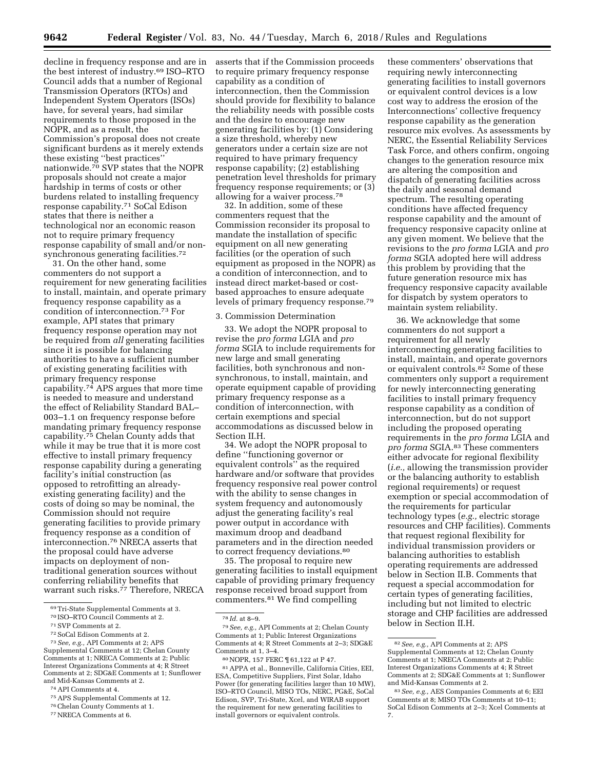decline in frequency response and are in the best interest of industry.[69] ISO–RTO Council adds that a number of Regional Transmission Operators (RTOs) and Independent System Operators (ISOs) have, for several years, had similar requirements to those proposed in the NOPR, and as a result, the Commission's proposal does not create significant burdens as it merely extends these existing "best practices" nationwide.[70] SVP states that the NOPR proposals should not create a major hardship in terms of costs or other burdens related to installing frequency response capability.[71] SoCal Edison states that there is neither a technological nor an economic reason not to require primary frequency response capability of small and/or non-synchronous generating facilities.[72]

31. On the other hand, some commenters do not support a requirement for new generating facilities to install, maintain, and operate primary frequency response capability as a condition of interconnection.[73] For example, API states that primary frequency response operation may not be required from *all* generating facilities since it is possible for balancing authorities to have a sufficient number of existing generating facilities with primary frequency response capability.[74] APS argues that more time is needed to measure and understand the effect of Reliability Standard BAL–003–1.1 on frequency response before mandating primary frequency response capability.[75] Chelan County adds that while it may be true that it is more cost effective to install primary frequency response capability during a generating facility's initial construction (as opposed to retrofitting an already-existing generating facility) and the costs of doing so may be nominal, the Commission should not require generating facilities to provide primary frequency response as a condition of interconnection.[76] NRECA asserts that the proposal could have adverse impacts on deployment of non-traditional generation sources without conferring reliability benefits that warrant such risks.[77] Therefore, NRECA asserts that if the Commission proceeds to require primary frequency response capability as a condition of interconnection, then the Commission should provide for flexibility to balance the reliability needs with possible costs and the desire to encourage new generating facilities by: (1) Considering a size threshold, whereby new generators under a certain size are not required to have primary frequency response capability; (2) establishing penetration level thresholds for primary frequency response requirements; or (3) allowing for a waiver process.[78]

32. In addition, some of these commenters request that the Commission reconsider its proposal to mandate the installation of specific equipment on all new generating facilities (or the operation of such equipment as proposed in the NOPR) as a condition of interconnection, and to instead direct market-based or cost-based approaches to ensure adequate levels of primary frequency response.[79]

3. Commission Determination

33. We adopt the NOPR proposal to revise the *pro forma* LGIA and *pro forma* SGIA to include requirements for new large and small generating facilities, both synchronous and non-synchronous, to install, maintain, and operate equipment capable of providing primary frequency response as a condition of interconnection, with certain exemptions and special accommodations as discussed below in Section II.H.

34. We adopt the NOPR proposal to define "functioning governor or equivalent controls" as the required hardware and/or software that provides frequency responsive real power control with the ability to sense changes in system frequency and autonomously adjust the generating facility's real power output in accordance with maximum droop and deadband parameters and in the direction needed to correct frequency deviations.[80]

35. The proposal to require new generating facilities to install equipment capable of providing primary frequency response received broad support from commenters.[81] We find compelling these commenters' observations that requiring newly interconnecting generating facilities to install governors or equivalent control devices is a low cost way to address the erosion of the Interconnections' collective frequency response capability as the generation resource mix evolves. As assessments by NERC, the Essential Reliability Services Task Force, and others confirm, ongoing changes to the generation resource mix are altering the composition and dispatch of generating facilities across the daily and seasonal demand spectrum. The resulting operating conditions have affected frequency response capability and the amount of frequency responsive capacity online at any given moment. We believe that the revisions to the *pro forma* LGIA and *pro forma* SGIA adopted here will address this problem by providing that the future generation resource mix has frequency responsive capacity available for dispatch by system operators to maintain system reliability.

36. We acknowledge that some commenters do not support a requirement for all newly interconnecting generating facilities to install, maintain, and operate governors or equivalent controls.[82] Some of these commenters only support a requirement for newly interconnecting generating facilities to install primary frequency response capability as a condition of interconnection, but do not support including the proposed operating requirements in the *pro forma* LGIA and *pro forma* SGIA.[83] These commenters either advocate for regional flexibility (*i.e.,* allowing the transmission provider or the balancing authority to establish regional requirements) or request exemption or special accommodation of the requirements for particular technology types (*e.g.,* electric storage resources and CHP facilities). Comments that request regional flexibility for individual transmission providers or balancing authorities to establish operating requirements are addressed below in Section II.B. Comments that request a special accommodation for certain types of generating facilities, including but not limited to electric storage and CHP facilities are addressed below in Section II.H.

---

[69] Tri-State Supplemental Comments at 3.

[70] ISO–RTO Council Comments at 2.

[71] SVP Comments at 2.

[72] SoCal Edison Comments at 2.

[73] *See, e.g.,* API Comments at 2; APS Supplemental Comments at 12; Chelan County Comments at 1; NRECA Comments at 2; Public Interest Organizations Comments at 4; R Street Comments at 2; SDG&E Comments at 1; Sunflower and Mid-Kansas Comments at 2.

[74] API Comments at 4.

[75] APS Supplemental Comments at 12.

[76] Chelan County Comments at 1.

[77] NRECA Comments at 6.

[78] *Id.* at 8–9.

[79] *See, e.g.,* API Comments at 2; Chelan County Comments at 1; Public Interest Organizations Comments at 4; R Street Comments at 2–3; SDG&E Comments at 1, 3–4.

[80] NOPR, 157 FERC ¶ 61,122 at P 47.

[81] APPA et al., Bonneville, California Cities, EEI, ESA, Competitive Suppliers, First Solar, Idaho Power (for generating facilities larger than 10 MW), ISO–RTO Council, MISO TOs, NERC, PG&E, SoCal Edison, SVP, Tri-State, Xcel, and WIRAB support the requirement for new generating facilities to install governors or equivalent controls.

[82] *See, e.g.,* API Comments at 2; APS Supplemental Comments at 12; Chelan County Comments at 1; NRECA Comments at 2; Public Interest Organizations Comments at 4; R Street Comments at 2; SDG&E Comments at 1; Sunflower and Mid-Kansas Comments at 2.

[83] *See, e.g.,* AES Companies Comments at 6; EEI Comments at 8; MISO TOs Comments at 10–11; SoCal Edison Comments at 2–3; Xcel Comments at 7.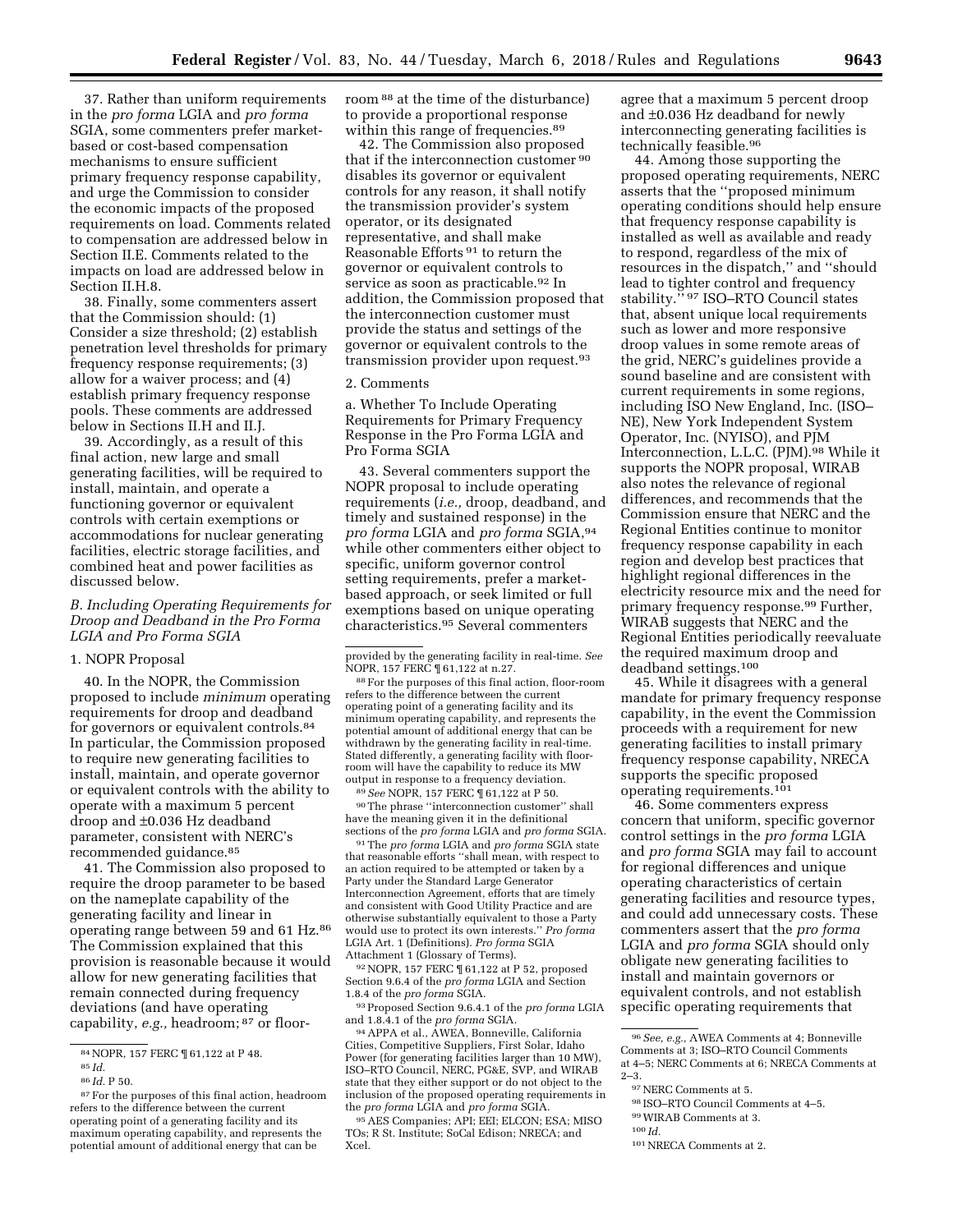37. Rather than uniform requirements in the *pro forma* LGIA and *pro forma* SGIA, some commenters prefer market-based or cost-based compensation mechanisms to ensure sufficient primary frequency response capability, and urge the Commission to consider the economic impacts of the proposed requirements on load. Comments related to compensation are addressed below in Section II.E. Comments related to the impacts on load are addressed below in Section II.H.8.

38. Finally, some commenters assert that the Commission should: (1) Consider a size threshold; (2) establish penetration level thresholds for primary frequency response requirements; (3) allow for a waiver process; and (4) establish primary frequency response pools. These comments are addressed below in Sections II.H and II.J.

39. Accordingly, as a result of this final action, new large and small generating facilities, will be required to install, maintain, and operate a functioning governor or equivalent controls with certain exemptions or accommodations for nuclear generating facilities, electric storage facilities, and combined heat and power facilities as discussed below.

### *B. Including Operating Requirements for Droop and Deadband in the Pro Forma LGIA and Pro Forma SGIA*

#### 1. NOPR Proposal

40. In the NOPR, the Commission proposed to include *minimum* operating requirements for droop and deadband for governors or equivalent controls.[84] In particular, the Commission proposed to require new generating facilities to install, maintain, and operate governor or equivalent controls with the ability to operate with a maximum 5 percent droop and ±0.036 Hz deadband parameter, consistent with NERC's recommended guidance.[85]

41. The Commission also proposed to require the droop parameter to be based on the nameplate capability of the generating facility and linear in operating range between 59 and 61 Hz.[86] The Commission explained that this provision is reasonable because it would allow for new generating facilities that remain connected during frequency deviations (and have operating capability, *e.g.,* headroom;[87] or floor-room[88] at the time of the disturbance) to provide a proportional response within this range of frequencies.[89]

42. The Commission also proposed that if the interconnection customer[90] disables its governor or equivalent controls for any reason, it shall notify the transmission provider's system operator, or its designated representative, and shall make Reasonable Efforts[91] to return the governor or equivalent controls to service as soon as practicable.[92] In addition, the Commission proposed that the interconnection customer must provide the status and settings of the governor or equivalent controls to the transmission provider upon request.[93]

#### 2. Comments

a. Whether To Include Operating Requirements for Primary Frequency Response in the Pro Forma LGIA and Pro Forma SGIA

43. Several commenters support the NOPR proposal to include operating requirements (*i.e.,* droop, deadband, and timely and sustained response) in the *pro forma* LGIA and *pro forma* SGIA,[94] while other commenters either object to specific, uniform governor control setting requirements, prefer a market-based approach, or seek limited or full exemptions based on unique operating characteristics.[95] Several commenters agree that a maximum 5 percent droop and ±0.036 Hz deadband for newly interconnecting generating facilities is technically feasible.[96]

44. Among those supporting the proposed operating requirements, NERC asserts that the "proposed minimum operating conditions should help ensure that frequency response capability is installed as well as available and ready to respond, regardless of the mix of resources in the dispatch," and "should lead to tighter control and frequency stability."[97] ISO–RTO Council states that, absent unique local requirements such as lower and more responsive droop values in some remote areas of the grid, NERC's guidelines provide a sound baseline and are consistent with current requirements in some regions, including ISO New England, Inc. (ISO–NE), New York Independent System Operator, Inc. (NYISO), and PJM Interconnection, L.L.C. (PJM).[98] While it supports the NOPR proposal, WIRAB also notes the relevance of regional differences, and recommends that the Commission ensure that NERC and the Regional Entities continue to monitor frequency response capability in each region and develop best practices that highlight regional differences in the electricity resource mix and the need for primary frequency response.[99] Further, WIRAB suggests that NERC and the Regional Entities periodically reevaluate the required maximum droop and deadband settings.[100]

45. While it disagrees with a general mandate for primary frequency response capability, in the event the Commission proceeds with a requirement for new generating facilities to install primary frequency response capability, NRECA supports the specific proposed operating requirements.[101]

46. Some commenters express concern that uniform, specific governor control settings in the *pro forma* LGIA and *pro forma* SGIA may fail to account for regional differences and unique operating characteristics of certain generating facilities and resource types, and could add unnecessary costs. These commenters assert that the *pro forma* LGIA and *pro forma* SGIA should only obligate new generating facilities to install and maintain governors or equivalent controls, and not establish specific operating requirements that

---

[84] NOPR, 157 FERC ¶ 61,122 at P 48.

[85] *Id.*

[86] *Id.* P 50.

[87] For the purposes of this final action, headroom refers to the difference between the current operating point of a generating facility and its maximum operating capability, and represents the potential amount of additional energy that can be provided by the generating facility in real-time. *See* NOPR, 157 FERC ¶ 61,122 at n.27.

[88] For the purposes of this final action, floor-room refers to the difference between the current operating point of a generating facility and its minimum operating capability, and represents the potential amount of additional energy that can be withdrawn by the generating facility in real-time. Stated differently, a generating facility with floor-room will have the capability to reduce its MW output in response to a frequency deviation.

[89] *See* NOPR, 157 FERC ¶ 61,122 at P 50.

[90] The phrase "interconnection customer" shall have the meaning given it in the definitional sections of the *pro forma* LGIA and *pro forma* SGIA.

[91] The *pro forma* LGIA and *pro forma* SGIA state that reasonable efforts "shall mean, with respect to an action required to be attempted or taken by a Party under the Standard Large Generator Interconnection Agreement, efforts that are timely and consistent with Good Utility Practice and are otherwise substantially equivalent to those a Party would use to protect its own interests." *Pro forma* LGIA Art. 1 (Definitions). *Pro forma* SGIA Attachment 1 (Glossary of Terms).

[92] NOPR, 157 FERC ¶ 61,122 at P 52, proposed Section 9.6.4 of the *pro forma* LGIA and Section 1.8.4 of the *pro forma* SGIA.

[93] Proposed Section 9.6.4.1 of the *pro forma* LGIA and 1.8.4.1 of the *pro forma* SGIA.

[94] APPA et al., AWEA, Bonneville, California Cities, Competitive Suppliers, First Solar, Idaho Power (for generating facilities larger than 10 MW), ISO–RTO Council, NERC, PG&E, SVP, and WIRAB state that they either support or do not object to the inclusion of the proposed operating requirements in the *pro forma* LGIA and *pro forma* SGIA.

[95] AES Companies; API; EEI; ELCON; ESA; MISO TOs; R St. Institute; SoCal Edison; NRECA; and Xcel.

[96] *See, e.g.,* AWEA Comments at 4; Bonneville Comments at 3; ISO–RTO Council Comments at 4–5; NERC Comments at 6; NRECA Comments at 2–3.

[97] NERC Comments at 5.

[98] ISO–RTO Council Comments at 4–5.

[99] WIRAB Comments at 3.

[100] *Id.*

[101] NRECA Comments at 2.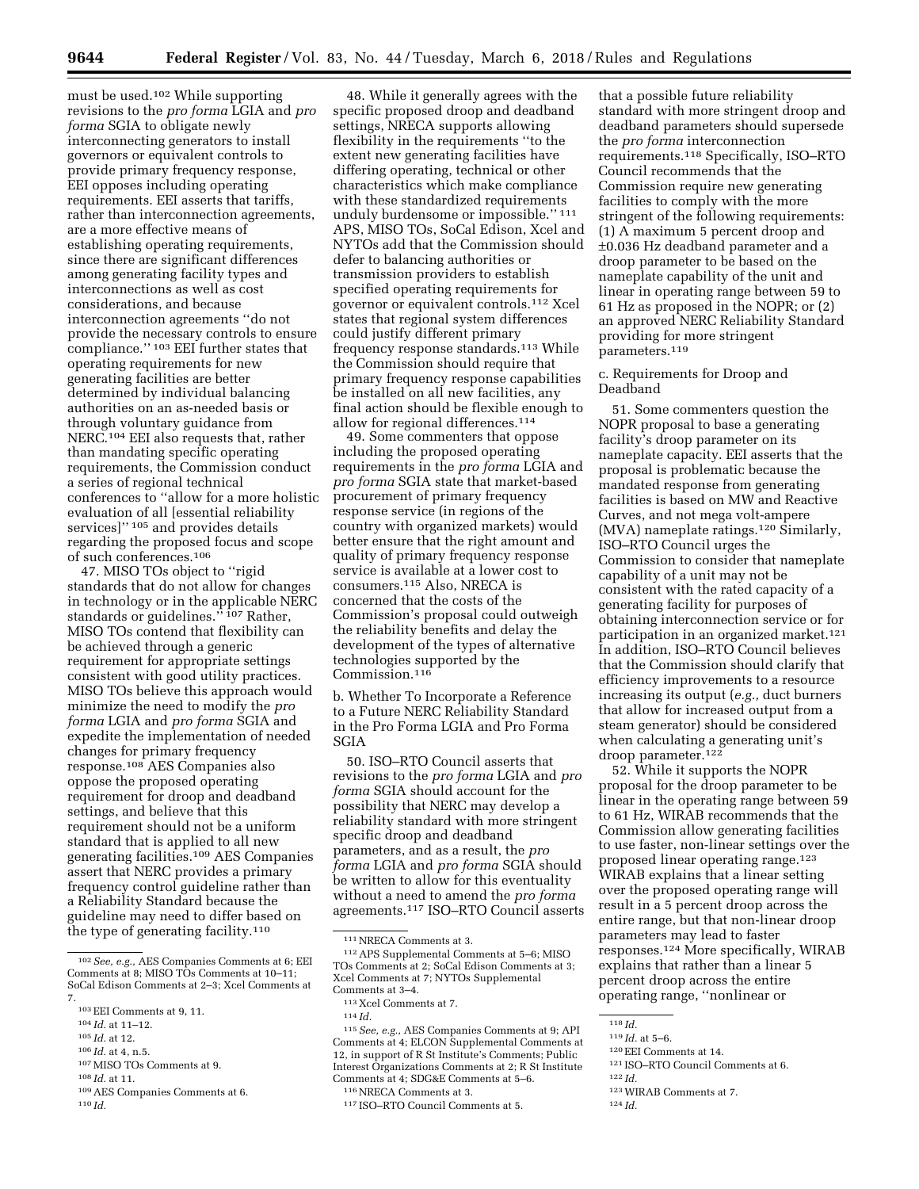must be used.[102] While supporting revisions to the *pro forma* LGIA and *pro forma* SGIA to obligate newly interconnecting generators to install governors or equivalent controls to provide primary frequency response, EEI opposes including operating requirements. EEI asserts that tariffs, rather than interconnection agreements, are a more effective means of establishing operating requirements, since there are significant differences among generating facility types and interconnections as well as cost considerations, and because interconnection agreements ''do not provide the necessary controls to ensure compliance.'' [103] EEI further states that operating requirements for new generating facilities are better determined by individual balancing authorities on an as-needed basis or through voluntary guidance from NERC.[104] EEI also requests that, rather than mandating specific operating requirements, the Commission conduct a series of regional technical conferences to ''allow for a more holistic evaluation of all [essential reliability services]'' [105] and provides details regarding the proposed focus and scope of such conferences.[106]

47. MISO TOs object to ''rigid standards that do not allow for changes in technology or in the applicable NERC standards or guidelines.'' [107] Rather, MISO TOs contend that flexibility can be achieved through a generic requirement for appropriate settings consistent with good utility practices. MISO TOs believe this approach would minimize the need to modify the *pro forma* LGIA and *pro forma* SGIA and expedite the implementation of needed changes for primary frequency response.[108] AES Companies also oppose the proposed operating requirement for droop and deadband settings, and believe that this requirement should not be a uniform standard that is applied to all new generating facilities.[109] AES Companies assert that NERC provides a primary frequency control guideline rather than a Reliability Standard because the guideline may need to differ based on the type of generating facility.[110]

48. While it generally agrees with the specific proposed droop and deadband settings, NRECA supports allowing flexibility in the requirements ''to the extent new generating facilities have differing operating, technical or other characteristics which make compliance with these standardized requirements unduly burdensome or impossible.'' [111] APS, MISO TOs, SoCal Edison, Xcel and NYTOs add that the Commission should defer to balancing authorities or transmission providers to establish specified operating requirements for governor or equivalent controls.[112] Xcel states that regional system differences could justify different primary frequency response standards.[113] While the Commission should require that primary frequency response capabilities be installed on all new facilities, any final action should be flexible enough to allow for regional differences.[114]

49. Some commenters that oppose including the proposed operating requirements in the *pro forma* LGIA and *pro forma* SGIA state that market-based procurement of primary frequency response service (in regions of the country with organized markets) would better ensure that the right amount and quality of primary frequency response service is available at a lower cost to consumers.[115] Also, NRECA is concerned that the costs of the Commission's proposal could outweigh the reliability benefits and delay the development of the types of alternative technologies supported by the Commission.[116]

b. Whether To Incorporate a Reference to a Future NERC Reliability Standard in the Pro Forma LGIA and Pro Forma SGIA

50. ISO–RTO Council asserts that revisions to the *pro forma* LGIA and *pro forma* SGIA should account for the possibility that NERC may develop a reliability standard with more stringent specific droop and deadband parameters, and as a result, the *pro forma* LGIA and *pro forma* SGIA should be written to allow for this eventuality without a need to amend the *pro forma* agreements.[117] ISO–RTO Council asserts that a possible future reliability standard with more stringent droop and deadband parameters should supersede the *pro forma* interconnection requirements.[118] Specifically, ISO–RTO Council recommends that the Commission require new generating facilities to comply with the more stringent of the following requirements: (1) A maximum 5 percent droop and ±0.036 Hz deadband parameter and a droop parameter to be based on the nameplate capability of the unit and linear in operating range between 59 to 61 Hz as proposed in the NOPR; or (2) an approved NERC Reliability Standard providing for more stringent parameters.[119]

c. Requirements for Droop and Deadband

51. Some commenters question the NOPR proposal to base a generating facility's droop parameter on its nameplate capacity. EEI asserts that the proposal is problematic because the mandated response from generating facilities is based on MW and Reactive Curves, and not mega volt-ampere (MVA) nameplate ratings.[120] Similarly, ISO–RTO Council urges the Commission to consider that nameplate capability of a unit may not be consistent with the rated capacity of a generating facility for purposes of obtaining interconnection service or for participation in an organized market.[121] In addition, ISO–RTO Council believes that the Commission should clarify that efficiency improvements to a resource increasing its output (*e.g.,* duct burners that allow for increased output from a steam generator) should be considered when calculating a generating unit's droop parameter.[122]

52. While it supports the NOPR proposal for the droop parameter to be linear in the operating range between 59 to 61 Hz, WIRAB recommends that the Commission allow generating facilities to use faster, non-linear settings over the proposed linear operating range.[123] WIRAB explains that a linear setting over the proposed operating range will result in a 5 percent droop across the entire range, but that non-linear droop parameters may lead to faster responses.[124] More specifically, WIRAB explains that rather than a linear 5 percent droop across the entire operating range, ''nonlinear or

---

[102] *See, e.g.,* AES Companies Comments at 6; EEI Comments at 8; MISO TOs Comments at 10–11; SoCal Edison Comments at 2–3; Xcel Comments at 7.

[103] EEI Comments at 9, 11.

[104] *Id.* at 11–12.

[105] *Id.* at 12.

[106] *Id.* at 4, n.5.

[107] MISO TOs Comments at 9.

[108] *Id.* at 11.

[109] AES Companies Comments at 6.

[110] *Id.*

[111] NRECA Comments at 3.

[112] APS Supplemental Comments at 5–6; MISO TOs Comments at 2; SoCal Edison Comments at 3; Xcel Comments at 7; NYTOs Supplemental Comments at 3–4.

[113] Xcel Comments at 7.

[114] *Id.*

[115] *See, e.g.,* AES Companies Comments at 9; API Comments at 4; ELCON Supplemental Comments at 12, in support of R St Institute's Comments; Public Interest Organizations Comments at 2; R St Institute Comments at 4; SDG&E Comments at 5–6.

[116] NRECA Comments at 3.

[117] ISO–RTO Council Comments at 5.

[118] *Id.*

[119] *Id.* at 5–6.

[120] EEI Comments at 14.

[121] ISO–RTO Council Comments at 6.

[122] *Id.*

[123] WIRAB Comments at 7.

[124] *Id.*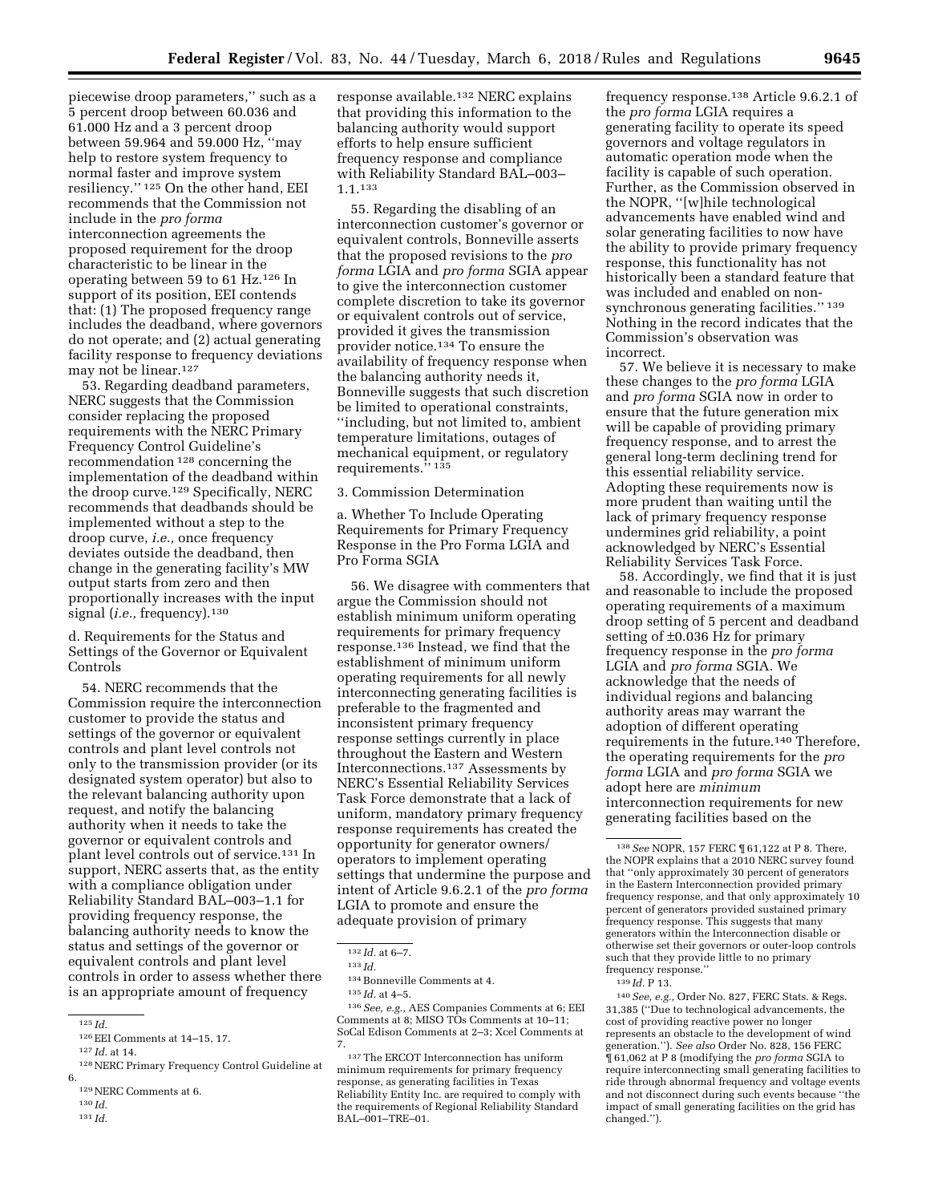piecewise droop parameters,'' such as a 5 percent droop between 60.036 and 61.000 Hz and a 3 percent droop between 59.964 and 59.000 Hz, ''may help to restore system frequency to normal faster and improve system resiliency.'' [125] On the other hand, EEI recommends that the Commission not include in the *pro forma* interconnection agreements the proposed requirement for the droop characteristic to be linear in the operating between 59 to 61 Hz.[126] In support of its position, EEI contends that: (1) The proposed frequency range includes the deadband, where governors do not operate; and (2) actual generating facility response to frequency deviations may not be linear.[127]

53. Regarding deadband parameters, NERC suggests that the Commission consider replacing the proposed requirements with the NERC Primary Frequency Control Guideline's recommendation [128] concerning the implementation of the deadband within the droop curve.[129] Specifically, NERC recommends that deadbands should be implemented without a step to the droop curve, *i.e.,* once frequency deviates outside the deadband, then change in the generating facility's MW output starts from zero and then proportionally increases with the input signal (*i.e.,* frequency).[130]

d. Requirements for the Status and Settings of the Governor or Equivalent Controls

54. NERC recommends that the Commission require the interconnection customer to provide the status and settings of the governor or equivalent controls and plant level controls not only to the transmission provider (or its designated system operator) but also to the relevant balancing authority upon request, and notify the balancing authority when it needs to take the governor or equivalent controls and plant level controls out of service.[131] In support, NERC asserts that, as the entity with a compliance obligation under Reliability Standard BAL–003–1.1 for providing frequency response, the balancing authority needs to know the status and settings of the governor or equivalent controls and plant level controls in order to assess whether there is an appropriate amount of frequency response available.[132] NERC explains that providing this information to the balancing authority would support efforts to help ensure sufficient frequency response and compliance with Reliability Standard BAL–003–1.1.[133]

55. Regarding the disabling of an interconnection customer's governor or equivalent controls, Bonneville asserts that the proposed revisions to the *pro forma* LGIA and *pro forma* SGIA appear to give the interconnection customer complete discretion to take its governor or equivalent controls out of service, provided it gives the transmission provider notice.[134] To ensure the availability of frequency response when the balancing authority needs it, Bonneville suggests that such discretion be limited to operational constraints, ''including, but not limited to, ambient temperature limitations, outages of mechanical equipment, or regulatory requirements.'' [135]

3. Commission Determination

a. Whether To Include Operating Requirements for Primary Frequency Response in the Pro Forma LGIA and Pro Forma SGIA

56. We disagree with commenters that argue the Commission should not establish minimum uniform operating requirements for primary frequency response.[136] Instead, we find that the establishment of minimum uniform operating requirements for all newly interconnecting generating facilities is preferable to the fragmented and inconsistent primary frequency response settings currently in place throughout the Eastern and Western Interconnections.[137] Assessments by NERC's Essential Reliability Services Task Force demonstrate that a lack of uniform, mandatory primary frequency response requirements has created the opportunity for generator owners/operators to implement operating settings that undermine the purpose and intent of Article 9.6.2.1 of the *pro forma* LGIA to promote and ensure the adequate provision of primary frequency response.[138] Article 9.6.2.1 of the *pro forma* LGIA requires a generating facility to operate its speed governors and voltage regulators in automatic operation mode when the facility is capable of such operation. Further, as the Commission observed in the NOPR, ''[w]hile technological advancements have enabled wind and solar generating facilities to now have the ability to provide primary frequency response, this functionality has not historically been a standard feature that was included and enabled on non-synchronous generating facilities.'' [139] Nothing in the record indicates that the Commission's observation was incorrect.

57. We believe it is necessary to make these changes to the *pro forma* LGIA and *pro forma* SGIA now in order to ensure that the future generation mix will be capable of providing primary frequency response, and to arrest the general long-term declining trend for this essential reliability service. Adopting these requirements now is more prudent than waiting until the lack of primary frequency response undermines grid reliability, a point acknowledged by NERC's Essential Reliability Services Task Force.

58. Accordingly, we find that it is just and reasonable to include the proposed operating requirements of a maximum droop setting of 5 percent and deadband setting of ±0.036 Hz for primary frequency response in the *pro forma* LGIA and *pro forma* SGIA. We acknowledge that the needs of individual regions and balancing authority areas may warrant the adoption of different operating requirements in the future.[140] Therefore, the operating requirements for the *pro forma* LGIA and *pro forma* SGIA we adopt here are *minimum* interconnection requirements for new generating facilities based on the

---

[125] *Id.*

[126] EEI Comments at 14–15, 17.

[127] *Id.* at 14.

[128] NERC Primary Frequency Control Guideline at 6.

[129] NERC Comments at 6.

[130] *Id.*

[131] *Id.*

[132] *Id.* at 6–7.

[133] *Id.*

[134] Bonneville Comments at 4.

[135] *Id.* at 4–5.

[136] *See, e.g.,* AES Companies Comments at 6; EEI Comments at 8; MISO TOs Comments at 10–11; SoCal Edison Comments at 2–3; Xcel Comments at 7.

[137] The ERCOT Interconnection has uniform minimum requirements for primary frequency response, as generating facilities in Texas Reliability Entity Inc. are required to comply with the requirements of Regional Reliability Standard BAL–001–TRE–01.

[138] *See* NOPR, 157 FERC ¶ 61,122 at P 8. There, the NOPR explains that a 2010 NERC survey found that ''only approximately 30 percent of generators in the Eastern Interconnection provided primary frequency response, and that only approximately 10 percent of generators provided sustained primary frequency response. This suggests that many generators within the Interconnection disable or otherwise set their governors or outer-loop controls such that they provide little to no primary frequency response.''

[139] *Id.* P 13.

[140] *See, e.g.,* Order No. 827, FERC Stats. & Regs. 31,385 (''Due to technological advancements, the cost of providing reactive power no longer represents an obstacle to the development of wind generation.''). *See also* Order No. 828, 156 FERC ¶ 61,062 at P 8 (modifying the *pro forma* SGIA to require interconnecting small generating facilities to ride through abnormal frequency and voltage events and not disconnect during such events because ''the impact of small generating facilities on the grid has changed.'').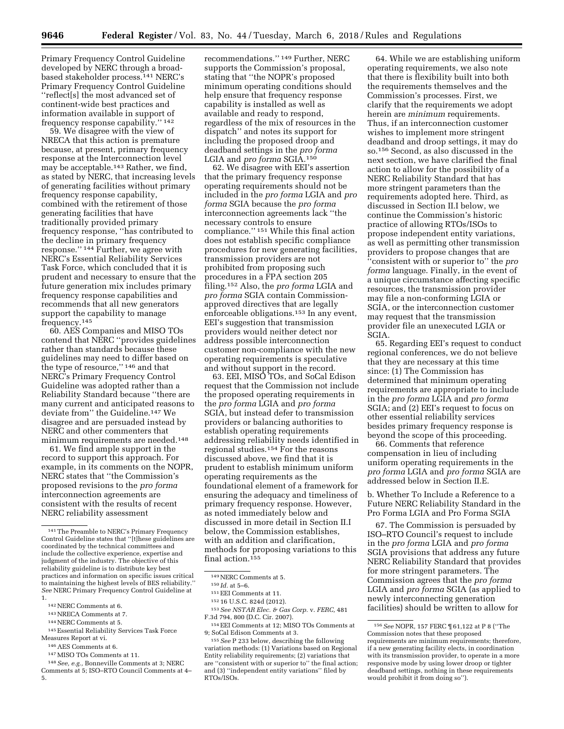Primary Frequency Control Guideline developed by NERC through a broad-based stakeholder process.[141] NERC's Primary Frequency Control Guideline ''reflect[s] the most advanced set of continent-wide best practices and information available in support of frequency response capability.'' [142]

59. We disagree with the view of NRECA that this action is premature because, at present, primary frequency response at the Interconnection level may be acceptable.[143] Rather, we find, as stated by NERC, that increasing levels of generating facilities without primary frequency response capability, combined with the retirement of those generating facilities that have traditionally provided primary frequency response, ''has contributed to the decline in primary frequency response.'' [144] Further, we agree with NERC's Essential Reliability Services Task Force, which concluded that it is prudent and necessary to ensure that the future generation mix includes primary frequency response capabilities and recommends that all new generators support the capability to manage frequency.[145]

60. AES Companies and MISO TOs contend that NERC ''provides guidelines rather than standards because these guidelines may need to differ based on the type of resource,'' [146] and that NERC's Primary Frequency Control Guideline was adopted rather than a Reliability Standard because ''there are many current and anticipated reasons to deviate from'' the Guideline.[147] We disagree and are persuaded instead by NERC and other commenters that minimum requirements are needed.[148]

61. We find ample support in the record to support this approach. For example, in its comments on the NOPR, NERC states that ''the Commission's proposed revisions to the *pro forma* interconnection agreements are consistent with the results of recent NERC reliability assessment recommendations.'' [149] Further, NERC supports the Commission's proposal, stating that ''the NOPR's proposed minimum operating conditions should help ensure that frequency response capability is installed as well as available and ready to respond, regardless of the mix of resources in the dispatch'' and notes its support for including the proposed droop and deadband settings in the *pro forma* LGIA and *pro forma* SGIA.[150]

62. We disagree with EEI's assertion that the primary frequency response operating requirements should not be included in the *pro forma* LGIA and *pro forma* SGIA because the *pro forma* interconnection agreements lack ''the necessary controls to ensure compliance.'' [151] While this final action does not establish specific compliance procedures for new generating facilities, transmission providers are not prohibited from proposing such procedures in a FPA section 205 filing.[152] Also, the *pro forma* LGIA and *pro forma* SGIA contain Commission-approved directives that are legally enforceable obligations.[153] In any event, EEI's suggestion that transmission providers would neither detect nor address possible interconnection customer non-compliance with the new operating requirements is speculative and without support in the record.

63. EEI, MISO TOs, and SoCal Edison request that the Commission not include the proposed operating requirements in the *pro forma* LGIA and *pro forma* SGIA, but instead defer to transmission providers or balancing authorities to establish operating requirements addressing reliability needs identified in regional studies.[154] For the reasons discussed above, we find that it is prudent to establish minimum uniform operating requirements as the foundational element of a framework for ensuring the adequacy and timeliness of primary frequency response. However, as noted immediately below and discussed in more detail in Section II.I below, the Commission establishes, with an addition and clarification, methods for proposing variations to this final action.[155]

64. While we are establishing uniform operating requirements, we also note that there is flexibility built into both the requirements themselves and the Commission's processes. First, we clarify that the requirements we adopt herein are *minimum* requirements. Thus, if an interconnection customer wishes to implement more stringent deadband and droop settings, it may do so.[156] Second, as also discussed in the next section, we have clarified the final action to allow for the possibility of a NERC Reliability Standard that has more stringent parameters than the requirements adopted here. Third, as discussed in Section II.I below, we continue the Commission's historic practice of allowing RTOs/ISOs to propose independent entity variations, as well as permitting other transmission providers to propose changes that are ''consistent with or superior to'' the *pro forma* language. Finally, in the event of a unique circumstance affecting specific resources, the transmission provider may file a non-conforming LGIA or SGIA, or the interconnection customer may request that the transmission provider file an unexecuted LGIA or SGIA.

65. Regarding EEI's request to conduct regional conferences, we do not believe that they are necessary at this time since: (1) The Commission has determined that minimum operating requirements are appropriate to include in the *pro forma* LGIA and *pro forma* SGIA; and (2) EEI's request to focus on other essential reliability services besides primary frequency response is beyond the scope of this proceeding.

66. Comments that reference compensation in lieu of including uniform operating requirements in the *pro forma* LGIA and *pro forma* SGIA are addressed below in Section II.E.

b. Whether To Include a Reference to a Future NERC Reliability Standard in the Pro Forma LGIA and Pro Forma SGIA

67. The Commission is persuaded by ISO–RTO Council's request to include in the *pro forma* LGIA and *pro forma* SGIA provisions that address any future NERC Reliability Standard that provides for more stringent parameters. The Commission agrees that the *pro forma* LGIA and *pro forma* SGIA (as applied to newly interconnecting generation facilities) should be written to allow for

---

[141] The Preamble to NERC's Primary Frequency Control Guideline states that ''[t]hese guidelines are coordinated by the technical committees and include the collective experience, expertise and judgment of the industry. The objective of this reliability guideline is to distribute key best practices and information on specific issues critical to maintaining the highest levels of BES reliability.'' *See* NERC Primary Frequency Control Guideline at 1.

[142] NERC Comments at 6.

[143] NRECA Comments at 7.

[144] NERC Comments at 5.

[145] Essential Reliability Services Task Force Measures Report at vi.

[146] AES Comments at 6.

[147] MISO TOs Comments at 11.

[148] *See, e.g.,* Bonneville Comments at 3; NERC Comments at 5; ISO–RTO Council Comments at 4–5.

[149] NERC Comments at 5.

[150] *Id.* at 5–6.

[151] EEI Comments at 11.

[152] 16 U.S.C. 824d (2012).

[153] *See NSTAR Elec. & Gas Corp.* v. *FERC,* 481 F.3d 794, 800 (D.C. Cir. 2007).

[154] EEI Comments at 12; MISO TOs Comments at 9; SoCal Edison Comments at 3.

[155] *See* P 233 below, describing the following variation methods: (1) Variations based on Regional Entity reliability requirements; (2) variations that are ''consistent with or superior to'' the final action; and (3) ''independent entity variations'' filed by RTOs/ISOs.

[156] *See* NOPR, 157 FERC ¶ 61,122 at P 8 (''The Commission notes that these proposed requirements are minimum requirements; therefore, if a new generating facility elects, in coordination with its transmission provider, to operate in a more responsive mode by using lower droop or tighter deadband settings, nothing in these requirements would prohibit it from doing so'').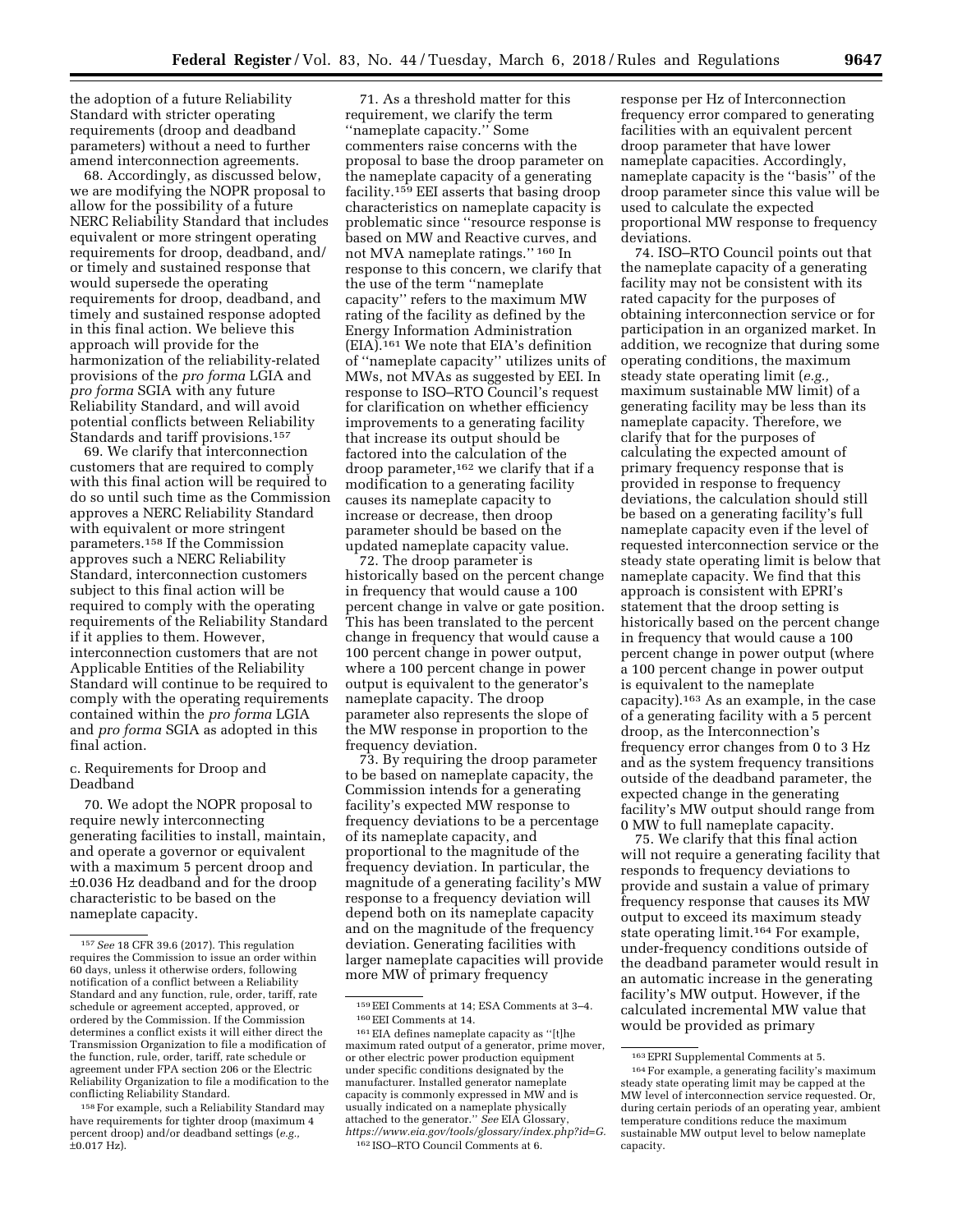the adoption of a future Reliability Standard with stricter operating requirements (droop and deadband parameters) without a need to further amend interconnection agreements.

68. Accordingly, as discussed below, we are modifying the NOPR proposal to allow for the possibility of a future NERC Reliability Standard that includes equivalent or more stringent operating requirements for droop, deadband, and/or timely and sustained response that would supersede the operating requirements for droop, deadband, and timely and sustained response adopted in this final action. We believe this approach will provide for the harmonization of the reliability-related provisions of the *pro forma* LGIA and *pro forma* SGIA with any future Reliability Standard, and will avoid potential conflicts between Reliability Standards and tariff provisions.[157]

69. We clarify that interconnection customers that are required to comply with this final action will be required to do so until such time as the Commission approves a NERC Reliability Standard with equivalent or more stringent parameters.[158] If the Commission approves such a NERC Reliability Standard, interconnection customers subject to this final action will be required to comply with the operating requirements of the Reliability Standard if it applies to them. However, interconnection customers that are not Applicable Entities of the Reliability Standard will continue to be required to comply with the operating requirements contained within the *pro forma* LGIA and *pro forma* SGIA as adopted in this final action.

c. Requirements for Droop and Deadband

70. We adopt the NOPR proposal to require newly interconnecting generating facilities to install, maintain, and operate a governor or equivalent with a maximum 5 percent droop and ±0.036 Hz deadband and for the droop characteristic to be based on the nameplate capacity.

71. As a threshold matter for this requirement, we clarify the term "nameplate capacity." Some commenters raise concerns with the proposal to base the droop parameter on the nameplate capacity of a generating facility.[159] EEI asserts that basing droop characteristics on nameplate capacity is problematic since "resource response is based on MW and Reactive curves, and not MVA nameplate ratings."[160] In response to this concern, we clarify that the use of the term "nameplate capacity" refers to the maximum MW rating of the facility as defined by the Energy Information Administration (EIA).[161] We note that EIA's definition of "nameplate capacity" utilizes units of MWs, not MVAs as suggested by EEI. In response to ISO–RTO Council's request for clarification on whether efficiency improvements to a generating facility that increase its output should be factored into the calculation of the droop parameter,[162] we clarify that if a modification to a generating facility causes its nameplate capacity to increase or decrease, then droop parameter should be based on the updated nameplate capacity value.

72. The droop parameter is historically based on the percent change in frequency that would cause a 100 percent change in valve or gate position. This has been translated to the percent change in frequency that would cause a 100 percent change in power output, where a 100 percent change in power output is equivalent to the generator's nameplate capacity. The droop parameter also represents the slope of the MW response in proportion to the frequency deviation.

73. By requiring the droop parameter to be based on nameplate capacity, the Commission intends for a generating facility's expected MW response to frequency deviations to be a percentage of its nameplate capacity, and proportional to the magnitude of the frequency deviation. In particular, the magnitude of a generating facility's MW response to a frequency deviation will depend both on its nameplate capacity and on the magnitude of the frequency deviation. Generating facilities with larger nameplate capacities will provide more MW of primary frequency response per Hz of Interconnection frequency error compared to generating facilities with an equivalent percent droop parameter that have lower nameplate capacities. Accordingly, nameplate capacity is the "basis" of the droop parameter since this value will be used to calculate the expected proportional MW response to frequency deviations.

74. ISO–RTO Council points out that the nameplate capacity of a generating facility may not be consistent with its rated capacity for the purposes of obtaining interconnection service or for participation in an organized market. In addition, we recognize that during some operating conditions, the maximum steady state operating limit (*e.g.,* maximum sustainable MW limit) of a generating facility may be less than its nameplate capacity. Therefore, we clarify that for the purposes of calculating the expected amount of primary frequency response that is provided in response to frequency deviations, the calculation should still be based on a generating facility's full nameplate capacity even if the level of requested interconnection service or the steady state operating limit is below that nameplate capacity. We find that this approach is consistent with EPRI's statement that the droop setting is historically based on the percent change in frequency that would cause a 100 percent change in power output (where a 100 percent change in power output is equivalent to the nameplate capacity).[163] As an example, in the case of a generating facility with a 5 percent droop, as the Interconnection's frequency error changes from 0 to 3 Hz and as the system frequency transitions outside of the deadband parameter, the expected change in the generating facility's MW output should range from 0 MW to full nameplate capacity.

75. We clarify that this final action will not require a generating facility that responds to frequency deviations to provide and sustain a value of primary frequency response that causes its MW output to exceed its maximum steady state operating limit.[164] For example, under-frequency conditions outside of the deadband parameter would result in an automatic increase in the generating facility's MW output. However, if the calculated incremental MW value that would be provided as primary

---

[157] *See* 18 CFR 39.6 (2017). This regulation requires the Commission to issue an order within 60 days, unless it otherwise orders, following notification of a conflict between a Reliability Standard and any function, rule, order, tariff, rate schedule or agreement accepted, approved, or ordered by the Commission. If the Commission determines a conflict exists it will either direct the Transmission Organization to file a modification of the function, rule, order, tariff, rate schedule or agreement under FPA section 206 or the Electric Reliability Organization to file a modification to the conflicting Reliability Standard.

[158] For example, such a Reliability Standard may have requirements for tighter droop (maximum 4 percent droop) and/or deadband settings (*e.g.,* ±0.017 Hz).

[159] EEI Comments at 14; ESA Comments at 3–4.

[160] EEI Comments at 14.

[161] EIA defines nameplate capacity as "[t]he maximum rated output of a generator, prime mover, or other electric power production equipment under specific conditions designated by the manufacturer. Installed generator nameplate capacity is commonly expressed in MW and is usually indicated on a nameplate physically attached to the generator." *See* EIA Glossary, *https://www.eia.gov/tools/glossary/index.php?id=G.*

[162] ISO–RTO Council Comments at 6.

[163] EPRI Supplemental Comments at 5.

[164] For example, a generating facility's maximum steady state operating limit may be capped at the MW level of interconnection service requested. Or, during certain periods of an operating year, ambient temperature conditions reduce the maximum sustainable MW output level to below nameplate capacity.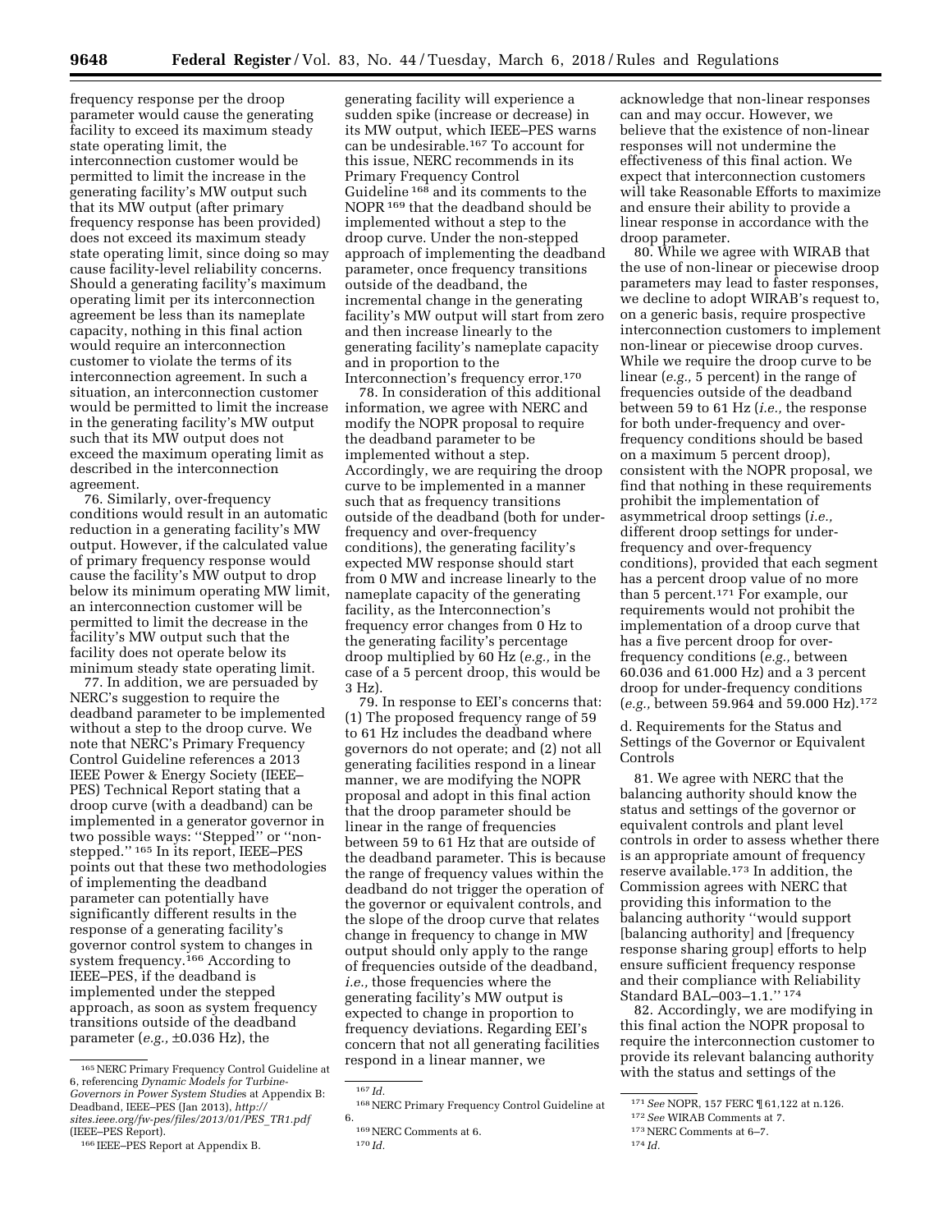frequency response per the droop parameter would cause the generating facility to exceed its maximum steady state operating limit, the interconnection customer would be permitted to limit the increase in the generating facility's MW output such that its MW output (after primary frequency response has been provided) does not exceed its maximum steady state operating limit, since doing so may cause facility-level reliability concerns. Should a generating facility's maximum operating limit per its interconnection agreement be less than its nameplate capacity, nothing in this final action would require an interconnection customer to violate the terms of its interconnection agreement. In such a situation, an interconnection customer would be permitted to limit the increase in the generating facility's MW output such that its MW output does not exceed the maximum operating limit as described in the interconnection agreement.

76. Similarly, over-frequency conditions would result in an automatic reduction in a generating facility's MW output. However, if the calculated value of primary frequency response would cause the facility's MW output to drop below its minimum operating MW limit, an interconnection customer will be permitted to limit the decrease in the facility's MW output such that the facility does not operate below its minimum steady state operating limit.

77. In addition, we are persuaded by NERC's suggestion to require the deadband parameter to be implemented without a step to the droop curve. We note that NERC's Primary Frequency Control Guideline references a 2013 IEEE Power & Energy Society (IEEE–PES) Technical Report stating that a droop curve (with a deadband) can be implemented in a generator governor in two possible ways: ''Stepped'' or ''non-stepped.'' [165] In its report, IEEE–PES points out that these two methodologies of implementing the deadband parameter can potentially have significantly different results in the response of a generating facility's governor control system to changes in system frequency.[166] According to IEEE–PES, if the deadband is implemented under the stepped approach, as soon as system frequency transitions outside of the deadband parameter (*e.g.,* ±0.036 Hz), the generating facility will experience a sudden spike (increase or decrease) in its MW output, which IEEE–PES warns can be undesirable.[167] To account for this issue, NERC recommends in its Primary Frequency Control Guideline [168] and its comments to the NOPR [169] that the deadband should be implemented without a step to the droop curve. Under the non-stepped approach of implementing the deadband parameter, once frequency transitions outside of the deadband, the incremental change in the generating facility's MW output will start from zero and then increase linearly to the generating facility's nameplate capacity and in proportion to the Interconnection's frequency error.[170]

78. In consideration of this additional information, we agree with NERC and modify the NOPR proposal to require the deadband parameter to be implemented without a step. Accordingly, we are requiring the droop curve to be implemented in a manner such that as frequency transitions outside of the deadband (both for under-frequency and over-frequency conditions), the generating facility's expected MW response should start from 0 MW and increase linearly to the nameplate capacity of the generating facility, as the Interconnection's frequency error changes from 0 Hz to the generating facility's percentage droop multiplied by 60 Hz (*e.g.,* in the case of a 5 percent droop, this would be 3 Hz).

79. In response to EEI's concerns that: (1) The proposed frequency range of 59 to 61 Hz includes the deadband where governors do not operate; and (2) not all generating facilities respond in a linear manner, we are modifying the NOPR proposal and adopt in this final action that the droop parameter should be linear in the range of frequencies between 59 to 61 Hz that are outside of the deadband parameter. This is because the range of frequency values within the deadband do not trigger the operation of the governor or equivalent controls, and the slope of the droop curve that relates change in frequency to change in MW output should only apply to the range of frequencies outside of the deadband, *i.e.,* those frequencies where the generating facility's MW output is expected to change in proportion to frequency deviations. Regarding EEI's concern that not all generating facilities respond in a linear manner, we acknowledge that non-linear responses can and may occur. However, we believe that the existence of non-linear responses will not undermine the effectiveness of this final action. We expect that interconnection customers will take Reasonable Efforts to maximize and ensure their ability to provide a linear response in accordance with the droop parameter.

80. While we agree with WIRAB that the use of non-linear or piecewise droop parameters may lead to faster responses, we decline to adopt WIRAB's request to, on a generic basis, require prospective interconnection customers to implement non-linear or piecewise droop curves. While we require the droop curve to be linear (*e.g.,* 5 percent) in the range of frequencies outside of the deadband between 59 to 61 Hz (*i.e.,* the response for both under-frequency and over-frequency conditions should be based on a maximum 5 percent droop), consistent with the NOPR proposal, we find that nothing in these requirements prohibit the implementation of asymmetrical droop settings (*i.e.,* different droop settings for under-frequency and over-frequency conditions), provided that each segment has a percent droop value of no more than 5 percent.[171] For example, our requirements would not prohibit the implementation of a droop curve that has a five percent droop for over-frequency conditions (*e.g.,* between 60.036 and 61.000 Hz) and a 3 percent droop for under-frequency conditions (*e.g.,* between 59.964 and 59.000 Hz).[172]

d. Requirements for the Status and Settings of the Governor or Equivalent Controls

81. We agree with NERC that the balancing authority should know the status and settings of the governor or equivalent controls and plant level controls in order to assess whether there is an appropriate amount of frequency reserve available.[173] In addition, the Commission agrees with NERC that providing this information to the balancing authority ''would support [balancing authority] and [frequency response sharing group] efforts to help ensure sufficient frequency response and their compliance with Reliability Standard BAL–003–1.1.'' [174]

82. Accordingly, we are modifying in this final action the NOPR proposal to require the interconnection customer to provide its relevant balancing authority with the status and settings of the

---

[165] NERC Primary Frequency Control Guideline at 6, referencing *Dynamic Models for Turbine-Governors in Power System Studies* at Appendix B: Deadband, IEEE–PES (Jan 2013), *http://sites.ieee.org/fw-pes/files/2013/01/PES_TR1.pdf* (IEEE–PES Report).

[166] IEEE–PES Report at Appendix B.

[167] *Id.*

[168] NERC Primary Frequency Control Guideline at 6.

[169] NERC Comments at 6.

[170] *Id.*

[171] *See* NOPR, 157 FERC ¶ 61,122 at n.126.

[172] *See* WIRAB Comments at 7.

[173] NERC Comments at 6–7.

[174] *Id.*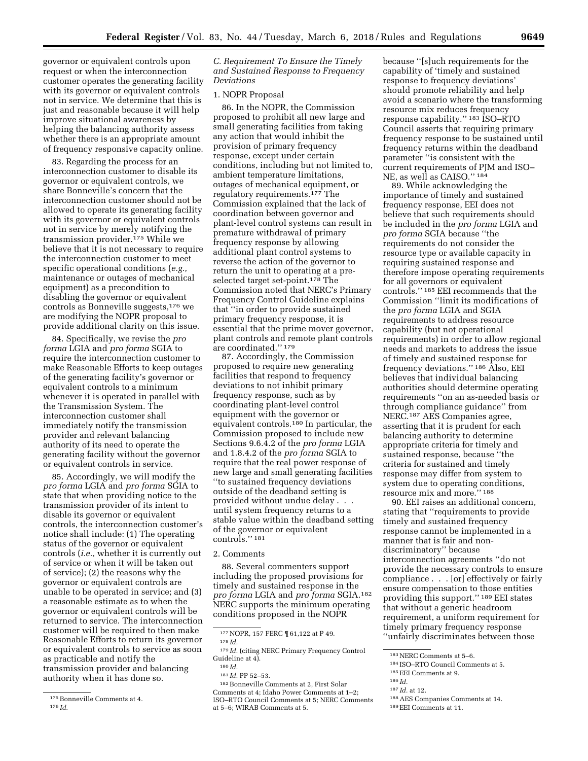governor or equivalent controls upon request or when the interconnection customer operates the generating facility with its governor or equivalent controls not in service. We determine that this is just and reasonable because it will help improve situational awareness by helping the balancing authority assess whether there is an appropriate amount of frequency responsive capacity online.

83. Regarding the process for an interconnection customer to disable its governor or equivalent controls, we share Bonneville's concern that the interconnection customer should not be allowed to operate its generating facility with its governor or equivalent controls not in service by merely notifying the transmission provider.[175] While we believe that it is not necessary to require the interconnection customer to meet specific operational conditions (*e.g.,* maintenance or outages of mechanical equipment) as a precondition to disabling the governor or equivalent controls as Bonneville suggests,[176] we are modifying the NOPR proposal to provide additional clarity on this issue.

84. Specifically, we revise the *pro forma* LGIA and *pro forma* SGIA to require the interconnection customer to make Reasonable Efforts to keep outages of the generating facility's governor or equivalent controls to a minimum whenever it is operated in parallel with the Transmission System. The interconnection customer shall immediately notify the transmission provider and relevant balancing authority of its need to operate the generating facility without the governor or equivalent controls in service.

85. Accordingly, we will modify the *pro forma* LGIA and *pro forma* SGIA to state that when providing notice to the transmission provider of its intent to disable its governor or equivalent controls, the interconnection customer's notice shall include: (1) The operating status of the governor or equivalent controls (*i.e.,* whether it is currently out of service or when it will be taken out of service); (2) the reasons why the governor or equivalent controls are unable to be operated in service; and (3) a reasonable estimate as to when the governor or equivalent controls will be returned to service. The interconnection customer will be required to then make Reasonable Efforts to return its governor or equivalent controls to service as soon as practicable and notify the transmission provider and balancing authority when it has done so.

### *C. Requirement To Ensure the Timely and Sustained Response to Frequency Deviations*

#### 1. NOPR Proposal

86. In the NOPR, the Commission proposed to prohibit all new large and small generating facilities from taking any action that would inhibit the provision of primary frequency response, except under certain conditions, including but not limited to, ambient temperature limitations, outages of mechanical equipment, or regulatory requirements.[177] The Commission explained that the lack of coordination between governor and plant-level control systems can result in premature withdrawal of primary frequency response by allowing additional plant control systems to reverse the action of the governor to return the unit to operating at a pre-selected target set-point.[178] The Commission noted that NERC's Primary Frequency Control Guideline explains that "in order to provide sustained primary frequency response, it is essential that the prime mover governor, plant controls and remote plant controls are coordinated."[179]

87. Accordingly, the Commission proposed to require new generating facilities that respond to frequency deviations to not inhibit primary frequency response, such as by coordinating plant-level control equipment with the governor or equivalent controls.[180] In particular, the Commission proposed to include new Sections 9.6.4.2 of the *pro forma* LGIA and 1.8.4.2 of the *pro forma* SGIA to require that the real power response of new large and small generating facilities "to sustained frequency deviations outside of the deadband setting is provided without undue delay . . . until system frequency returns to a stable value within the deadband setting of the governor or equivalent controls."[181]

#### 2. Comments

88. Several commenters support including the proposed provisions for timely and sustained response in the *pro forma* LGIA and *pro forma* SGIA.[182] NERC supports the minimum operating conditions proposed in the NOPR because "[s]uch requirements for the capability of 'timely and sustained response to frequency deviations' should promote reliability and help avoid a scenario where the transforming resource mix reduces frequency response capability."[183] ISO–RTO Council asserts that requiring primary frequency response to be sustained until frequency returns within the deadband parameter "is consistent with the current requirements of PJM and ISO–NE, as well as CAISO."[184]

89. While acknowledging the importance of timely and sustained frequency response, EEI does not believe that such requirements should be included in the *pro forma* LGIA and *pro forma* SGIA because "the requirements do not consider the resource type or available capacity in requiring sustained response and therefore impose operating requirements for all governors or equivalent controls."[185] EEI recommends that the Commission "limit its modifications of the *pro forma* LGIA and SGIA requirements to address resource capability (but not operational requirements) in order to allow regional needs and markets to address the issue of timely and sustained response for frequency deviations."[186] Also, EEI believes that individual balancing authorities should determine operating requirements "on an as-needed basis or through compliance guidance" from NERC.[187] AES Companies agree, asserting that it is prudent for each balancing authority to determine appropriate criteria for timely and sustained response, because "the criteria for sustained and timely response may differ from system to system due to operating conditions, resource mix and more."[188]

90. EEI raises an additional concern, stating that "requirements to provide timely and sustained frequency response cannot be implemented in a manner that is fair and non-discriminatory" because interconnection agreements "do not provide the necessary controls to ensure compliance . . . [or] effectively or fairly ensure compensation to those entities providing this support."[189] EEI states that without a generic headroom requirement, a uniform requirement for timely primary frequency response "unfairly discriminates between those

---

[175] Bonneville Comments at 4.

[176] *Id.*

[177] NOPR, 157 FERC ¶ 61,122 at P 49.

[178] *Id.*

[179] *Id.* (citing NERC Primary Frequency Control Guideline at 4).

[180] *Id.*

[181] *Id.* PP 52–53.

[182] Bonneville Comments at 2, First Solar Comments at 4; Idaho Power Comments at 1–2; ISO–RTO Council Comments at 5; NERC Comments at 5–6; WIRAB Comments at 5.

[183] NERC Comments at 5–6.

[184] ISO–RTO Council Comments at 5.

[185] EEI Comments at 9.

[186] *Id.*

[187] *Id.* at 12.

[188] AES Companies Comments at 14.

[189] EEI Comments at 11.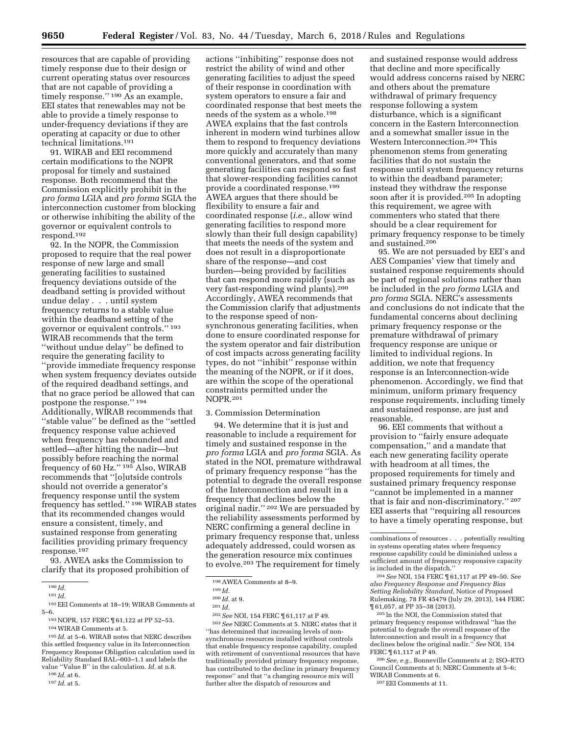resources that are capable of providing timely response due to their design or current operating status over resources that are not capable of providing a timely response.''[190] As an example, EEI states that renewables may not be able to provide a timely response to under-frequency deviations if they are operating at capacity or due to other technical limitations.[191]

91. WIRAB and EEI recommend certain modifications to the NOPR proposal for timely and sustained response. Both recommend that the Commission explicitly prohibit in the *pro forma* LGIA and *pro forma* SGIA the interconnection customer from blocking or otherwise inhibiting the ability of the governor or equivalent controls to respond.[192]

92. In the NOPR, the Commission proposed to require that the real power response of new large and small generating facilities to sustained frequency deviations outside of the deadband setting is provided without undue delay . . . until system frequency returns to a stable value within the deadband setting of the governor or equivalent controls.''[193] WIRAB recommends that the term ''without undue delay'' be defined to require the generating facility to ''provide immediate frequency response when system frequency deviates outside of the required deadband settings, and that no grace period be allowed that can postpone the response.''[194] Additionally, WIRAB recommends that ''stable value'' be defined as the ''settled frequency response value achieved when frequency has rebounded and settled—after hitting the nadir—but possibly before reaching the normal frequency of 60 Hz.''[195] Also, WIRAB recommends that ''[o]utside controls should not override a generator's frequency response until the system frequency has settled.''[196] WIRAB states that its recommended changes would ensure a consistent, timely, and sustained response from generating facilities providing primary frequency response.[197]

93. AWEA asks the Commission to clarify that its proposed prohibition of actions ''inhibiting'' response does not restrict the ability of wind and other generating facilities to adjust the speed of their response in coordination with system operators to ensure a fair and coordinated response that best meets the needs of the system as a whole.[198] AWEA explains that the fast controls inherent in modern wind turbines allow them to respond to frequency deviations more quickly and accurately than many conventional generators, and that some generating facilities can respond so fast that slower-responding facilities cannot provide a coordinated response.[199] AWEA argues that there should be flexibility to ensure a fair and coordinated response (*i.e.,* allow wind generating facilities to respond more slowly than their full design capability) that meets the needs of the system and does not result in a disproportionate share of the response—and cost burden—being provided by facilities that can respond more rapidly (such as very fast-responding wind plants).[200] Accordingly, AWEA recommends that the Commission clarify that adjustments to the response speed of non-synchronous generating facilities, when done to ensure coordinated response for the system operator and fair distribution of cost impacts across generating facility types, do not ''inhibit'' response within the meaning of the NOPR, or if it does, are within the scope of the operational constraints permitted under the NOPR.[201]

3. Commission Determination

94. We determine that it is just and reasonable to include a requirement for timely and sustained response in the *pro forma* LGIA and *pro forma* SGIA. As stated in the NOI, premature withdrawal of primary frequency response ''has the potential to degrade the overall response of the Interconnection and result in a frequency that declines below the original nadir.''[202] We are persuaded by the reliability assessments performed by NERC confirming a general decline in primary frequency response that, unless adequately addressed, could worsen as the generation resource mix continues to evolve.[203] The requirement for timely and sustained response would address that decline and more specifically would address concerns raised by NERC and others about the premature withdrawal of primary frequency response following a system disturbance, which is a significant concern in the Eastern Interconnection and a somewhat smaller issue in the Western Interconnection.[204] This phenomenon stems from generating facilities that do not sustain the response until system frequency returns to within the deadband parameter; instead they withdraw the response soon after it is provided.[205] In adopting this requirement, we agree with commenters who stated that there should be a clear requirement for primary frequency response to be timely and sustained.[206]

95. We are not persuaded by EEI's and AES Companies' view that timely and sustained response requirements should be part of regional solutions rather than be included in the *pro forma* LGIA and *pro forma* SGIA. NERC's assessments and conclusions do not indicate that the fundamental concerns about declining primary frequency response or the premature withdrawal of primary frequency response are unique or limited to individual regions. In addition, we note that frequency response is an Interconnection-wide phenomenon. Accordingly, we find that minimum, uniform primary frequency response requirements, including timely and sustained response, are just and reasonable.

96. EEI comments that without a provision to ''fairly ensure adequate compensation,'' and a mandate that each new generating facility operate with headroom at all times, the proposed requirements for timely and sustained primary frequency response ''cannot be implemented in a manner that is fair and non-discriminatory.''[207] EEI asserts that ''requiring all resources to have a timely operating response, but

---

[190] *Id.*

[191] *Id.*

[192] EEI Comments at 18–19; WIRAB Comments at 5–6.

[193] NOPR, 157 FERC ¶ 61,122 at PP 52–53.

[194] WIRAB Comments at 5.

[195] *Id.* at 5–6. WIRAB notes that NERC describes this settled frequency value in its Interconnection Frequency Response Obligation calculation used in Reliability Standard BAL–003–1.1 and labels the value ''Value B'' in the calculation. *Id.* at n.8.

[196] *Id.* at 6.

[197] *Id.* at 5.

[198] AWEA Comments at 8–9.

[199] *Id.*

[200] *Id.* at 9.

[201] *Id.*

[202] *See* NOI, 154 FERC ¶ 61,117 at P 49.

[203] *See* NERC Comments at 5. NERC states that it ''has determined that increasing levels of non-synchronous resources installed without controls that enable frequency response capability, coupled with retirement of conventional resources that have traditionally provided primary frequency response, has contributed to the decline in primary frequency response'' and that ''a changing resource mix will further alter the dispatch of resources and combinations of resources . . . potentially resulting in systems operating states where frequency response capability could be diminished unless a sufficient amount of frequency responsive capacity is included in the dispatch.''

[204] *See* NOI, 154 FERC ¶ 61,117 at PP 49–50. *See also Frequency Response and Frequency Bias Setting Reliability Standard,* Notice of Proposed Rulemaking, 78 FR 45479 (July 29, 2013), 144 FERC ¶ 61,057, at PP 35–38 (2013).

[205] In the NOI, the Commission stated that primary frequency response withdrawal ''has the potential to degrade the overall response of the Interconnection and result in a frequency that declines below the original nadir.'' *See* NOI, 154 FERC ¶ 61,117 at P 49.

[206] *See, e.g.,* Bonneville Comments at 2; ISO–RTO Council Comments at 5; NERC Comments at 5–6; WIRAB Comments at 6.

[207] EEI Comments at 11.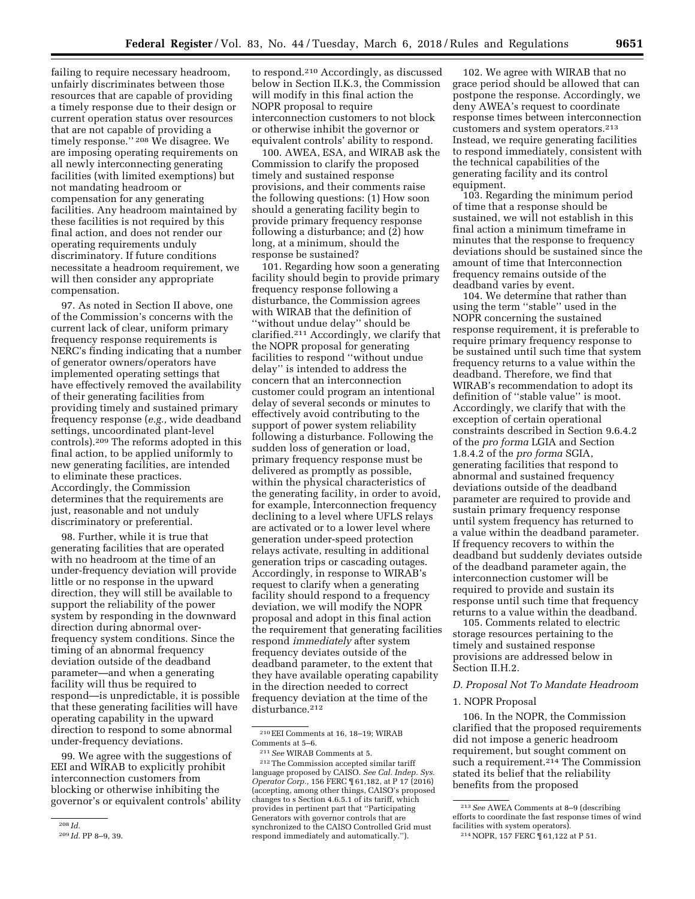failing to require necessary headroom, unfairly discriminates between those resources that are capable of providing a timely response due to their design or current operation status over resources that are not capable of providing a timely response.''[208] We disagree. We are imposing operating requirements on all newly interconnecting generating facilities (with limited exemptions) but not mandating headroom or compensation for any generating facilities. Any headroom maintained by these facilities is not required by this final action, and does not render our operating requirements unduly discriminatory. If future conditions necessitate a headroom requirement, we will then consider any appropriate compensation.

97. As noted in Section II above, one of the Commission's concerns with the current lack of clear, uniform primary frequency response requirements is NERC's finding indicating that a number of generator owners/operators have implemented operating settings that have effectively removed the availability of their generating facilities from providing timely and sustained primary frequency response (*e.g.,* wide deadband settings, uncoordinated plant-level controls).[209] The reforms adopted in this final action, to be applied uniformly to new generating facilities, are intended to eliminate these practices. Accordingly, the Commission determines that the requirements are just, reasonable and not unduly discriminatory or preferential.

98. Further, while it is true that generating facilities that are operated with no headroom at the time of an under-frequency deviation will provide little or no response in the upward direction, they will still be available to support the reliability of the power system by responding in the downward direction during abnormal over-frequency system conditions. Since the timing of an abnormal frequency deviation outside of the deadband parameter—and when a generating facility will thus be required to respond—is unpredictable, it is possible that these generating facilities will have operating capability in the upward direction to respond to some abnormal under-frequency deviations.

99. We agree with the suggestions of EEI and WIRAB to explicitly prohibit interconnection customers from blocking or otherwise inhibiting the governor's or equivalent controls' ability to respond.[210] Accordingly, as discussed below in Section II.K.3, the Commission will modify in this final action the NOPR proposal to require interconnection customers to not block or otherwise inhibit the governor or equivalent controls' ability to respond.

100. AWEA, ESA, and WIRAB ask the Commission to clarify the proposed timely and sustained response provisions, and their comments raise the following questions: (1) How soon should a generating facility begin to provide primary frequency response following a disturbance; and (2) how long, at a minimum, should the response be sustained?

101. Regarding how soon a generating facility should begin to provide primary frequency response following a disturbance, the Commission agrees with WIRAB that the definition of ''without undue delay'' should be clarified.[211] Accordingly, we clarify that the NOPR proposal for generating facilities to respond ''without undue delay'' is intended to address the concern that an interconnection customer could program an intentional delay of several seconds or minutes to effectively avoid contributing to the support of power system reliability following a disturbance. Following the sudden loss of generation or load, primary frequency response must be delivered as promptly as possible, within the physical characteristics of the generating facility, in order to avoid, for example, Interconnection frequency declining to a level where UFLS relays are activated or to a lower level where generation under-speed protection relays activate, resulting in additional generation trips or cascading outages. Accordingly, in response to WIRAB's request to clarify when a generating facility should respond to a frequency deviation, we will modify the NOPR proposal and adopt in this final action the requirement that generating facilities respond *immediately* after system frequency deviates outside of the deadband parameter, to the extent that they have available operating capability in the direction needed to correct frequency deviation at the time of the disturbance.[212]

102. We agree with WIRAB that no grace period should be allowed that can postpone the response. Accordingly, we deny AWEA's request to coordinate response times between interconnection customers and system operators.[213] Instead, we require generating facilities to respond immediately, consistent with the technical capabilities of the generating facility and its control equipment.

103. Regarding the minimum period of time that a response should be sustained, we will not establish in this final action a minimum timeframe in minutes that the response to frequency deviations should be sustained since the amount of time that Interconnection frequency remains outside of the deadband varies by event.

104. We determine that rather than using the term ''stable'' used in the NOPR concerning the sustained response requirement, it is preferable to require primary frequency response to be sustained until such time that system frequency returns to a value within the deadband. Therefore, we find that WIRAB's recommendation to adopt its definition of ''stable value'' is moot. Accordingly, we clarify that with the exception of certain operational constraints described in Section 9.6.4.2 of the *pro forma* LGIA and Section 1.8.4.2 of the *pro forma* SGIA, generating facilities that respond to abnormal and sustained frequency deviations outside of the deadband parameter are required to provide and sustain primary frequency response until system frequency has returned to a value within the deadband parameter. If frequency recovers to within the deadband but suddenly deviates outside of the deadband parameter again, the interconnection customer will be required to provide and sustain its response until such time that frequency returns to a value within the deadband.

105. Comments related to electric storage resources pertaining to the timely and sustained response provisions are addressed below in Section II.H.2.

### D. Proposal Not To Mandate Headroom

#### 1. NOPR Proposal

106. In the NOPR, the Commission clarified that the proposed requirements did not impose a generic headroom requirement, but sought comment on such a requirement.[214] The Commission stated its belief that the reliability benefits from the proposed

---

[208] *Id.*

[209] *Id.* PP 8–9, 39.

[210] EEI Comments at 16, 18–19; WIRAB Comments at 5–6.

[211] *See* WIRAB Comments at 5.

[212] The Commission accepted similar tariff language proposed by CAISO. *See Cal. Indep. Sys. Operator Corp.,* 156 FERC ¶ 61,182, at P 17 (2016) (accepting, among other things, CAISO's proposed changes to s Section 4.6.5.1 of its tariff, which provides in pertinent part that ''Participating Generators with governor controls that are synchronized to the CAISO Controlled Grid must respond immediately and automatically.'').

[213] *See* AWEA Comments at 8–9 (describing efforts to coordinate the fast response times of wind facilities with system operators).

[214] NOPR, 157 FERC ¶ 61,122 at P 51.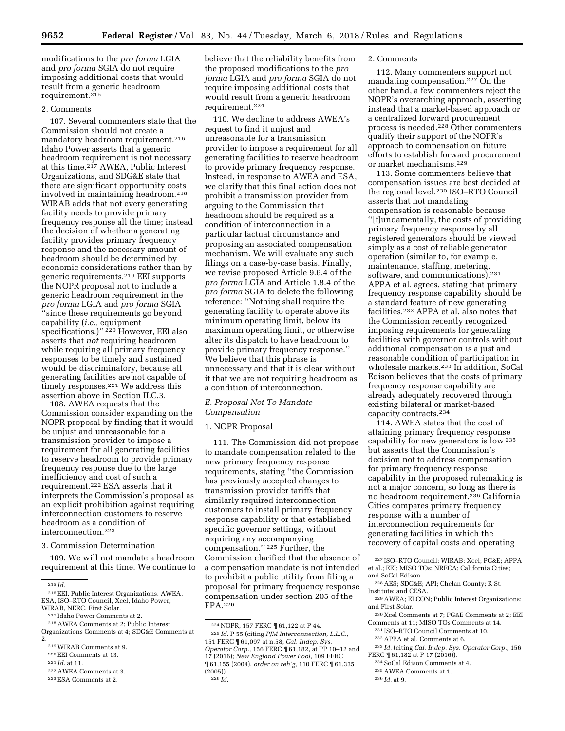modifications to the *pro forma* LGIA and *pro forma* SGIA do not require imposing additional costs that would result from a generic headroom requirement.[215]

2. Comments

107. Several commenters state that the Commission should not create a mandatory headroom requirement.[216] Idaho Power asserts that a generic headroom requirement is not necessary at this time.[217] AWEA, Public Interest Organizations, and SDG&E state that there are significant opportunity costs involved in maintaining headroom.[218] WIRAB adds that not every generating facility needs to provide primary frequency response all the time; instead the decision of whether a generating facility provides primary frequency response and the necessary amount of headroom should be determined by economic considerations rather than by generic requirements.[219] EEI supports the NOPR proposal not to include a generic headroom requirement in the *pro forma* LGIA and *pro forma* SGIA ''since these requirements go beyond capability (*i.e.,* equipment specifications.)'' [220] However, EEI also asserts that *not* requiring headroom while requiring all primary frequency responses to be timely and sustained would be discriminatory, because all generating facilities are not capable of timely responses.[221] We address this assertion above in Section II.C.3.

108. AWEA requests that the Commission consider expanding on the NOPR proposal by finding that it would be unjust and unreasonable for a transmission provider to impose a requirement for all generating facilities to reserve headroom to provide primary frequency response due to the large inefficiency and cost of such a requirement.[222] ESA asserts that it interprets the Commission's proposal as an explicit prohibition against requiring interconnection customers to reserve headroom as a condition of interconnection.[223]

3. Commission Determination

109. We will not mandate a headroom requirement at this time. We continue to believe that the reliability benefits from the proposed modifications to the *pro forma* LGIA and *pro forma* SGIA do not require imposing additional costs that would result from a generic headroom requirement.[224]

110. We decline to address AWEA's request to find it unjust and unreasonable for a transmission provider to impose a requirement for all generating facilities to reserve headroom to provide primary frequency response. Instead, in response to AWEA and ESA, we clarify that this final action does not prohibit a transmission provider from arguing to the Commission that headroom should be required as a condition of interconnection in a particular factual circumstance and proposing an associated compensation mechanism. We will evaluate any such filings on a case-by-case basis. Finally, we revise proposed Article 9.6.4 of the *pro forma* LGIA and Article 1.8.4 of the *pro forma* SGIA to delete the following reference: ''Nothing shall require the generating facility to operate above its minimum operating limit, below its maximum operating limit, or otherwise alter its dispatch to have headroom to provide primary frequency response.'' We believe that this phrase is unnecessary and that it is clear without it that we are not requiring headroom as a condition of interconnection.

## *E. Proposal Not To Mandate Compensation*

1. NOPR Proposal

111. The Commission did not propose to mandate compensation related to the new primary frequency response requirements, stating ''the Commission has previously accepted changes to transmission provider tariffs that similarly required interconnection customers to install primary frequency response capability or that established specific governor settings, without requiring any accompanying compensation.'' [225] Further, the Commission clarified that the absence of a compensation mandate is not intended to prohibit a public utility from filing a proposal for primary frequency response compensation under section 205 of the FPA.[226]

2. Comments

112. Many commenters support not mandating compensation.[227] On the other hand, a few commenters reject the NOPR's overarching approach, asserting instead that a market-based approach or a centralized forward procurement process is needed.[228] Other commenters qualify their support of the NOPR's approach to compensation on future efforts to establish forward procurement or market mechanisms.[229]

113. Some commenters believe that compensation issues are best decided at the regional level.[230] ISO–RTO Council asserts that not mandating compensation is reasonable because ''[f]undamentally, the costs of providing primary frequency response by all registered generators should be viewed simply as a cost of reliable generator operation (similar to, for example, maintenance, staffing, metering, software, and communications).[231] APPA et al. agrees, stating that primary frequency response capability should be a standard feature of new generating facilities.[232] APPA et al. also notes that the Commission recently recognized imposing requirements for generating facilities with governor controls without additional compensation is a just and reasonable condition of participation in wholesale markets.[233] In addition, SoCal Edison believes that the costs of primary frequency response capability are already adequately recovered through existing bilateral or market-based capacity contracts.[234]

114. AWEA states that the cost of attaining primary frequency response capability for new generators is low [235] but asserts that the Commission's decision not to address compensation for primary frequency response capability in the proposed rulemaking is not a major concern, so long as there is no headroom requirement.[236] California Cities compares primary frequency response with a number of interconnection requirements for generating facilities in which the recovery of capital costs and operating

---

[215] *Id.*

[216] EEI, Public Interest Organizations, AWEA, ESA, ISO–RTO Council, Xcel, Idaho Power, WIRAB, NERC, First Solar.

[217] Idaho Power Comments at 2.

[218] AWEA Comments at 2; Public Interest Organizations Comments at 4; SDG&E Comments at 2.

[219] WIRAB Comments at 9.

[220] EEI Comments at 13.

[221] *Id.* at 11.

[222] AWEA Comments at 3.

[223] ESA Comments at 2.

[224] NOPR, 157 FERC ¶ 61,122 at P 44.

[225] *Id.* P 55 (citing *PJM Interconnection, L.L.C.,* 151 FERC ¶ 61,097 at n.58; *Cal. Indep. Sys. Operator Corp.,* 156 FERC ¶ 61,182, at PP 10–12 and 17 (2016); *New England Power Pool,* 109 FERC ¶ 61,155 (2004), *order on reh'g,* 110 FERC ¶ 61,335 (2005)).

[226] *Id.*

[227] ISO–RTO Council; WIRAB; Xcel; PG&E; APPA et al.; EEI; MISO TOs; NRECA; California Cities; and SoCal Edison.

[228] AES; SDG&E; API; Chelan County; R St. Institute; and CESA.

[229] AWEA; ELCON; Public Interest Organizations; and First Solar.

[230] Xcel Comments at 7; PG&E Comments at 2; EEI Comments at 11; MISO TOs Comments at 14.

[231] ISO–RTO Council Comments at 10.

[232] APPA et al. Comments at 6.

[233] *Id.* (citing *Cal. Indep. Sys. Operator Corp.,* 156 FERC ¶ 61,182 at P 17 (2016)).

[234] SoCal Edison Comments at 4.

[235] AWEA Comments at 1.

[236] *Id.* at 9.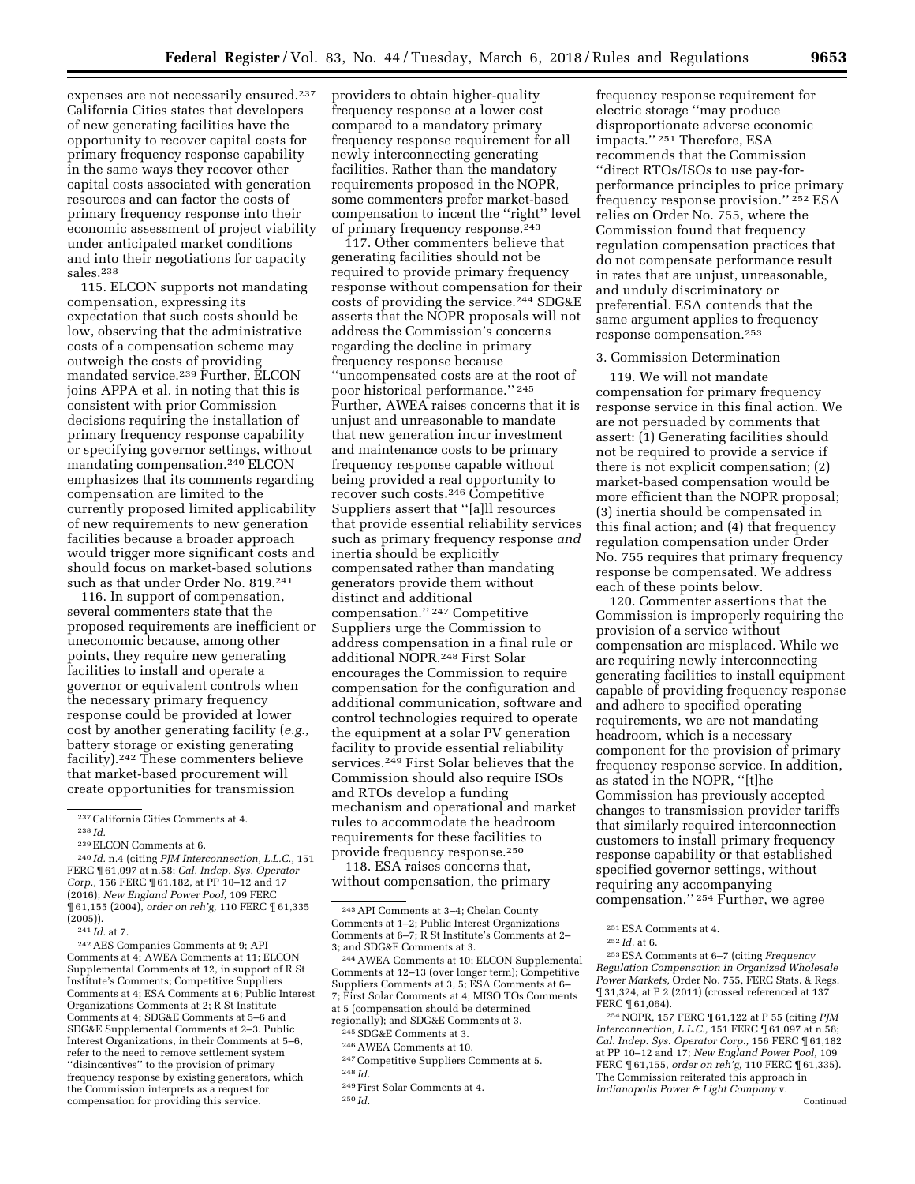expenses are not necessarily ensured.[237] California Cities states that developers of new generating facilities have the opportunity to recover capital costs for primary frequency response capability in the same ways they recover other capital costs associated with generation resources and can factor the costs of primary frequency response into their economic assessment of project viability under anticipated market conditions and into their negotiations for capacity sales.[238]

115. ELCON supports not mandating compensation, expressing its expectation that such costs should be low, observing that the administrative costs of a compensation scheme may outweigh the costs of providing mandated service.[239] Further, ELCON joins APPA et al. in noting that this is consistent with prior Commission decisions requiring the installation of primary frequency response capability or specifying governor settings, without mandating compensation.[240] ELCON emphasizes that its comments regarding compensation are limited to the currently proposed limited applicability of new requirements to new generation facilities because a broader approach would trigger more significant costs and should focus on market-based solutions such as that under Order No. 819.[241]

116. In support of compensation, several commenters state that the proposed requirements are inefficient or uneconomic because, among other points, they require new generating facilities to install and operate a governor or equivalent controls when the necessary primary frequency response could be provided at lower cost by another generating facility (*e.g.,* battery storage or existing generating facility).[242] These commenters believe that market-based procurement will create opportunities for transmission providers to obtain higher-quality frequency response at a lower cost compared to a mandatory primary frequency response requirement for all newly interconnecting generating facilities. Rather than the mandatory requirements proposed in the NOPR, some commenters prefer market-based compensation to incent the ''right'' level of primary frequency response.[243]

117. Other commenters believe that generating facilities should not be required to provide primary frequency response without compensation for their costs of providing the service.[244] SDG&E asserts that the NOPR proposals will not address the Commission's concerns regarding the decline in primary frequency response because ''uncompensated costs are at the root of poor historical performance.'' [245] Further, AWEA raises concerns that it is unjust and unreasonable to mandate that new generation incur investment and maintenance costs to be primary frequency response capable without being provided a real opportunity to recover such costs.[246] Competitive Suppliers assert that ''[a]ll resources that provide essential reliability services such as primary frequency response *and* inertia should be explicitly compensated rather than mandating generators provide them without distinct and additional compensation.'' [247] Competitive Suppliers urge the Commission to address compensation in a final rule or additional NOPR.[248] First Solar encourages the Commission to require compensation for the configuration and additional communication, software and control technologies required to operate the equipment at a solar PV generation facility to provide essential reliability services.[249] First Solar believes that the Commission should also require ISOs and RTOs develop a funding mechanism and operational and market rules to accommodate the headroom requirements for these facilities to provide frequency response.[250]

118. ESA raises concerns that, without compensation, the primary frequency response requirement for electric storage ''may produce disproportionate adverse economic impacts.'' [251] Therefore, ESA recommends that the Commission ''direct RTOs/ISOs to use pay-for-performance principles to price primary frequency response provision.'' [252] ESA relies on Order No. 755, where the Commission found that frequency regulation compensation practices that do not compensate performance result in rates that are unjust, unreasonable, and unduly discriminatory or preferential. ESA contends that the same argument applies to frequency response compensation.[253]

3. Commission Determination

119. We will not mandate compensation for primary frequency response service in this final action. We are not persuaded by comments that assert: (1) Generating facilities should not be required to provide a service if there is not explicit compensation; (2) market-based compensation would be more efficient than the NOPR proposal; (3) inertia should be compensated in this final action; and (4) that frequency regulation compensation under Order No. 755 requires that primary frequency response be compensated. We address each of these points below.

120. Commenter assertions that the Commission is improperly requiring the provision of a service without compensation are misplaced. While we are requiring newly interconnecting generating facilities to install equipment capable of providing frequency response and adhere to specified operating requirements, we are not mandating headroom, which is a necessary component for the provision of primary frequency response service. In addition, as stated in the NOPR, ''[t]he Commission has previously accepted changes to transmission provider tariffs that similarly required interconnection customers to install primary frequency response capability or that established specified governor settings, without requiring any accompanying compensation.'' [254] Further, we agree

---

[237] California Cities Comments at 4.

[238] *Id.*

[239] ELCON Comments at 6.

[240] *Id.* n.4 (citing *PJM Interconnection, L.L.C.,* 151 FERC ¶ 61,097 at n.58; *Cal. Indep. Sys. Operator Corp.,* 156 FERC ¶ 61,182, at PP 10–12 and 17 (2016); *New England Power Pool,* 109 FERC ¶ 61,155 (2004), *order on reh'g,* 110 FERC ¶ 61,335 (2005)).

[241] *Id.* at 7.

[242] AES Companies Comments at 9; API Comments at 4; AWEA Comments at 11; ELCON Supplemental Comments at 12, in support of R St Institute's Comments; Competitive Suppliers Comments at 4; ESA Comments at 6; Public Interest Organizations Comments at 2; R St Institute Comments at 4; SDG&E Comments at 5–6 and SDG&E Supplemental Comments at 2–3. Public Interest Organizations, in their Comments at 5–6, refer to the need to remove settlement system ''disincentives'' to the provision of primary frequency response by existing generators, which the Commission interprets as a request for compensation for providing this service.

[243] API Comments at 3–4; Chelan County Comments at 1–2; Public Interest Organizations Comments at 6–7; R St Institute's Comments at 2–3; and SDG&E Comments at 3.

[244] AWEA Comments at 10; ELCON Supplemental Comments at 12–13 (over longer term); Competitive Suppliers Comments at 3, 5; ESA Comments at 6–7; First Solar Comments at 4; MISO TOs Comments at 5 (compensation should be determined regionally); and SDG&E Comments at 3.

[245] SDG&E Comments at 3.

[246] AWEA Comments at 10.

[247] Competitive Suppliers Comments at 5.

[248] *Id.*

[249] First Solar Comments at 4.

[250] *Id.*

[251] ESA Comments at 4.

[252] *Id.* at 6.

[253] ESA Comments at 6–7 (citing *Frequency Regulation Compensation in Organized Wholesale Power Markets,* Order No. 755, FERC Stats. & Regs. ¶ 31,324, at P 2 (2011) (crossed referenced at 137 FERC ¶ 61,064).

[254] NOPR, 157 FERC ¶ 61,122 at P 55 (citing *PJM Interconnection, L.L.C.,* 151 FERC ¶ 61,097 at n.58; *Cal. Indep. Sys. Operator Corp.,* 156 FERC ¶ 61,182 at PP 10–12 and 17; *New England Power Pool,* 109 FERC ¶ 61,155, *order on reh'g,* 110 FERC ¶ 61,335). The Commission reiterated this approach in *Indianapolis Power & Light Company* v.

Continued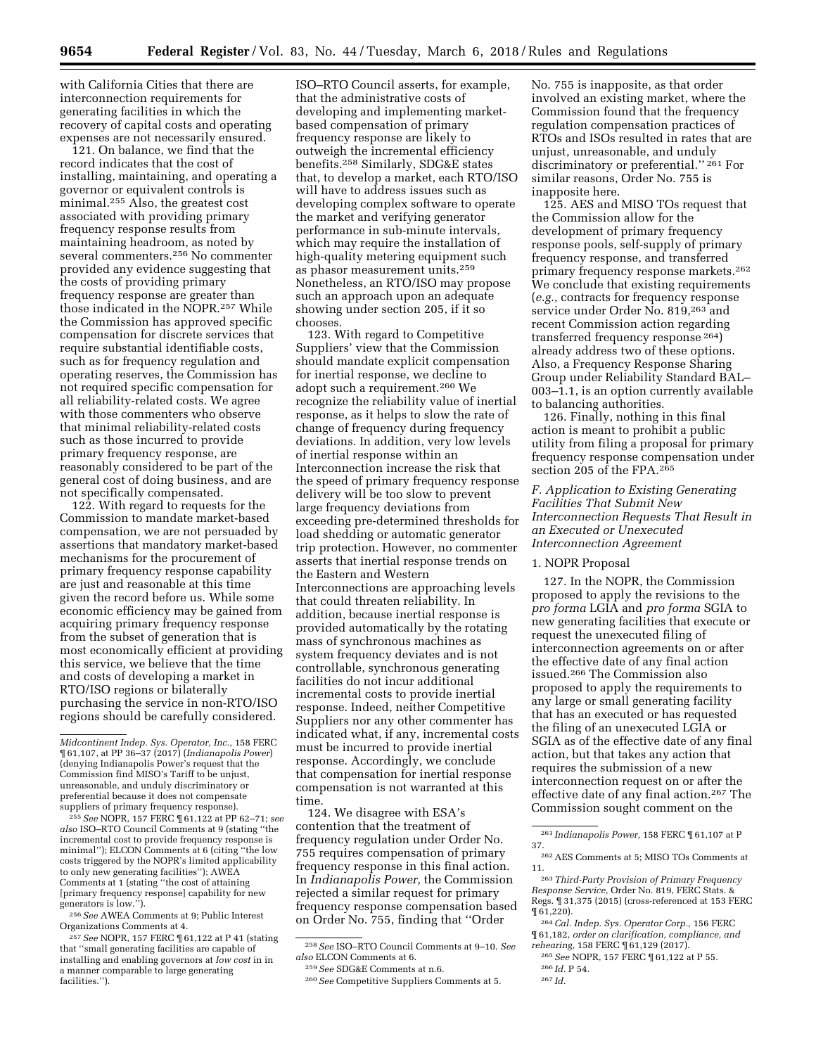with California Cities that there are interconnection requirements for generating facilities in which the recovery of capital costs and operating expenses are not necessarily ensured.

121. On balance, we find that the record indicates that the cost of installing, maintaining, and operating a governor or equivalent controls is minimal.[255] Also, the greatest cost associated with providing primary frequency response results from maintaining headroom, as noted by several commenters.[256] No commenter provided any evidence suggesting that the costs of providing primary frequency response are greater than those indicated in the NOPR.[257] While the Commission has approved specific compensation for discrete services that require substantial identifiable costs, such as for frequency regulation and operating reserves, the Commission has not required specific compensation for all reliability-related costs. We agree with those commenters who observe that minimal reliability-related costs such as those incurred to provide primary frequency response, are reasonably considered to be part of the general cost of doing business, and are not specifically compensated.

122. With regard to requests for the Commission to mandate market-based compensation, we are not persuaded by assertions that mandatory market-based mechanisms for the procurement of primary frequency response capability are just and reasonable at this time given the record before us. While some economic efficiency may be gained from acquiring primary frequency response from the subset of generation that is most economically efficient at providing this service, we believe that the time and costs of developing a market in RTO/ISO regions or bilaterally purchasing the service in non-RTO/ISO regions should be carefully considered. ISO–RTO Council asserts, for example, that the administrative costs of developing and implementing market-based compensation of primary frequency response are likely to outweigh the incremental efficiency benefits.[258] Similarly, SDG&E states that, to develop a market, each RTO/ISO will have to address issues such as developing complex software to operate the market and verifying generator performance in sub-minute intervals, which may require the installation of high-quality metering equipment such as phasor measurement units.[259] Nonetheless, an RTO/ISO may propose such an approach upon an adequate showing under section 205, if it so chooses.

123. With regard to Competitive Suppliers' view that the Commission should mandate explicit compensation for inertial response, we decline to adopt such a requirement.[260] We recognize the reliability value of inertial response, as it helps to slow the rate of change of frequency during frequency deviations. In addition, very low levels of inertial response within an Interconnection increase the risk that the speed of primary frequency response delivery will be too slow to prevent large frequency deviations from exceeding pre-determined thresholds for load shedding or automatic generator trip protection. However, no commenter asserts that inertial response trends on the Eastern and Western Interconnections are approaching levels that could threaten reliability. In addition, because inertial response is provided automatically by the rotating mass of synchronous machines as system frequency deviates and is not controllable, synchronous generating facilities do not incur additional incremental costs to provide inertial response. Indeed, neither Competitive Suppliers nor any other commenter has indicated what, if any, incremental costs must be incurred to provide inertial response. Accordingly, we conclude that compensation for inertial response compensation is not warranted at this time.

124. We disagree with ESA's contention that the treatment of frequency regulation under Order No. 755 requires compensation of primary frequency response in this final action. In *Indianapolis Power,* the Commission rejected a similar request for primary frequency response compensation based on Order No. 755, finding that "Order No. 755 is inapposite, as that order involved an existing market, where the Commission found that the frequency regulation compensation practices of RTOs and ISOs resulted in rates that are unjust, unreasonable, and unduly discriminatory or preferential."[261] For similar reasons, Order No. 755 is inapposite here.

125. AES and MISO TOs request that the Commission allow for the development of primary frequency response pools, self-supply of primary frequency response, and transferred primary frequency response markets.[262] We conclude that existing requirements (*e.g.,* contracts for frequency response service under Order No. 819,[263] and recent Commission action regarding transferred frequency response[264]) already address two of these options. Also, a Frequency Response Sharing Group under Reliability Standard BAL–003–1.1, is an option currently available to balancing authorities.

126. Finally, nothing in this final action is meant to prohibit a public utility from filing a proposal for primary frequency response compensation under section 205 of the FPA.[265]

### *F. Application to Existing Generating Facilities That Submit New Interconnection Requests That Result in an Executed or Unexecuted Interconnection Agreement*

#### 1. NOPR Proposal

127. In the NOPR, the Commission proposed to apply the revisions to the *pro forma* LGIA and *pro forma* SGIA to new generating facilities that execute or request the unexecuted filing of interconnection agreements on or after the effective date of any final action issued.[266] The Commission also proposed to apply the requirements to any large or small generating facility that has an executed or has requested the filing of an unexecuted LGIA or SGIA as of the effective date of any final action, but that takes any action that requires the submission of a new interconnection request on or after the effective date of any final action.[267] The Commission sought comment on the

---

*Midcontinent Indep. Sys. Operator, Inc.,* 158 FERC ¶ 61,107, at PP 36–37 (2017) (*Indianapolis Power*) (denying Indianapolis Power's request that the Commission find MISO's Tariff to be unjust, unreasonable, and unduly discriminatory or preferential because it does not compensate suppliers of primary frequency response).

[255] *See* NOPR, 157 FERC ¶ 61,122 at PP 62–71; *see also* ISO–RTO Council Comments at 9 (stating "the incremental cost to provide frequency response is minimal"); ELCON Comments at 6 (citing "the low costs triggered by the NOPR's limited applicability to only new generating facilities"); AWEA Comments at 1 (stating "the cost of attaining [primary frequency response] capability for new generators is low.").

[256] *See* AWEA Comments at 9; Public Interest Organizations Comments at 4.

[257] *See* NOPR, 157 FERC ¶ 61,122 at P 41 (stating that "small generating facilities are capable of installing and enabling governors at *low cost* in in a manner comparable to large generating facilities.").

[258] *See* ISO–RTO Council Comments at 9–10. *See also* ELCON Comments at 6.

[259] *See* SDG&E Comments at n.6.

[260] *See* Competitive Suppliers Comments at 5.

[261] *Indianapolis Power,* 158 FERC ¶ 61,107 at P 37.

[262] AES Comments at 5; MISO TOs Comments at 11.

[263] *Third-Party Provision of Primary Frequency Response Service,* Order No. 819, FERC Stats. & Regs. ¶ 31,375 (2015) (cross-referenced at 153 FERC ¶ 61,220).

[264] *Cal. Indep. Sys. Operator Corp.,* 156 FERC ¶ 61,182, *order on clarification, compliance, and rehearing,* 158 FERC ¶ 61,129 (2017).

[265] *See* NOPR, 157 FERC ¶ 61,122 at P 55.

[266] *Id.* P 54.

[267] *Id.*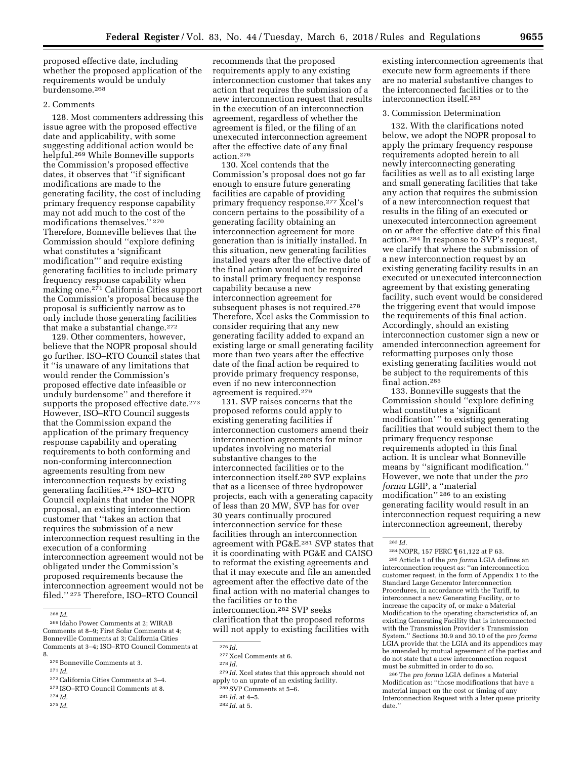proposed effective date, including whether the proposed application of the requirements would be unduly burdensome.[268]

2. Comments

128. Most commenters addressing this issue agree with the proposed effective date and applicability, with some suggesting additional action would be helpful.[269] While Bonneville supports the Commission's proposed effective dates, it observes that ''if significant modifications are made to the generating facility, the cost of including primary frequency response capability may not add much to the cost of the modifications themselves.'' [270] Therefore, Bonneville believes that the Commission should ''explore defining what constitutes a 'significant modification''' and require existing generating facilities to include primary frequency response capability when making one.[271] California Cities support the Commission's proposal because the proposal is sufficiently narrow as to only include those generating facilities that make a substantial change.[272]

129. Other commenters, however, believe that the NOPR proposal should go further. ISO–RTO Council states that it ''is unaware of any limitations that would render the Commission's proposed effective date infeasible or unduly burdensome'' and therefore it supports the proposed effective date.[273] However, ISO–RTO Council suggests that the Commission expand the application of the primary frequency response capability and operating requirements to both conforming and non-conforming interconnection agreements resulting from new interconnection requests by existing generating facilities.[274] ISO–RTO Council explains that under the NOPR proposal, an existing interconnection customer that ''takes an action that requires the submission of a new interconnection request resulting in the execution of a conforming interconnection agreement would not be obligated under the Commission's proposed requirements because the interconnection agreement would not be filed.'' [275] Therefore, ISO–RTO Council recommends that the proposed requirements apply to any existing interconnection customer that takes any action that requires the submission of a new interconnection request that results in the execution of an interconnection agreement, regardless of whether the agreement is filed, or the filing of an unexecuted interconnection agreement after the effective date of any final action.[276]

130. Xcel contends that the Commission's proposal does not go far enough to ensure future generating facilities are capable of providing primary frequency response.[277] Xcel's concern pertains to the possibility of a generating facility obtaining an interconnection agreement for more generation than is initially installed. In this situation, new generating facilities installed years after the effective date of the final action would not be required to install primary frequency response capability because a new interconnection agreement for subsequent phases is not required.[278] Therefore, Xcel asks the Commission to consider requiring that any new generating facility added to expand an existing large or small generating facility more than two years after the effective date of the final action be required to provide primary frequency response, even if no new interconnection agreement is required.[279]

131. SVP raises concerns that the proposed reforms could apply to existing generating facilities if interconnection customers amend their interconnection agreements for minor updates involving no material substantive changes to the interconnected facilities or to the interconnection itself.[280] SVP explains that as a licensee of three hydropower projects, each with a generating capacity of less than 20 MW, SVP has for over 30 years continually procured interconnection service for these facilities through an interconnection agreement with PG&E.[281] SVP states that it is coordinating with PG&E and CAISO to reformat the existing agreements and that it may execute and file an amended agreement after the effective date of the final action with no material changes to the facilities or to the interconnection.[282] SVP seeks clarification that the proposed reforms will not apply to existing facilities with existing interconnection agreements that execute new form agreements if there are no material substantive changes to the interconnected facilities or to the interconnection itself.[283]

3. Commission Determination

132. With the clarifications noted below, we adopt the NOPR proposal to apply the primary frequency response requirements adopted herein to all newly interconnecting generating facilities as well as to all existing large and small generating facilities that take any action that requires the submission of a new interconnection request that results in the filing of an executed or unexecuted interconnection agreement on or after the effective date of this final action.[284] In response to SVP's request, we clarify that where the submission of a new interconnection request by an existing generating facility results in an executed or unexecuted interconnection agreement by that existing generating facility, such event would be considered the triggering event that would impose the requirements of this final action. Accordingly, should an existing interconnection customer sign a new or amended interconnection agreement for reformatting purposes only those existing generating facilities would not be subject to the requirements of this final action.[285]

133. Bonneville suggests that the Commission should ''explore defining what constitutes a 'significant modification' '' to existing generating facilities that would subject them to the primary frequency response requirements adopted in this final action. It is unclear what Bonneville means by ''significant modification.'' However, we note that under the *pro forma* LGIP, a ''material modification'' [286] to an existing generating facility would result in an interconnection request requiring a new interconnection agreement, thereby

---

[268] *Id.*

[269] Idaho Power Comments at 2; WIRAB Comments at 8–9; First Solar Comments at 4; Bonneville Comments at 3; California Cities Comments at 3–4; ISO–RTO Council Comments at 8.

[270] Bonneville Comments at 3.

[271] *Id.*

[272] California Cities Comments at 3–4.

[273] ISO–RTO Council Comments at 8.

[274] *Id.*

[275] *Id.*

[276] *Id.*

[277] Xcel Comments at 6.

[278] *Id.*

[279] *Id.* Xcel states that this approach should not apply to an uprate of an existing facility.

[280] SVP Comments at 5–6.

[281] *Id.* at 4–5.

[282] *Id.* at 5.

[283] *Id.*

[284] NOPR, 157 FERC ¶ 61,122 at P 63.

[285] Article 1 of the *pro forma* LGIA defines an interconnection request as: ''an interconnection customer request, in the form of Appendix 1 to the Standard Large Generator Interconnection Procedures, in accordance with the Tariff, to interconnect a new Generating Facility, or to increase the capacity of, or make a Material Modification to the operating characteristics of, an existing Generating Facility that is interconnected with the Transmission Provider's Transmission System.'' Sections 30.9 and 30.10 of the *pro forma* LGIA provide that the LGIA and its appendices may be amended by mutual agreement of the parties and do not state that a new interconnection request must be submitted in order to do so.

[286] The *pro forma* LGIA defines a Material Modification as: ''those modifications that have a material impact on the cost or timing of any Interconnection Request with a later queue priority date.''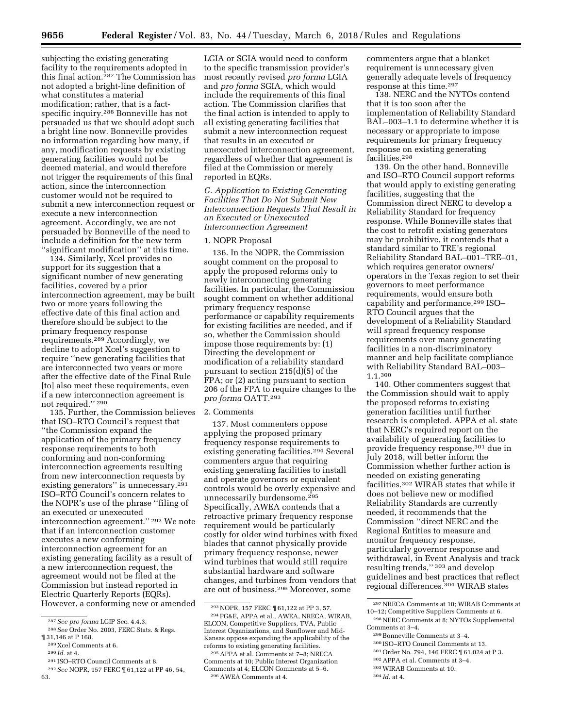subjecting the existing generating facility to the requirements adopted in this final action.[287] The Commission has not adopted a bright-line definition of what constitutes a material modification; rather, that is a fact-specific inquiry.[288] Bonneville has not persuaded us that we should adopt such a bright line now. Bonneville provides no information regarding how many, if any, modification requests by existing generating facilities would not be deemed material, and would therefore not trigger the requirements of this final action, since the interconnection customer would not be required to submit a new interconnection request or execute a new interconnection agreement. Accordingly, we are not persuaded by Bonneville of the need to include a definition for the new term ''significant modification'' at this time.

134. Similarly, Xcel provides no support for its suggestion that a significant number of new generating facilities, covered by a prior interconnection agreement, may be built two or more years following the effective date of this final action and therefore should be subject to the primary frequency response requirements.[289] Accordingly, we decline to adopt Xcel's suggestion to require ''new generating facilities that are interconnected two years or more after the effective date of the Final Rule [to] also meet these requirements, even if a new interconnection agreement is not required.''[290]

135. Further, the Commission believes that ISO–RTO Council's request that ''the Commission expand the application of the primary frequency response requirements to both conforming and non-conforming interconnection agreements resulting from new interconnection requests by existing generators'' is unnecessary.[291] ISO–RTO Council's concern relates to the NOPR's use of the phrase ''filing of an executed or unexecuted interconnection agreement.''[292] We note that if an interconnection customer executes a new conforming interconnection agreement for an existing generating facility as a result of a new interconnection request, the agreement would not be filed at the Commission but instead reported in Electric Quarterly Reports (EQRs). However, a conforming new or amended LGIA or SGIA would need to conform to the specific transmission provider's most recently revised *pro forma* LGIA and *pro forma* SGIA, which would include the requirements of this final action. The Commission clarifies that the final action is intended to apply to all existing generating facilities that submit a new interconnection request that results in an executed or unexecuted interconnection agreement, regardless of whether that agreement is filed at the Commission or merely reported in EQRs.

*G. Application to Existing Generating Facilities That Do Not Submit New Interconnection Requests That Result in an Executed or Unexecuted Interconnection Agreement*

1. NOPR Proposal

136. In the NOPR, the Commission sought comment on the proposal to apply the proposed reforms only to newly interconnecting generating facilities. In particular, the Commission sought comment on whether additional primary frequency response performance or capability requirements for existing facilities are needed, and if so, whether the Commission should impose those requirements by: (1) Directing the development or modification of a reliability standard pursuant to section 215(d)(5) of the FPA; or (2) acting pursuant to section 206 of the FPA to require changes to the *pro forma* OATT.[293]

2. Comments

137. Most commenters oppose applying the proposed primary frequency response requirements to existing generating facilities.[294] Several commenters argue that requiring existing generating facilities to install and operate governors or equivalent controls would be overly expensive and unnecessarily burdensome.[295] Specifically, AWEA contends that a retroactive primary frequency response requirement would be particularly costly for older wind turbines with fixed blades that cannot physically provide primary frequency response, newer wind turbines that would still require substantial hardware and software changes, and turbines from vendors that are out of business.[296] Moreover, some commenters argue that a blanket requirement is unnecessary given generally adequate levels of frequency response at this time.[297]

138. NERC and the NYTOs contend that it is too soon after the implementation of Reliability Standard BAL–003–1.1 to determine whether it is necessary or appropriate to impose requirements for primary frequency response on existing generating facilities.[298]

139. On the other hand, Bonneville and ISO–RTO Council support reforms that would apply to existing generating facilities, suggesting that the Commission direct NERC to develop a Reliability Standard for frequency response. While Bonneville states that the cost to retrofit existing generators may be prohibitive, it contends that a standard similar to TRE's regional Reliability Standard BAL–001–TRE–01, which requires generator owners/operators in the Texas region to set their governors to meet performance requirements, would ensure both capability and performance.[299] ISO–RTO Council argues that the development of a Reliability Standard will spread frequency response requirements over many generating facilities in a non-discriminatory manner and help facilitate compliance with Reliability Standard BAL–003–1.1.[300]

140. Other commenters suggest that the Commission should wait to apply the proposed reforms to existing generation facilities until further research is completed. APPA et al. state that NERC's required report on the availability of generating facilities to provide frequency response,[301] due in July 2018, will better inform the Commission whether further action is needed on existing generating facilities.[302] WIRAB states that while it does not believe new or modified Reliability Standards are currently needed, it recommends that the Commission ''direct NERC and the Regional Entities to measure and monitor frequency response, particularly governor response and withdrawal, in Event Analysis and track resulting trends,''[303] and develop guidelines and best practices that reflect regional differences.[304] WIRAB states

---

[287] *See pro forma* LGIP Sec. 4.4.3.

[288] *See* Order No. 2003, FERC Stats. & Regs. ¶ 31,146 at P 168.

[289] Xcel Comments at 6.

[290] *Id.* at 4.

[291] ISO–RTO Council Comments at 8.

[292] *See* NOPR, 157 FERC ¶ 61,122 at PP 46, 54, 63.

[293] NOPR, 157 FERC ¶ 61,122 at PP 3, 57.

[294] PG&E, APPA et al., AWEA, NRECA, WIRAB, ELCON, Competitive Suppliers, TVA, Public Interest Organizations, and Sunflower and Mid-Kansas oppose expanding the applicability of the reforms to existing generating facilities.

[295] APPA et al. Comments at 7–8; NRECA Comments at 10; Public Interest Organization Comments at 4; ELCON Comments at 5–6.

[296] AWEA Comments at 4.

[297] NRECA Comments at 10; WIRAB Comments at 10–12; Competitive Suppliers Comments at 6.

[298] NERC Comments at 8; NYTOs Supplemental Comments at 3–4.

[299] Bonneville Comments at 3–4.

[300] ISO–RTO Council Comments at 13.

[301] Order No. 794, 146 FERC ¶ 61,024 at P 3.

[302] APPA et al. Comments at 3–4.

[303] WIRAB Comments at 10.

[304] *Id.* at 4.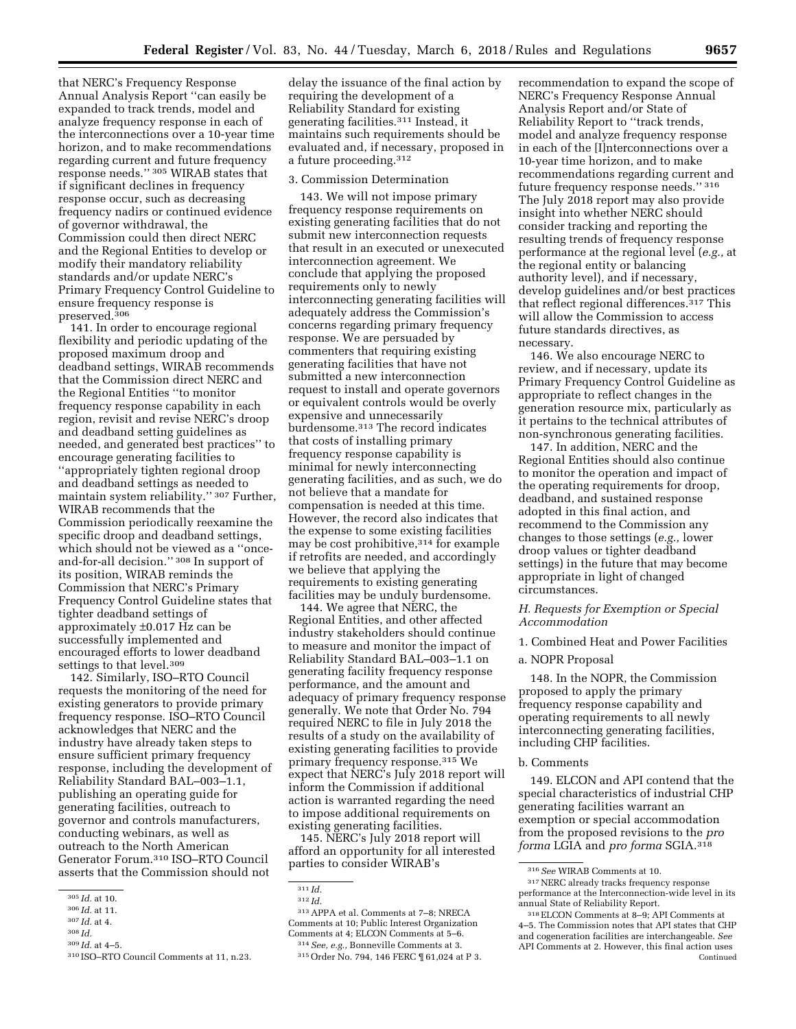that NERC's Frequency Response Annual Analysis Report ''can easily be expanded to track trends, model and analyze frequency response in each of the interconnections over a 10-year time horizon, and to make recommendations regarding current and future frequency response needs.'' [305] WIRAB states that if significant declines in frequency response occur, such as decreasing frequency nadirs or continued evidence of governor withdrawal, the Commission could then direct NERC and the Regional Entities to develop or modify their mandatory reliability standards and/or update NERC's Primary Frequency Control Guideline to ensure frequency response is preserved.[306]

141. In order to encourage regional flexibility and periodic updating of the proposed maximum droop and deadband settings, WIRAB recommends that the Commission direct NERC and the Regional Entities ''to monitor frequency response capability in each region, revisit and revise NERC's droop and deadband setting guidelines as needed, and generated best practices'' to encourage generating facilities to ''appropriately tighten regional droop and deadband settings as needed to maintain system reliability.'' [307] Further, WIRAB recommends that the Commission periodically reexamine the specific droop and deadband settings, which should not be viewed as a ''once-and-for-all decision.'' [308] In support of its position, WIRAB reminds the Commission that NERC's Primary Frequency Control Guideline states that tighter deadband settings of approximately ±0.017 Hz can be successfully implemented and encouraged efforts to lower deadband settings to that level.[309]

142. Similarly, ISO–RTO Council requests the monitoring of the need for existing generators to provide primary frequency response. ISO–RTO Council acknowledges that NERC and the industry have already taken steps to ensure sufficient primary frequency response, including the development of Reliability Standard BAL–003–1.1, publishing an operating guide for generating facilities, outreach to governor and controls manufacturers, conducting webinars, as well as outreach to the North American Generator Forum.[310] ISO–RTO Council asserts that the Commission should not delay the issuance of the final action by requiring the development of a Reliability Standard for existing generating facilities.[311] Instead, it maintains such requirements should be evaluated and, if necessary, proposed in a future proceeding.[312]

3. Commission Determination

143. We will not impose primary frequency response requirements on existing generating facilities that do not submit new interconnection requests that result in an executed or unexecuted interconnection agreement. We conclude that applying the proposed requirements only to newly interconnecting generating facilities will adequately address the Commission's concerns regarding primary frequency response. We are persuaded by commenters that requiring existing generating facilities that have not submitted a new interconnection request to install and operate governors or equivalent controls would be overly expensive and unnecessarily burdensome.[313] The record indicates that costs of installing primary frequency response capability is minimal for newly interconnecting generating facilities, and as such, we do not believe that a mandate for compensation is needed at this time. However, the record also indicates that the expense to some existing facilities may be cost prohibitive,[314] for example if retrofits are needed, and accordingly we believe that applying the requirements to existing generating facilities may be unduly burdensome.

144. We agree that NERC, the Regional Entities, and other affected industry stakeholders should continue to measure and monitor the impact of Reliability Standard BAL–003–1.1 on generating facility frequency response performance, and the amount and adequacy of primary frequency response generally. We note that Order No. 794 required NERC to file in July 2018 the results of a study on the availability of existing generating facilities to provide primary frequency response.[315] We expect that NERC's July 2018 report will inform the Commission if additional action is warranted regarding the need to impose additional requirements on existing generating facilities.

145. NERC's July 2018 report will afford an opportunity for all interested parties to consider WIRAB's recommendation to expand the scope of NERC's Frequency Response Annual Analysis Report and/or State of Reliability Report to ''track trends, model and analyze frequency response in each of the [I]nterconnections over a 10-year time horizon, and to make recommendations regarding current and future frequency response needs.'' [316] The July 2018 report may also provide insight into whether NERC should consider tracking and reporting the resulting trends of frequency response performance at the regional level (*e.g.,* at the regional entity or balancing authority level), and if necessary, develop guidelines and/or best practices that reflect regional differences.[317] This will allow the Commission to access future standards directives, as necessary.

146. We also encourage NERC to review, and if necessary, update its Primary Frequency Control Guideline as appropriate to reflect changes in the generation resource mix, particularly as it pertains to the technical attributes of non-synchronous generating facilities.

147. In addition, NERC and the Regional Entities should also continue to monitor the operation and impact of the operating requirements for droop, deadband, and sustained response adopted in this final action, and recommend to the Commission any changes to those settings (*e.g.,* lower droop values or tighter deadband settings) in the future that may become appropriate in light of changed circumstances.

## *H. Requests for Exemption or Special Accommodation*

1. Combined Heat and Power Facilities

a. NOPR Proposal

148. In the NOPR, the Commission proposed to apply the primary frequency response capability and operating requirements to all newly interconnecting generating facilities, including CHP facilities.

b. Comments

149. ELCON and API contend that the special characteristics of industrial CHP generating facilities warrant an exemption or special accommodation from the proposed revisions to the *pro forma* LGIA and *pro forma* SGIA.[318]

---

[305] *Id.* at 10.

[306] *Id.* at 11.

[307] *Id.* at 4.

[308] *Id.*

[309] *Id.* at 4–5.

[310] ISO–RTO Council Comments at 11, n.23.

[311] *Id.*

[312] *Id.*

[313] APPA et al. Comments at 7–8; NRECA Comments at 10; Public Interest Organization Comments at 4; ELCON Comments at 5–6.

[314] *See, e.g.,* Bonneville Comments at 3.

[315] Order No. 794, 146 FERC ¶ 61,024 at P 3.

[316] *See* WIRAB Comments at 10.

[317] NERC already tracks frequency response performance at the Interconnection-wide level in its annual State of Reliability Report.

[318] ELCON Comments at 8–9; API Comments at 4–5. The Commission notes that API states that CHP and cogeneration facilities are interchangeable. *See* API Comments at 2. However, this final action uses Continued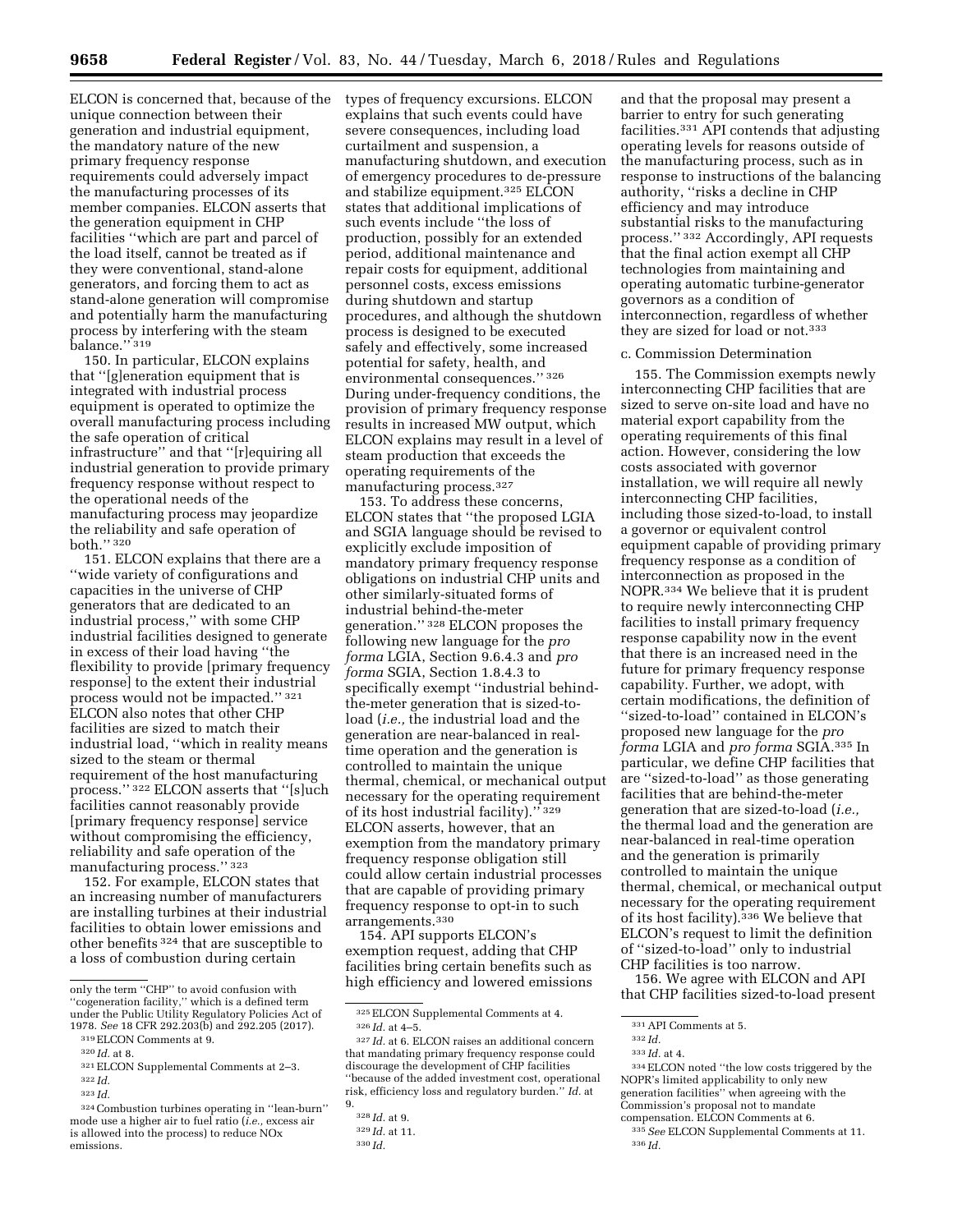ELCON is concerned that, because of the unique connection between their generation and industrial equipment, the mandatory nature of the new primary frequency response requirements could adversely impact the manufacturing processes of its member companies. ELCON asserts that the generation equipment in CHP facilities "which are part and parcel of the load itself, cannot be treated as if they were conventional, stand-alone generators, and forcing them to act as stand-alone generation will compromise and potentially harm the manufacturing process by interfering with the steam balance." [319]

150. In particular, ELCON explains that "[g]eneration equipment that is integrated with industrial process equipment is operated to optimize the overall manufacturing process including the safe operation of critical infrastructure" and that "[r]equiring all industrial generation to provide primary frequency response without respect to the operational needs of the manufacturing process may jeopardize the reliability and safe operation of both." [320]

151. ELCON explains that there are a "wide variety of configurations and capacities in the universe of CHP generators that are dedicated to an industrial process," with some CHP industrial facilities designed to generate in excess of their load having "the flexibility to provide [primary frequency response] to the extent their industrial process would not be impacted." [321] ELCON also notes that other CHP facilities are sized to match their industrial load, "which in reality means sized to the steam or thermal requirement of the host manufacturing process." [322] ELCON asserts that "[s]uch facilities cannot reasonably provide [primary frequency response] service without compromising the efficiency, reliability and safe operation of the manufacturing process." [323]

152. For example, ELCON states that an increasing number of manufacturers are installing turbines at their industrial facilities to obtain lower emissions and other benefits [324] that are susceptible to a loss of combustion during certain types of frequency excursions. ELCON explains that such events could have severe consequences, including load curtailment and suspension, a manufacturing shutdown, and execution of emergency procedures to de-pressure and stabilize equipment.[325] ELCON states that additional implications of such events include "the loss of production, possibly for an extended period, additional maintenance and repair costs for equipment, additional personnel costs, excess emissions during shutdown and startup procedures, and although the shutdown process is designed to be executed safely and effectively, some increased potential for safety, health, and environmental consequences." [326] During under-frequency conditions, the provision of primary frequency response results in increased MW output, which ELCON explains may result in a level of steam production that exceeds the operating requirements of the manufacturing process.[327]

153. To address these concerns, ELCON states that "the proposed LGIA and SGIA language should be revised to explicitly exclude imposition of mandatory primary frequency response obligations on industrial CHP units and other similarly-situated forms of industrial behind-the-meter generation." [328] ELCON proposes the following new language for the *pro forma* LGIA, Section 9.6.4.3 and *pro forma* SGIA, Section 1.8.4.3 to specifically exempt "industrial behind-the-meter generation that is sized-to-load (*i.e.,* the industrial load and the generation are near-balanced in real-time operation and the generation is controlled to maintain the unique thermal, chemical, or mechanical output necessary for the operating requirement of its host industrial facility)." [329] ELCON asserts, however, that an exemption from the mandatory primary frequency response obligation still could allow certain industrial processes that are capable of providing primary frequency response to opt-in to such arrangements.[330]

154. API supports ELCON's exemption request, adding that CHP facilities bring certain benefits such as high efficiency and lowered emissions and that the proposal may present a barrier to entry for such generating facilities.[331] API contends that adjusting operating levels for reasons outside of the manufacturing process, such as in response to instructions of the balancing authority, "risks a decline in CHP efficiency and may introduce substantial risks to the manufacturing process." [332] Accordingly, API requests that the final action exempt all CHP technologies from maintaining and operating automatic turbine-generator governors as a condition of interconnection, regardless of whether they are sized for load or not.[333]

c. Commission Determination

155. The Commission exempts newly interconnecting CHP facilities that are sized to serve on-site load and have no material export capability from the operating requirements of this final action. However, considering the low costs associated with governor installation, we will require all newly interconnecting CHP facilities, including those sized-to-load, to install a governor or equivalent control equipment capable of providing primary frequency response as a condition of interconnection as proposed in the NOPR.[334] We believe that it is prudent to require newly interconnecting CHP facilities to install primary frequency response capability now in the event that there is an increased need in the future for primary frequency response capability. Further, we adopt, with certain modifications, the definition of "sized-to-load" contained in ELCON's proposed new language for the *pro forma* LGIA and *pro forma* SGIA.[335] In particular, we define CHP facilities that are "sized-to-load" as those generating facilities that are behind-the-meter generation that are sized-to-load (*i.e.,* the thermal load and the generation are near-balanced in real-time operation and the generation is primarily controlled to maintain the unique thermal, chemical, or mechanical output necessary for the operating requirement of its host facility).[336] We believe that ELCON's request to limit the definition of "sized-to-load" only to industrial CHP facilities is too narrow.

156. We agree with ELCON and API that CHP facilities sized-to-load present

---

only the term "CHP" to avoid confusion with "cogeneration facility," which is a defined term under the Public Utility Regulatory Policies Act of 1978. *See* 18 CFR 292.203(b) and 292.205 (2017).

[319] ELCON Comments at 9.

[320] *Id.* at 8.

[321] ELCON Supplemental Comments at 2–3.

[322] *Id.*

[323] *Id.*

[324] Combustion turbines operating in "lean-burn" mode use a higher air to fuel ratio (*i.e.,* excess air is allowed into the process) to reduce NOx emissions.

[325] ELCON Supplemental Comments at 4.

[326] *Id.* at 4–5.

[327] *Id.* at 6. ELCON raises an additional concern that mandating primary frequency response could discourage the development of CHP facilities "because of the added investment cost, operational risk, efficiency loss and regulatory burden." *Id.* at 9.

[328] *Id.* at 9.

[329] *Id.* at 11.

[330] *Id.*

[331] API Comments at 5.

[332] *Id.*

[333] *Id.* at 4.

[334] ELCON noted "the low costs triggered by the NOPR's limited applicability to only new generation facilities" when agreeing with the Commission's proposal not to mandate compensation. ELCON Comments at 6.

[335] *See* ELCON Supplemental Comments at 11.

[336] *Id.*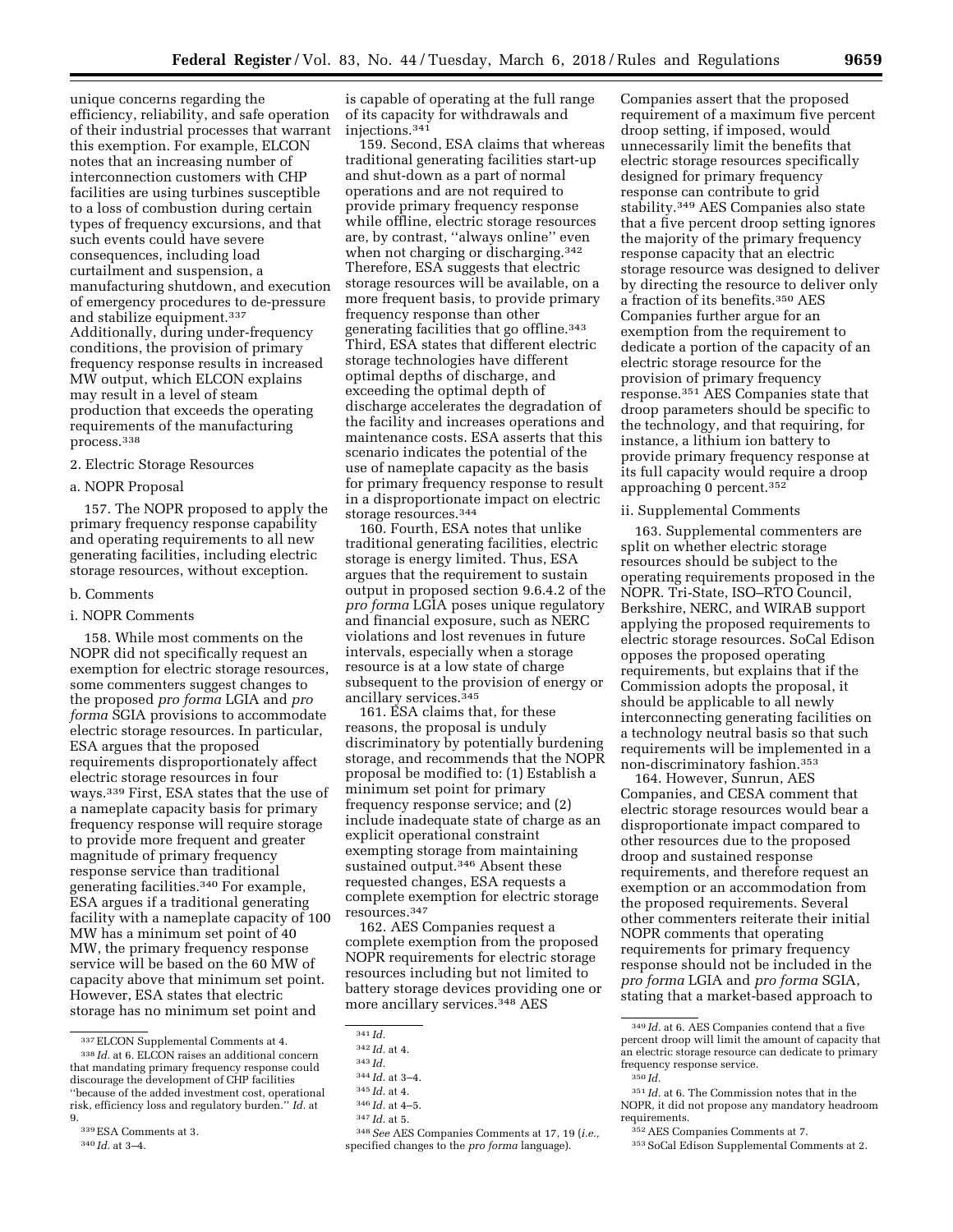unique concerns regarding the efficiency, reliability, and safe operation of their industrial processes that warrant this exemption. For example, ELCON notes that an increasing number of interconnection customers with CHP facilities are using turbines susceptible to a loss of combustion during certain types of frequency excursions, and that such events could have severe consequences, including load curtailment and suspension, a manufacturing shutdown, and execution of emergency procedures to de-pressure and stabilize equipment.[337] Additionally, during under-frequency conditions, the provision of primary frequency response results in increased MW output, which ELCON explains may result in a level of steam production that exceeds the operating requirements of the manufacturing process.[338]

### 2. Electric Storage Resources

#### a. NOPR Proposal

157. The NOPR proposed to apply the primary frequency response capability and operating requirements to all new generating facilities, including electric storage resources, without exception.

#### b. Comments

##### i. NOPR Comments

158. While most comments on the NOPR did not specifically request an exemption for electric storage resources, some commenters suggest changes to the proposed *pro forma* LGIA and *pro forma* SGIA provisions to accommodate electric storage resources. In particular, ESA argues that the proposed requirements disproportionately affect electric storage resources in four ways.[339] First, ESA states that the use of a nameplate capacity basis for primary frequency response will require storage to provide more frequent and greater magnitude of primary frequency response service than traditional generating facilities.[340] For example, ESA argues if a traditional generating facility with a nameplate capacity of 100 MW has a minimum set point of 40 MW, the primary frequency response service will be based on the 60 MW of capacity above that minimum set point. However, ESA states that electric storage has no minimum set point and is capable of operating at the full range of its capacity for withdrawals and injections.[341]

159. Second, ESA claims that whereas traditional generating facilities start-up and shut-down as a part of normal operations and are not required to provide primary frequency response while offline, electric storage resources are, by contrast, ''always online'' even when not charging or discharging.[342] Therefore, ESA suggests that electric storage resources will be available, on a more frequent basis, to provide primary frequency response than other generating facilities that go offline.[343] Third, ESA states that different electric storage technologies have different optimal depths of discharge, and exceeding the optimal depth of discharge accelerates the degradation of the facility and increases operations and maintenance costs. ESA asserts that this scenario indicates the potential of the use of nameplate capacity as the basis for primary frequency response to result in a disproportionate impact on electric storage resources.[344]

160. Fourth, ESA notes that unlike traditional generating facilities, electric storage is energy limited. Thus, ESA argues that the requirement to sustain output in proposed section 9.6.4.2 of the *pro forma* LGIA poses unique regulatory and financial exposure, such as NERC violations and lost revenues in future intervals, especially when a storage resource is at a low state of charge subsequent to the provision of energy or ancillary services.[345]

161. ESA claims that, for these reasons, the proposal is unduly discriminatory by potentially burdening storage, and recommends that the NOPR proposal be modified to: (1) Establish a minimum set point for primary frequency response service; and (2) include inadequate state of charge as an explicit operational constraint exempting storage from maintaining sustained output.[346] Absent these requested changes, ESA requests a complete exemption for electric storage resources.[347]

162. AES Companies request a complete exemption from the proposed NOPR requirements for electric storage resources including but not limited to battery storage devices providing one or more ancillary services.[348] AES Companies assert that the proposed requirement of a maximum five percent droop setting, if imposed, would unnecessarily limit the benefits that electric storage resources specifically designed for primary frequency response can contribute to grid stability.[349] AES Companies also state that a five percent droop setting ignores the majority of the primary frequency response capacity that an electric storage resource was designed to deliver by directing the resource to deliver only a fraction of its benefits.[350] AES Companies further argue for an exemption from the requirement to dedicate a portion of the capacity of an electric storage resource for the provision of primary frequency response.[351] AES Companies state that droop parameters should be specific to the technology, and that requiring, for instance, a lithium ion battery to provide primary frequency response at its full capacity would require a droop approaching 0 percent.[352]

##### ii. Supplemental Comments

163. Supplemental commenters are split on whether electric storage resources should be subject to the operating requirements proposed in the NOPR. Tri-State, ISO–RTO Council, Berkshire, NERC, and WIRAB support applying the proposed requirements to electric storage resources. SoCal Edison opposes the proposed operating requirements, but explains that if the Commission adopts the proposal, it should be applicable to all newly interconnecting generating facilities on a technology neutral basis so that such requirements will be implemented in a non-discriminatory fashion.[353]

164. However, Sunrun, AES Companies, and CESA comment that electric storage resources would bear a disproportionate impact compared to other resources due to the proposed droop and sustained response requirements, and therefore request an exemption or an accommodation from the proposed requirements. Several other commenters reiterate their initial NOPR comments that operating requirements for primary frequency response should not be included in the *pro forma* LGIA and *pro forma* SGIA, stating that a market-based approach to

---

[337] ELCON Supplemental Comments at 4.

[338] *Id.* at 6. ELCON raises an additional concern that mandating primary frequency response could discourage the development of CHP facilities ''because of the added investment cost, operational risk, efficiency loss and regulatory burden.'' *Id.* at 9.

[339] ESA Comments at 3.

[340] *Id.* at 3–4.

[341] *Id.*

[342] *Id.* at 4.

[343] *Id.*

[344] *Id.* at 3–4.

[345] *Id.* at 4.

[346] *Id.* at 4–5.

[347] *Id.* at 5.

[348] *See* AES Companies Comments at 17, 19 (*i.e.,* specified changes to the *pro forma* language).

[349] *Id.* at 6. AES Companies contend that a five percent droop will limit the amount of capacity that an electric storage resource can dedicate to primary frequency response service.

[350] *Id.*

[351] *Id.* at 6. The Commission notes that in the NOPR, it did not propose any mandatory headroom requirements.

[352] AES Companies Comments at 7.

[353] SoCal Edison Supplemental Comments at 2.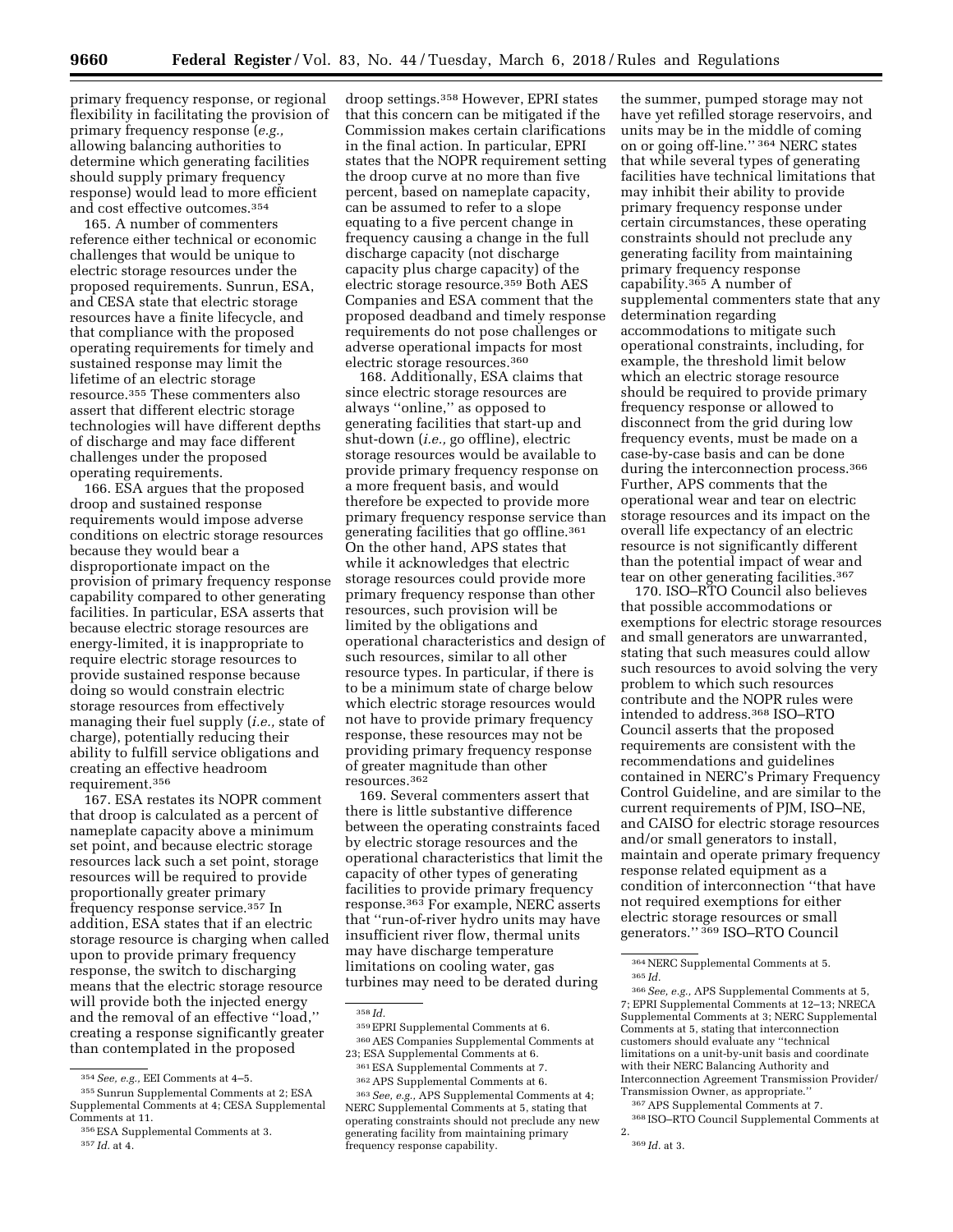primary frequency response, or regional flexibility in facilitating the provision of primary frequency response (*e.g.,* allowing balancing authorities to determine which generating facilities should supply primary frequency response) would lead to more efficient and cost effective outcomes.[354]

165. A number of commenters reference either technical or economic challenges that would be unique to electric storage resources under the proposed requirements. Sunrun, ESA, and CESA state that electric storage resources have a finite lifecycle, and that compliance with the proposed operating requirements for timely and sustained response may limit the lifetime of an electric storage resource.[355] These commenters also assert that different electric storage technologies will have different depths of discharge and may face different challenges under the proposed operating requirements.

166. ESA argues that the proposed droop and sustained response requirements would impose adverse conditions on electric storage resources because they would bear a disproportionate impact on the provision of primary frequency response capability compared to other generating facilities. In particular, ESA asserts that because electric storage resources are energy-limited, it is inappropriate to require electric storage resources to provide sustained response because doing so would constrain electric storage resources from effectively managing their fuel supply (*i.e.,* state of charge), potentially reducing their ability to fulfill service obligations and creating an effective headroom requirement.[356]

167. ESA restates its NOPR comment that droop is calculated as a percent of nameplate capacity above a minimum set point, and because electric storage resources lack such a set point, storage resources will be required to provide proportionally greater primary frequency response service.[357] In addition, ESA states that if an electric storage resource is charging when called upon to provide primary frequency response, the switch to discharging means that the electric storage resource will provide both the injected energy and the removal of an effective "load," creating a response significantly greater than contemplated in the proposed droop settings.[358] However, EPRI states that this concern can be mitigated if the Commission makes certain clarifications in the final action. In particular, EPRI states that the NOPR requirement setting the droop curve at no more than five percent, based on nameplate capacity, can be assumed to refer to a slope equating to a five percent change in frequency causing a change in the full discharge capacity (not discharge capacity plus charge capacity) of the electric storage resource.[359] Both AES Companies and ESA comment that the proposed deadband and timely response requirements do not pose challenges or adverse operational impacts for most electric storage resources.[360]

168. Additionally, ESA claims that since electric storage resources are always "online," as opposed to generating facilities that start-up and shut-down (*i.e.,* go offline), electric storage resources would be available to provide primary frequency response on a more frequent basis, and would therefore be expected to provide more primary frequency response service than generating facilities that go offline.[361] On the other hand, APS states that while it acknowledges that electric storage resources could provide more primary frequency response than other resources, such provision will be limited by the obligations and operational characteristics and design of such resources, similar to all other resource types. In particular, if there is to be a minimum state of charge below which electric storage resources would not have to provide primary frequency response, these resources may not be providing primary frequency response of greater magnitude than other resources.[362]

169. Several commenters assert that there is little substantive difference between the operating constraints faced by electric storage resources and the operational characteristics that limit the capacity of other types of generating facilities to provide primary frequency response.[363] For example, NERC asserts that "run-of-river hydro units may have insufficient river flow, thermal units may have discharge temperature limitations on cooling water, gas turbines may need to be derated during the summer, pumped storage may not have yet refilled storage reservoirs, and units may be in the middle of coming on or going off-line."[364] NERC states that while several types of generating facilities have technical limitations that may inhibit their ability to provide primary frequency response under certain circumstances, these operating constraints should not preclude any generating facility from maintaining primary frequency response capability.[365] A number of supplemental commenters state that any determination regarding accommodations to mitigate such operational constraints, including, for example, the threshold limit below which an electric storage resource should be required to provide primary frequency response or allowed to disconnect from the grid during low frequency events, must be made on a case-by-case basis and can be done during the interconnection process.[366] Further, APS comments that the operational wear and tear on electric storage resources and its impact on the overall life expectancy of an electric resource is not significantly different than the potential impact of wear and tear on other generating facilities.[367]

170. ISO–RTO Council also believes that possible accommodations or exemptions for electric storage resources and small generators are unwarranted, stating that such measures could allow such resources to avoid solving the very problem to which such resources contribute and the NOPR rules were intended to address.[368] ISO–RTO Council asserts that the proposed requirements are consistent with the recommendations and guidelines contained in NERC's Primary Frequency Control Guideline, and are similar to the current requirements of PJM, ISO–NE, and CAISO for electric storage resources and/or small generators to install, maintain and operate primary frequency response related equipment as a condition of interconnection "that have not required exemptions for either electric storage resources or small generators."[369] ISO–RTO Council

---

[354] *See, e.g.,* EEI Comments at 4–5.

[355] Sunrun Supplemental Comments at 2; ESA Supplemental Comments at 4; CESA Supplemental Comments at 11.

[356] ESA Supplemental Comments at 3.

[357] *Id.* at 4.

[358] *Id.*

[359] EPRI Supplemental Comments at 6.

[360] AES Companies Supplemental Comments at 23; ESA Supplemental Comments at 6.

[361] ESA Supplemental Comments at 7.

[362] APS Supplemental Comments at 6.

[363] *See, e.g.,* APS Supplemental Comments at 4; NERC Supplemental Comments at 5, stating that operating constraints should not preclude any new generating facility from maintaining primary frequency response capability.

[364] NERC Supplemental Comments at 5.

[365] *Id.*

[366] *See, e.g.,* APS Supplemental Comments at 5, 7; EPRI Supplemental Comments at 12–13; NRECA Supplemental Comments at 3; NERC Supplemental Comments at 5, stating that interconnection customers should evaluate any "technical limitations on a unit-by-unit basis and coordinate with their NERC Balancing Authority and Interconnection Agreement Transmission Provider/Transmission Owner, as appropriate."

[367] APS Supplemental Comments at 7.

[368] ISO–RTO Council Supplemental Comments at 2.

[369] *Id.* at 3.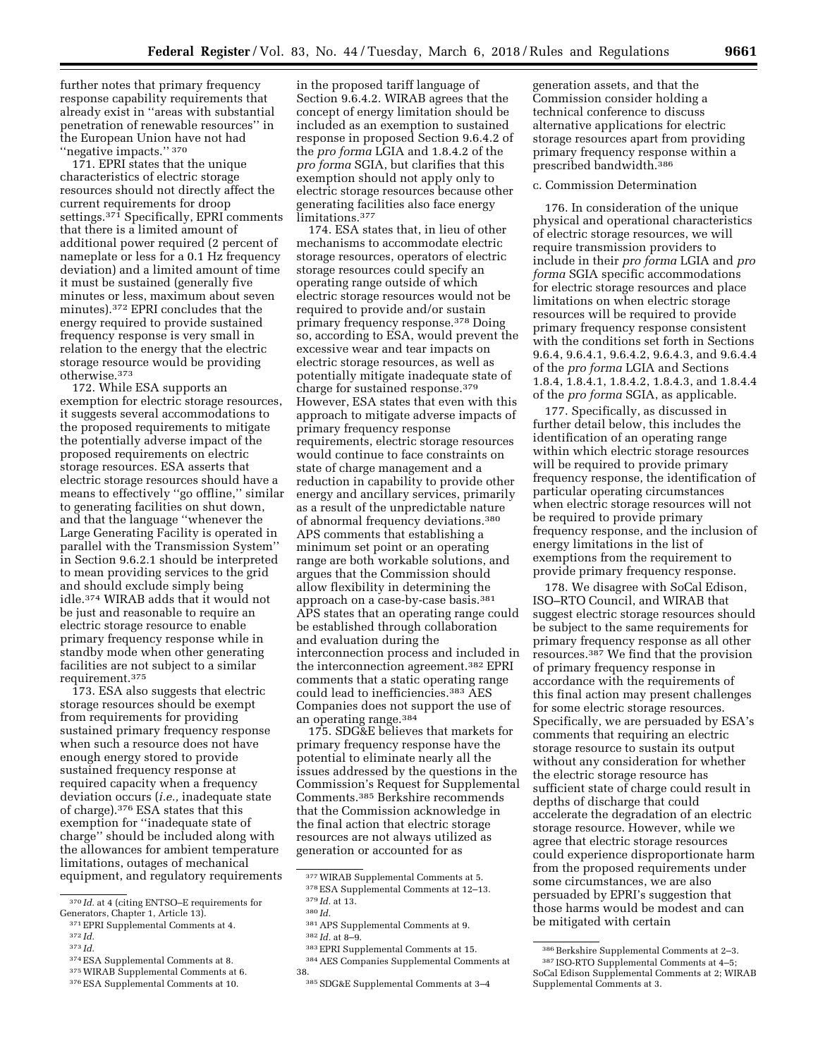further notes that primary frequency response capability requirements that already exist in "areas with substantial penetration of renewable resources" in the European Union have not had "negative impacts." [370]

171. EPRI states that the unique characteristics of electric storage resources should not directly affect the current requirements for droop settings.[371] Specifically, EPRI comments that there is a limited amount of additional power required (2 percent of nameplate or less for a 0.1 Hz frequency deviation) and a limited amount of time it must be sustained (generally five minutes or less, maximum about seven minutes).[372] EPRI concludes that the energy required to provide sustained frequency response is very small in relation to the energy that the electric storage resource would be providing otherwise.[373]

172. While ESA supports an exemption for electric storage resources, it suggests several accommodations to the proposed requirements to mitigate the potentially adverse impact of the proposed requirements on electric storage resources. ESA asserts that electric storage resources should have a means to effectively "go offline," similar to generating facilities on shut down, and that the language "whenever the Large Generating Facility is operated in parallel with the Transmission System" in Section 9.6.2.1 should be interpreted to mean providing services to the grid and should exclude simply being idle.[374] WIRAB adds that it would not be just and reasonable to require an electric storage resource to enable primary frequency response while in standby mode when other generating facilities are not subject to a similar requirement.[375]

173. ESA also suggests that electric storage resources should be exempt from requirements for providing sustained primary frequency response when such a resource does not have enough energy stored to provide sustained frequency response at required capacity when a frequency deviation occurs (*i.e.,* inadequate state of charge).[376] ESA states that this exemption for "inadequate state of charge" should be included along with the allowances for ambient temperature limitations, outages of mechanical equipment, and regulatory requirements in the proposed tariff language of Section 9.6.4.2. WIRAB agrees that the concept of energy limitation should be included as an exemption to sustained response in proposed Section 9.6.4.2 of the *pro forma* LGIA and 1.8.4.2 of the *pro forma* SGIA, but clarifies that this exemption should not apply only to electric storage resources because other generating facilities also face energy limitations.[377]

174. ESA states that, in lieu of other mechanisms to accommodate electric storage resources, operators of electric storage resources could specify an operating range outside of which electric storage resources would not be required to provide and/or sustain primary frequency response.[378] Doing so, according to ESA, would prevent the excessive wear and tear impacts on electric storage resources, as well as potentially mitigate inadequate state of charge for sustained response.[379] However, ESA states that even with this approach to mitigate adverse impacts of primary frequency response requirements, electric storage resources would continue to face constraints on state of charge management and a reduction in capability to provide other energy and ancillary services, primarily as a result of the unpredictable nature of abnormal frequency deviations.[380] APS comments that establishing a minimum set point or an operating range are both workable solutions, and argues that the Commission should allow flexibility in determining the approach on a case-by-case basis.[381] APS states that an operating range could be established through collaboration and evaluation during the interconnection process and included in the interconnection agreement.[382] EPRI comments that a static operating range could lead to inefficiencies.[383] AES Companies does not support the use of an operating range.[384]

175. SDG&E believes that markets for primary frequency response have the potential to eliminate nearly all the issues addressed by the questions in the Commission's Request for Supplemental Comments.[385] Berkshire recommends that the Commission acknowledge in the final action that electric storage resources are not always utilized as generation or accounted for as generation assets, and that the Commission consider holding a technical conference to discuss alternative applications for electric storage resources apart from providing primary frequency response within a prescribed bandwidth.[386]

c. Commission Determination

176. In consideration of the unique physical and operational characteristics of electric storage resources, we will require transmission providers to include in their *pro forma* LGIA and *pro forma* SGIA specific accommodations for electric storage resources and place limitations on when electric storage resources will be required to provide primary frequency response consistent with the conditions set forth in Sections 9.6.4, 9.6.4.1, 9.6.4.2, 9.6.4.3, and 9.6.4.4 of the *pro forma* LGIA and Sections 1.8.4, 1.8.4.1, 1.8.4.2, 1.8.4.3, and 1.8.4.4 of the *pro forma* SGIA, as applicable.

177. Specifically, as discussed in further detail below, this includes the identification of an operating range within which electric storage resources will be required to provide primary frequency response, the identification of particular operating circumstances when electric storage resources will not be required to provide primary frequency response, and the inclusion of energy limitations in the list of exemptions from the requirement to provide primary frequency response.

178. We disagree with SoCal Edison, ISO–RTO Council, and WIRAB that suggest electric storage resources should be subject to the same requirements for primary frequency response as all other resources.[387] We find that the provision of primary frequency response in accordance with the requirements of this final action may present challenges for some electric storage resources. Specifically, we are persuaded by ESA's comments that requiring an electric storage resource to sustain its output without any consideration for whether the electric storage resource has sufficient state of charge could result in depths of discharge that could accelerate the degradation of an electric storage resource. However, while we agree that electric storage resources could experience disproportionate harm from the proposed requirements under some circumstances, we are also persuaded by EPRI's suggestion that those harms would be modest and can be mitigated with certain

---

[370] *Id.* at 4 (citing ENTSO–E requirements for Generators, Chapter 1, Article 13).

[371] EPRI Supplemental Comments at 4.

[372] *Id.*

[373] *Id.*

[374] ESA Supplemental Comments at 8.

[375] WIRAB Supplemental Comments at 6.

[376] ESA Supplemental Comments at 10.

[377] WIRAB Supplemental Comments at 5.

[378] ESA Supplemental Comments at 12–13.

[379] *Id.* at 13.

[380] *Id.*

[381] APS Supplemental Comments at 9.

[382] *Id.* at 8–9.

[383] EPRI Supplemental Comments at 15.

[384] AES Companies Supplemental Comments at 38.

[385] SDG&E Supplemental Comments at 3–4

[386] Berkshire Supplemental Comments at 2–3.

[387] ISO-RTO Supplemental Comments at 4–5; SoCal Edison Supplemental Comments at 2; WIRAB Supplemental Comments at 3.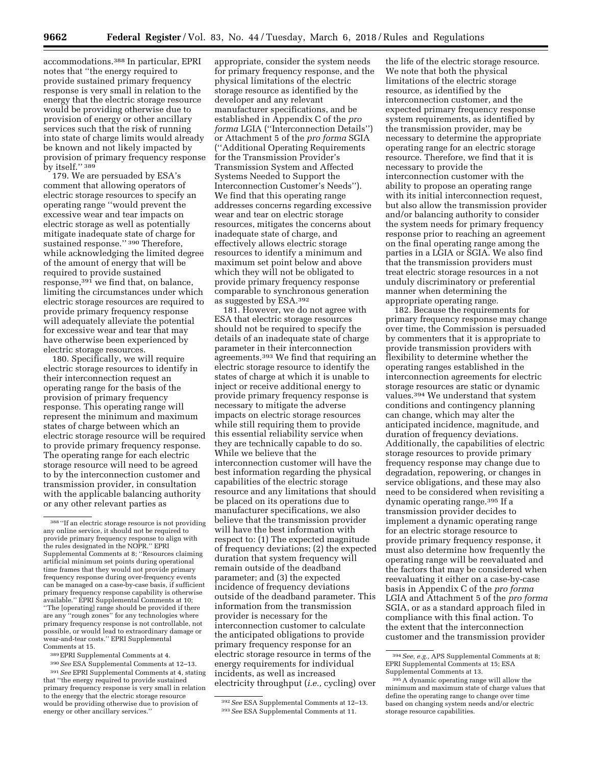accommodations.[388] In particular, EPRI notes that ''the energy required to provide sustained primary frequency response is very small in relation to the energy that the electric storage resource would be providing otherwise due to provision of energy or other ancillary services such that the risk of running into state of charge limits would already be known and not likely impacted by provision of primary frequency response by itself.'' [389]

179. We are persuaded by ESA's comment that allowing operators of electric storage resources to specify an operating range ''would prevent the excessive wear and tear impacts on electric storage as well as potentially mitigate inadequate state of charge for sustained response.'' [390] Therefore, while acknowledging the limited degree of the amount of energy that will be required to provide sustained response,[391] we find that, on balance, limiting the circumstances under which electric storage resources are required to provide primary frequency response will adequately alleviate the potential for excessive wear and tear that may have otherwise been experienced by electric storage resources.

180. Specifically, we will require electric storage resources to identify in their interconnection request an operating range for the basis of the provision of primary frequency response. This operating range will represent the minimum and maximum states of charge between which an electric storage resource will be required to provide primary frequency response. The operating range for each electric storage resource will need to be agreed to by the interconnection customer and transmission provider, in consultation with the applicable balancing authority or any other relevant parties as appropriate, consider the system needs for primary frequency response, and the physical limitations of the electric storage resource as identified by the developer and any relevant manufacturer specifications, and be established in Appendix C of the *pro forma* LGIA (''Interconnection Details'') or Attachment 5 of the *pro forma* SGIA (''Additional Operating Requirements for the Transmission Provider's Transmission System and Affected Systems Needed to Support the Interconnection Customer's Needs''). We find that this operating range addresses concerns regarding excessive wear and tear on electric storage resources, mitigates the concerns about inadequate state of charge, and effectively allows electric storage resources to identify a minimum and maximum set point below and above which they will not be obligated to provide primary frequency response comparable to synchronous generation as suggested by ESA.[392]

181. However, we do not agree with ESA that electric storage resources should not be required to specify the details of an inadequate state of charge parameter in their interconnection agreements.[393] We find that requiring an electric storage resource to identify the states of charge at which it is unable to inject or receive additional energy to provide primary frequency response is necessary to mitigate the adverse impacts on electric storage resources while still requiring them to provide this essential reliability service when they are technically capable to do so. While we believe that the interconnection customer will have the best information regarding the physical capabilities of the electric storage resource and any limitations that should be placed on its operations due to manufacturer specifications, we also believe that the transmission provider will have the best information with respect to: (1) The expected magnitude of frequency deviations; (2) the expected duration that system frequency will remain outside of the deadband parameter; and (3) the expected incidence of frequency deviations outside of the deadband parameter. This information from the transmission provider is necessary for the interconnection customer to calculate the anticipated obligations to provide primary frequency response for an electric storage resource in terms of the energy requirements for individual incidents, as well as increased electricity throughput (*i.e.,* cycling) over the life of the electric storage resource. We note that both the physical limitations of the electric storage resource, as identified by the interconnection customer, and the expected primary frequency response system requirements, as identified by the transmission provider, may be necessary to determine the appropriate operating range for an electric storage resource. Therefore, we find that it is necessary to provide the interconnection customer with the ability to propose an operating range with its initial interconnection request, but also allow the transmission provider and/or balancing authority to consider the system needs for primary frequency response prior to reaching an agreement on the final operating range among the parties in a LGIA or SGIA. We also find that the transmission providers must treat electric storage resources in a not unduly discriminatory or preferential manner when determining the appropriate operating range.

182. Because the requirements for primary frequency response may change over time, the Commission is persuaded by commenters that it is appropriate to provide transmission providers with flexibility to determine whether the operating ranges established in the interconnection agreements for electric storage resources are static or dynamic values.[394] We understand that system conditions and contingency planning can change, which may alter the anticipated incidence, magnitude, and duration of frequency deviations. Additionally, the capabilities of electric storage resources to provide primary frequency response may change due to degradation, repowering, or changes in service obligations, and these may also need to be considered when revisiting a dynamic operating range.[395] If a transmission provider decides to implement a dynamic operating range for an electric storage resource to provide primary frequency response, it must also determine how frequently the operating range will be reevaluated and the factors that may be considered when reevaluating it either on a case-by-case basis in Appendix C of the *pro forma* LGIA and Attachment 5 of the *pro forma* SGIA, or as a standard approach filed in compliance with this final action. To the extent that the interconnection customer and the transmission provider

---

[388] ''If an electric storage resource is not providing any online service, it should not be required to provide primary frequency response to align with the rules designated in the NOPR.'' EPRI Supplemental Comments at 8; ''Resources claiming artificial minimum set points during operational time frames that they would not provide primary frequency response during over-frequency events can be managed on a case-by-case basis, if sufficient primary frequency response capability is otherwise available.'' EPRI Supplemental Comments at 10; ''The [operating] range should be provided if there are any ''rough zones'' for any technologies where primary frequency response is not controllable, not possible, or would lead to extraordinary damage or wear-and-tear costs.'' EPRI Supplemental Comments at 15.

[389] EPRI Supplemental Comments at 4.

[390] *See* ESA Supplemental Comments at 12–13.

[391] *See* EPRI Supplemental Comments at 4, stating that ''the energy required to provide sustained primary frequency response is very small in relation to the energy that the electric storage resource would be providing otherwise due to provision of energy or other ancillary services.''

[392] *See* ESA Supplemental Comments at 12–13.

[393] *See* ESA Supplemental Comments at 11.

[394] *See, e.g.,* APS Supplemental Comments at 8; EPRI Supplemental Comments at 15; ESA Supplemental Comments at 13.

[395] A dynamic operating range will allow the minimum and maximum state of charge values that define the operating range to change over time based on changing system needs and/or electric storage resource capabilities.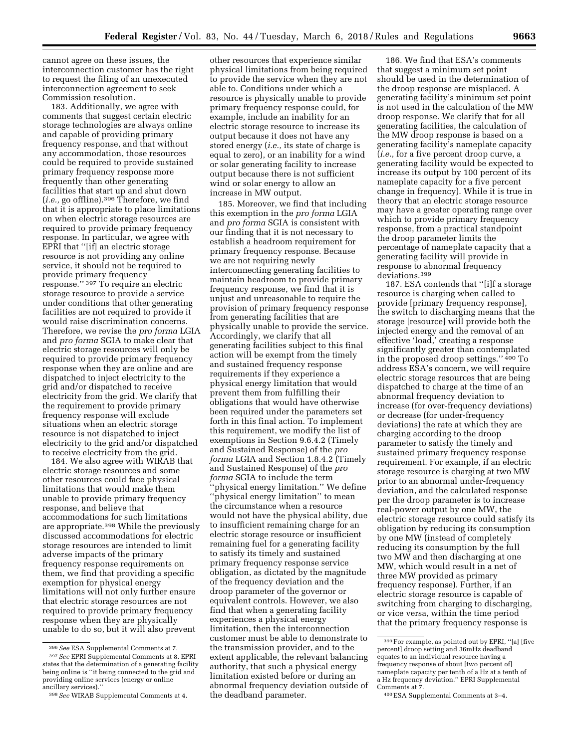cannot agree on these issues, the interconnection customer has the right to request the filing of an unexecuted interconnection agreement to seek Commission resolution.

183. Additionally, we agree with comments that suggest certain electric storage technologies are always online and capable of providing primary frequency response, and that without any accommodation, those resources could be required to provide sustained primary frequency response more frequently than other generating facilities that start up and shut down (*i.e.,* go offline).[396] Therefore, we find that it is appropriate to place limitations on when electric storage resources are required to provide primary frequency response. In particular, we agree with EPRI that "[if] an electric storage resource is not providing any online service, it should not be required to provide primary frequency response."[397] To require an electric storage resource to provide a service under conditions that other generating facilities are not required to provide it would raise discrimination concerns. Therefore, we revise the *pro forma* LGIA and *pro forma* SGIA to make clear that electric storage resources will only be required to provide primary frequency response when they are online and are dispatched to inject electricity to the grid and/or dispatched to receive electricity from the grid. We clarify that the requirement to provide primary frequency response will exclude situations when an electric storage resource is not dispatched to inject electricity to the grid and/or dispatched to receive electricity from the grid.

184. We also agree with WIRAB that electric storage resources and some other resources could face physical limitations that would make them unable to provide primary frequency response, and believe that accommodations for such limitations are appropriate.[398] While the previously discussed accommodations for electric storage resources are intended to limit adverse impacts of the primary frequency response requirements on them, we find that providing a specific exemption for physical energy limitations will not only further ensure that electric storage resources are not required to provide primary frequency response when they are physically unable to do so, but it will also prevent other resources that experience similar physical limitations from being required to provide the service when they are not able to. Conditions under which a resource is physically unable to provide primary frequency response could, for example, include an inability for an electric storage resource to increase its output because it does not have any stored energy (*i.e.,* its state of charge is equal to zero), or an inability for a wind or solar generating facility to increase output because there is not sufficient wind or solar energy to allow an increase in MW output.

185. Moreover, we find that including this exemption in the *pro forma* LGIA and *pro forma* SGIA is consistent with our finding that it is not necessary to establish a headroom requirement for primary frequency response. Because we are not requiring newly interconnecting generating facilities to maintain headroom to provide primary frequency response, we find that it is unjust and unreasonable to require the provision of primary frequency response from generating facilities that are physically unable to provide the service. Accordingly, we clarify that all generating facilities subject to this final action will be exempt from the timely and sustained frequency response requirements if they experience a physical energy limitation that would prevent them from fulfilling their obligations that would have otherwise been required under the parameters set forth in this final action. To implement this requirement, we modify the list of exemptions in Section 9.6.4.2 (Timely and Sustained Response) of the *pro forma* LGIA and Section 1.8.4.2 (Timely and Sustained Response) of the *pro forma* SGIA to include the term "physical energy limitation." We define "physical energy limitation" to mean the circumstance when a resource would not have the physical ability, due to insufficient remaining charge for an electric storage resource or insufficient remaining fuel for a generating facility to satisfy its timely and sustained primary frequency response service obligation, as dictated by the magnitude of the frequency deviation and the droop parameter of the governor or equivalent controls. However, we also find that when a generating facility experiences a physical energy limitation, then the interconnection customer must be able to demonstrate to the transmission provider, and to the extent applicable, the relevant balancing authority, that such a physical energy limitation existed before or during an abnormal frequency deviation outside of the deadband parameter.

186. We find that ESA's comments that suggest a minimum set point should be used in the determination of the droop response are misplaced. A generating facility's minimum set point is not used in the calculation of the MW droop response. We clarify that for all generating facilities, the calculation of the MW droop response is based on a generating facility's nameplate capacity (*i.e.,* for a five percent droop curve, a generating facility would be expected to increase its output by 100 percent of its nameplate capacity for a five percent change in frequency). While it is true in theory that an electric storage resource may have a greater operating range over which to provide primary frequency response, from a practical standpoint the droop parameter limits the percentage of nameplate capacity that a generating facility will provide in response to abnormal frequency deviations.[399]

187. ESA contends that "[i]f a storage resource is charging when called to provide [primary frequency response], the switch to discharging means that the storage [resource] will provide both the injected energy and the removal of an effective 'load,' creating a response significantly greater than contemplated in the proposed droop settings."[400] To address ESA's concern, we will require electric storage resources that are being dispatched to charge at the time of an abnormal frequency deviation to increase (for over-frequency deviations) or decrease (for under-frequency deviations) the rate at which they are charging according to the droop parameter to satisfy the timely and sustained primary frequency response requirement. For example, if an electric storage resource is charging at two MW prior to an abnormal under-frequency deviation, and the calculated response per the droop parameter is to increase real-power output by one MW, the electric storage resource could satisfy its obligation by reducing its consumption by one MW (instead of completely reducing its consumption by the full two MW and then discharging at one MW, which would result in a net of three MW provided as primary frequency response). Further, if an electric storage resource is capable of switching from charging to discharging, or vice versa, within the time period that the primary frequency response is

---

[396] *See* ESA Supplemental Comments at 7.

[397] *See* EPRI Supplemental Comments at 8. EPRI states that the determination of a generating facility being online is "it being connected to the grid and providing online services (energy or online ancillary services)."

[398] *See* WIRAB Supplemental Comments at 4.

[399] For example, as pointed out by EPRI, "[a] [five percent] droop setting and 36mHz deadband equates to an individual resource having a frequency response of about [two percent of] nameplate capacity per tenth of a Hz at a tenth of a Hz frequency deviation." EPRI Supplemental Comments at 7.

[400] ESA Supplemental Comments at 3–4.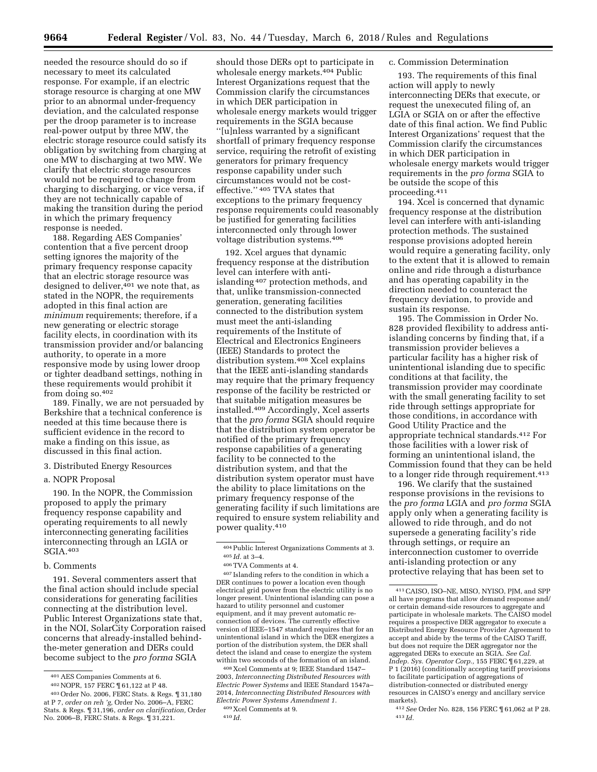needed the resource should do so if necessary to meet its calculated response. For example, if an electric storage resource is charging at one MW prior to an abnormal under-frequency deviation, and the calculated response per the droop parameter is to increase real-power output by three MW, the electric storage resource could satisfy its obligation by switching from charging at one MW to discharging at two MW. We clarify that electric storage resources would not be required to change from charging to discharging, or vice versa, if they are not technically capable of making the transition during the period in which the primary frequency response is needed.

188. Regarding AES Companies' contention that a five percent droop setting ignores the majority of the primary frequency response capacity that an electric storage resource was designed to deliver,[401] we note that, as stated in the NOPR, the requirements adopted in this final action are *minimum* requirements; therefore, if a new generating or electric storage facility elects, in coordination with its transmission provider and/or balancing authority, to operate in a more responsive mode by using lower droop or tighter deadband settings, nothing in these requirements would prohibit it from doing so.[402]

189. Finally, we are not persuaded by Berkshire that a technical conference is needed at this time because there is sufficient evidence in the record to make a finding on this issue, as discussed in this final action.

3. Distributed Energy Resources

a. NOPR Proposal

190. In the NOPR, the Commission proposed to apply the primary frequency response capability and operating requirements to all newly interconnecting generating facilities interconnecting through an LGIA or SGIA.[403]

b. Comments

191. Several commenters assert that the final action should include special considerations for generating facilities connecting at the distribution level. Public Interest Organizations state that, in the NOI, SolarCity Corporation raised concerns that already-installed behind-the-meter generation and DERs could become subject to the *pro forma* SGIA should those DERs opt to participate in wholesale energy markets.[404] Public Interest Organizations request that the Commission clarify the circumstances in which DER participation in wholesale energy markets would trigger requirements in the SGIA because "[u]nless warranted by a significant shortfall of primary frequency response service, requiring the retrofit of existing generators for primary frequency response capability under such circumstances would not be cost-effective." [405] TVA states that exceptions to the primary frequency response requirements could reasonably be justified for generating facilities interconnected only through lower voltage distribution systems.[406]

192. Xcel argues that dynamic frequency response at the distribution level can interfere with anti-islanding[407] protection methods, and that, unlike transmission-connected generation, generating facilities connected to the distribution system must meet the anti-islanding requirements of the Institute of Electrical and Electronics Engineers (IEEE) Standards to protect the distribution system.[408] Xcel explains that the IEEE anti-islanding standards may require that the primary frequency response of the facility be restricted or that suitable mitigation measures be installed.[409] Accordingly, Xcel asserts that the *pro forma* SGIA should require that the distribution system operator be notified of the primary frequency response capabilities of a generating facility to be connected to the distribution system, and that the distribution system operator must have the ability to place limitations on the primary frequency response of the generating facility if such limitations are required to ensure system reliability and power quality.[410]

c. Commission Determination

193. The requirements of this final action will apply to newly interconnecting DERs that execute, or request the unexecuted filing of, an LGIA or SGIA on or after the effective date of this final action. We find Public Interest Organizations' request that the Commission clarify the circumstances in which DER participation in wholesale energy markets would trigger requirements in the *pro forma* SGIA to be outside the scope of this proceeding.[411]

194. Xcel is concerned that dynamic frequency response at the distribution level can interfere with anti-islanding protection methods. The sustained response provisions adopted herein would require a generating facility, only to the extent that it is allowed to remain online and ride through a disturbance and has operating capability in the direction needed to counteract the frequency deviation, to provide and sustain its response.

195. The Commission in Order No. 828 provided flexibility to address anti-islanding concerns by finding that, if a transmission provider believes a particular facility has a higher risk of unintentional islanding due to specific conditions at that facility, the transmission provider may coordinate with the small generating facility to set ride through settings appropriate for those conditions, in accordance with Good Utility Practice and the appropriate technical standards.[412] For those facilities with a lower risk of forming an unintentional island, the Commission found that they can be held to a longer ride through requirement.[413]

196. We clarify that the sustained response provisions in the revisions to the *pro forma* LGIA and *pro forma* SGIA apply only when a generating facility is allowed to ride through, and do not supersede a generating facility's ride through settings, or require an interconnection customer to override anti-islanding protection or any protective relaying that has been set to

---

[401] AES Companies Comments at 6.

[402] NOPR, 157 FERC ¶ 61,122 at P 48.

[403] Order No. 2006, FERC Stats. & Regs. ¶ 31,180 at P 7, *order on reh 'g,* Order No. 2006–A, FERC Stats. & Regs. ¶ 31,196, *order on clarification,* Order No. 2006–B, FERC Stats. & Regs. ¶ 31,221.

[404] Public Interest Organizations Comments at 3.

[405] *Id.* at 3–4.

[406] TVA Comments at 4.

[407] Islanding refers to the condition in which a DER continues to power a location even though electrical grid power from the electric utility is no longer present. Unintentional islanding can pose a hazard to utility personnel and customer equipment, and it may prevent automatic re-connection of devices. The currently effective version of IEEE–1547 standard requires that for an unintentional island in which the DER energizes a portion of the distribution system, the DER shall detect the island and cease to energize the system within two seconds of the formation of an island.

[408] Xcel Comments at 9; IEEE Standard 1547–2003, *Interconnecting Distributed Resources with Electric Power Systems* and IEEE Standard 1547a–2014, *Interconnecting Distributed Resources with Electric Power Systems Amendment 1.*

[409] Xcel Comments at 9.

[410] *Id.*

[411] CAISO, ISO–NE, MISO, NYISO, PJM, and SPP all have programs that allow demand response and/or certain demand-side resources to aggregate and participate in wholesale markets. The CAISO model requires a prospective DER aggregator to execute a Distributed Energy Resource Provider Agreement to accept and abide by the terms of the CAISO Tariff, but does not require the DER aggregator nor the aggregated DERs to execute an SGIA. *See Cal. Indep. Sys. Operator Corp.,* 155 FERC ¶ 61,229, at P 1 (2016) (conditionally accepting tariff provisions to facilitate participation of aggregations of distribution-connected or distributed energy resources in CAISO's energy and ancillary service markets).

[412] *See* Order No. 828, 156 FERC ¶ 61,062 at P 28.

[413] *Id.*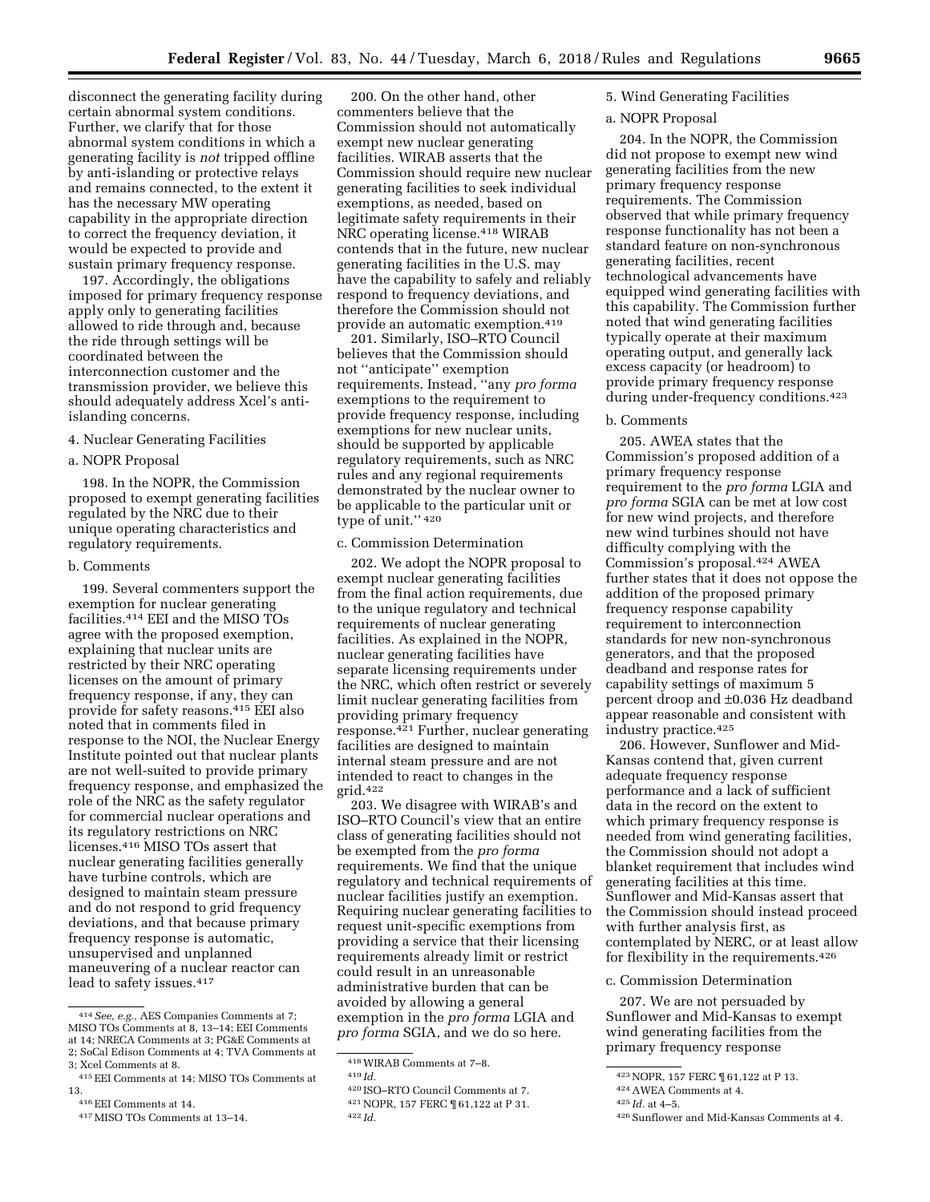disconnect the generating facility during certain abnormal system conditions. Further, we clarify that for those abnormal system conditions in which a generating facility is *not* tripped offline by anti-islanding or protective relays and remains connected, to the extent it has the necessary MW operating capability in the appropriate direction to correct the frequency deviation, it would be expected to provide and sustain primary frequency response.

197. Accordingly, the obligations imposed for primary frequency response apply only to generating facilities allowed to ride through and, because the ride through settings will be coordinated between the interconnection customer and the transmission provider, we believe this should adequately address Xcel's anti-islanding concerns.

4. Nuclear Generating Facilities

a. NOPR Proposal

198. In the NOPR, the Commission proposed to exempt generating facilities regulated by the NRC due to their unique operating characteristics and regulatory requirements.

b. Comments

199. Several commenters support the exemption for nuclear generating facilities.[414] EEI and the MISO TOs agree with the proposed exemption, explaining that nuclear units are restricted by their NRC operating licenses on the amount of primary frequency response, if any, they can provide for safety reasons.[415] EEI also noted that in comments filed in response to the NOI, the Nuclear Energy Institute pointed out that nuclear plants are not well-suited to provide primary frequency response, and emphasized the role of the NRC as the safety regulator for commercial nuclear operations and its regulatory restrictions on NRC licenses.[416] MISO TOs assert that nuclear generating facilities generally have turbine controls, which are designed to maintain steam pressure and do not respond to grid frequency deviations, and that because primary frequency response is automatic, unsupervised and unplanned maneuvering of a nuclear reactor can lead to safety issues.[417]

200. On the other hand, other commenters believe that the Commission should not automatically exempt new nuclear generating facilities. WIRAB asserts that the Commission should require new nuclear generating facilities to seek individual exemptions, as needed, based on legitimate safety requirements in their NRC operating license.[418] WIRAB contends that in the future, new nuclear generating facilities in the U.S. may have the capability to safely and reliably respond to frequency deviations, and therefore the Commission should not provide an automatic exemption.[419]

201. Similarly, ISO–RTO Council believes that the Commission should not ''anticipate'' exemption requirements. Instead, ''any *pro forma* exemptions to the requirement to provide frequency response, including exemptions for new nuclear units, should be supported by applicable regulatory requirements, such as NRC rules and any regional requirements demonstrated by the nuclear owner to be applicable to the particular unit or type of unit.'' [420]

c. Commission Determination

202. We adopt the NOPR proposal to exempt nuclear generating facilities from the final action requirements, due to the unique regulatory and technical requirements of nuclear generating facilities. As explained in the NOPR, nuclear generating facilities have separate licensing requirements under the NRC, which often restrict or severely limit nuclear generating facilities from providing primary frequency response.[421] Further, nuclear generating facilities are designed to maintain internal steam pressure and are not intended to react to changes in the grid.[422]

203. We disagree with WIRAB's and ISO–RTO Council's view that an entire class of generating facilities should not be exempted from the *pro forma* requirements. We find that the unique regulatory and technical requirements of nuclear facilities justify an exemption. Requiring nuclear generating facilities to request unit-specific exemptions from providing a service that their licensing requirements already limit or restrict could result in an unreasonable administrative burden that can be avoided by allowing a general exemption in the *pro forma* LGIA and *pro forma* SGIA, and we do so here.

5. Wind Generating Facilities

a. NOPR Proposal

204. In the NOPR, the Commission did not propose to exempt new wind generating facilities from the new primary frequency response requirements. The Commission observed that while primary frequency response functionality has not been a standard feature on non-synchronous generating facilities, recent technological advancements have equipped wind generating facilities with this capability. The Commission further noted that wind generating facilities typically operate at their maximum operating output, and generally lack excess capacity (or headroom) to provide primary frequency response during under-frequency conditions.[423]

b. Comments

205. AWEA states that the Commission's proposed addition of a primary frequency response requirement to the *pro forma* LGIA and *pro forma* SGIA can be met at low cost for new wind projects, and therefore new wind turbines should not have difficulty complying with the Commission's proposal.[424] AWEA further states that it does not oppose the addition of the proposed primary frequency response capability requirement to interconnection standards for new non-synchronous generators, and that the proposed deadband and response rates for capability settings of maximum 5 percent droop and ±0.036 Hz deadband appear reasonable and consistent with industry practice.[425]

206. However, Sunflower and Mid-Kansas contend that, given current adequate frequency response performance and a lack of sufficient data in the record on the extent to which primary frequency response is needed from wind generating facilities, the Commission should not adopt a blanket requirement that includes wind generating facilities at this time. Sunflower and Mid-Kansas assert that the Commission should instead proceed with further analysis first, as contemplated by NERC, or at least allow for flexibility in the requirements.[426]

c. Commission Determination

207. We are not persuaded by Sunflower and Mid-Kansas to exempt wind generating facilities from the primary frequency response

---

[414] *See, e.g.,* AES Companies Comments at 7; MISO TOs Comments at 8, 13–14; EEI Comments at 14; NRECA Comments at 3; PG&E Comments at 2; SoCal Edison Comments at 4; TVA Comments at 3; Xcel Comments at 8.

[415] EEI Comments at 14; MISO TOs Comments at 13.

[416] EEI Comments at 14.

[417] MISO TOs Comments at 13–14.

[418] WIRAB Comments at 7–8.

[419] *Id.*

[420] ISO–RTO Council Comments at 7.

[421] NOPR, 157 FERC ¶ 61,122 at P 31.

[422] *Id.*

[423] NOPR, 157 FERC ¶ 61,122 at P 13.

[424] AWEA Comments at 4.

[425] *Id.* at 4–5.

[426] Sunflower and Mid-Kansas Comments at 4.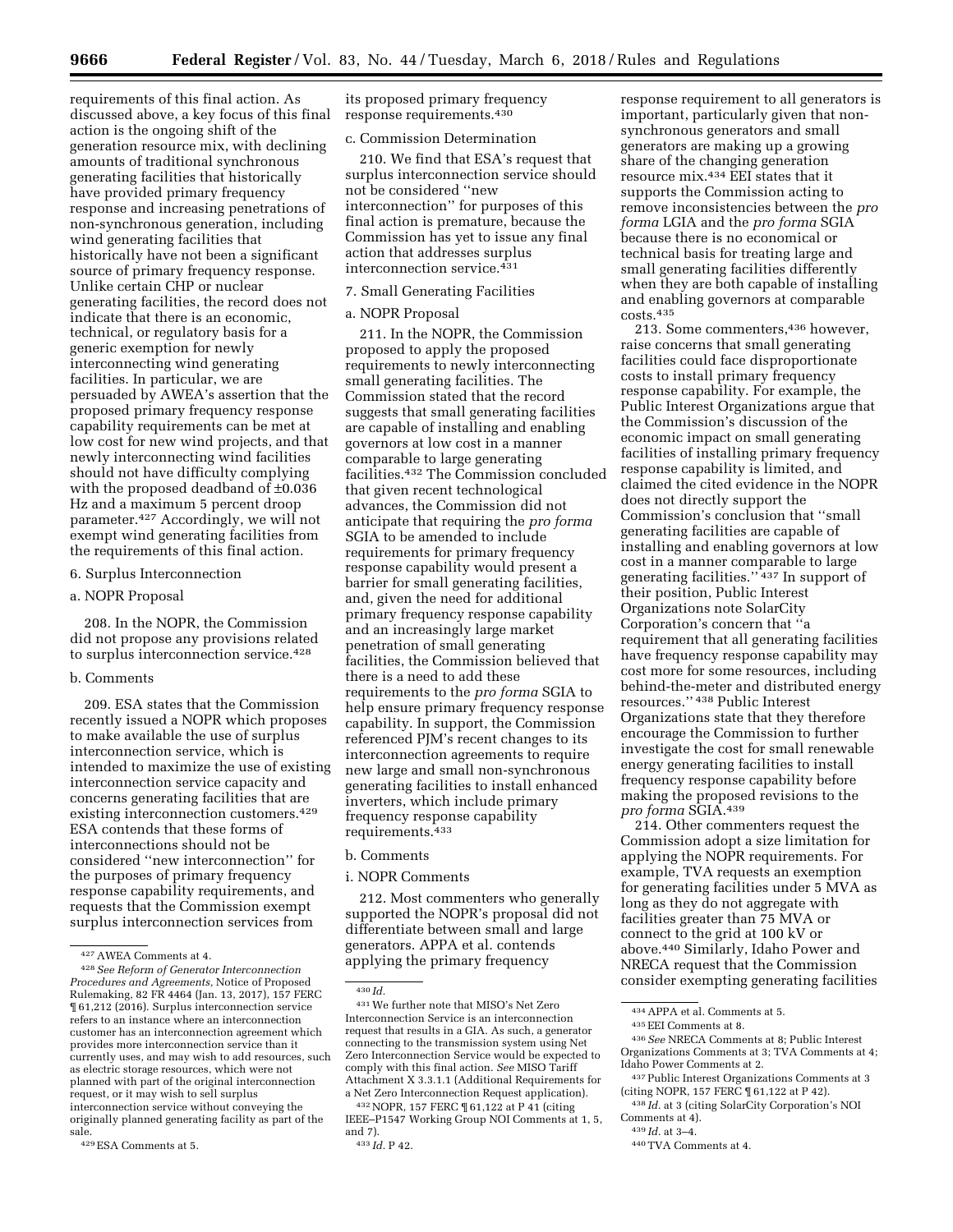requirements of this final action. As discussed above, a key focus of this final action is the ongoing shift of the generation resource mix, with declining amounts of traditional synchronous generating facilities that historically have provided primary frequency response and increasing penetrations of non-synchronous generation, including wind generating facilities that historically have not been a significant source of primary frequency response. Unlike certain CHP or nuclear generating facilities, the record does not indicate that there is an economic, technical, or regulatory basis for a generic exemption for newly interconnecting wind generating facilities. In particular, we are persuaded by AWEA's assertion that the proposed primary frequency response capability requirements can be met at low cost for new wind projects, and that newly interconnecting wind facilities should not have difficulty complying with the proposed deadband of ±0.036 Hz and a maximum 5 percent droop parameter.[427] Accordingly, we will not exempt wind generating facilities from the requirements of this final action.

#### 6. Surplus Interconnection

##### a. NOPR Proposal

208. In the NOPR, the Commission did not propose any provisions related to surplus interconnection service.[428]

##### b. Comments

209. ESA states that the Commission recently issued a NOPR which proposes to make available the use of surplus interconnection service, which is intended to maximize the use of existing interconnection service capacity and concerns generating facilities that are existing interconnection customers.[429] ESA contends that these forms of interconnections should not be considered "new interconnection" for the purposes of primary frequency response capability requirements, and requests that the Commission exempt surplus interconnection services from its proposed primary frequency response requirements.[430]

##### c. Commission Determination

210. We find that ESA's request that surplus interconnection service should not be considered "new interconnection" for purposes of this final action is premature, because the Commission has yet to issue any final action that addresses surplus interconnection service.[431]

#### 7. Small Generating Facilities

##### a. NOPR Proposal

211. In the NOPR, the Commission proposed to apply the proposed requirements to newly interconnecting small generating facilities. The Commission stated that the record suggests that small generating facilities are capable of installing and enabling governors at low cost in a manner comparable to large generating facilities.[432] The Commission concluded that given recent technological advances, the Commission did not anticipate that requiring the *pro forma* SGIA to be amended to include requirements for primary frequency response capability would present a barrier for small generating facilities, and, given the need for additional primary frequency response capability and an increasingly large market penetration of small generating facilities, the Commission believed that there is a need to add these requirements to the *pro forma* SGIA to help ensure primary frequency response capability. In support, the Commission referenced PJM's recent changes to its interconnection agreements to require new large and small non-synchronous generating facilities to install enhanced inverters, which include primary frequency response capability requirements.[433]

##### b. Comments

###### i. NOPR Comments

212. Most commenters who generally supported the NOPR's proposal did not differentiate between small and large generators. APPA et al. contends applying the primary frequency response requirement to all generators is important, particularly given that non-synchronous generators and small generators are making up a growing share of the changing generation resource mix.[434] EEI states that it supports the Commission acting to remove inconsistencies between the *pro forma* LGIA and the *pro forma* SGIA because there is no economical or technical basis for treating large and small generating facilities differently when they are both capable of installing and enabling governors at comparable costs.[435]

213. Some commenters,[436] however, raise concerns that small generating facilities could face disproportionate costs to install primary frequency response capability. For example, the Public Interest Organizations argue that the Commission's discussion of the economic impact on small generating facilities of installing primary frequency response capability is limited, and claimed the cited evidence in the NOPR does not directly support the Commission's conclusion that "small generating facilities are capable of installing and enabling governors at low cost in a manner comparable to large generating facilities."[437] In support of their position, Public Interest Organizations note SolarCity Corporation's concern that "a requirement that all generating facilities have frequency response capability may cost more for some resources, including behind-the-meter and distributed energy resources."[438] Public Interest Organizations state that they therefore encourage the Commission to further investigate the cost for small renewable energy generating facilities to install frequency response capability before making the proposed revisions to the *pro forma* SGIA.[439]

214. Other commenters request the Commission adopt a size limitation for applying the NOPR requirements. For example, TVA requests an exemption for generating facilities under 5 MVA as long as they do not aggregate with facilities greater than 75 MVA or connect to the grid at 100 kV or above.[440] Similarly, Idaho Power and NRECA request that the Commission consider exempting generating facilities

---

[427] AWEA Comments at 4.

[428] *See Reform of Generator Interconnection Procedures and Agreements,* Notice of Proposed Rulemaking, 82 FR 4464 (Jan. 13, 2017), 157 FERC ¶ 61,212 (2016). Surplus interconnection service refers to an instance where an interconnection customer has an interconnection agreement which provides more interconnection service than it currently uses, and may wish to add resources, such as electric storage resources, which were not planned with part of the original interconnection request, or it may wish to sell surplus interconnection service without conveying the originally planned generating facility as part of the sale.

[429] ESA Comments at 5.

[430] *Id.*

[431] We further note that MISO's Net Zero Interconnection Service is an interconnection request that results in a GIA. As such, a generator connecting to the transmission system using Net Zero Interconnection Service would be expected to comply with this final action. *See* MISO Tariff Attachment X 3.3.1.1 (Additional Requirements for a Net Zero Interconnection Request application).

[432] NOPR, 157 FERC ¶ 61,122 at P 41 (citing IEEE–P1547 Working Group NOI Comments at 1, 5, and 7).

[433] *Id.* P 42.

[434] APPA et al. Comments at 5.

[435] EEI Comments at 8.

[436] *See* NRECA Comments at 8; Public Interest Organizations Comments at 3; TVA Comments at 4; Idaho Power Comments at 2.

[437] Public Interest Organizations Comments at 3 (citing NOPR, 157 FERC ¶ 61,122 at P 42).

[438] *Id.* at 3 (citing SolarCity Corporation's NOI Comments at 4).

[439] *Id.* at 3–4.

[440] TVA Comments at 4.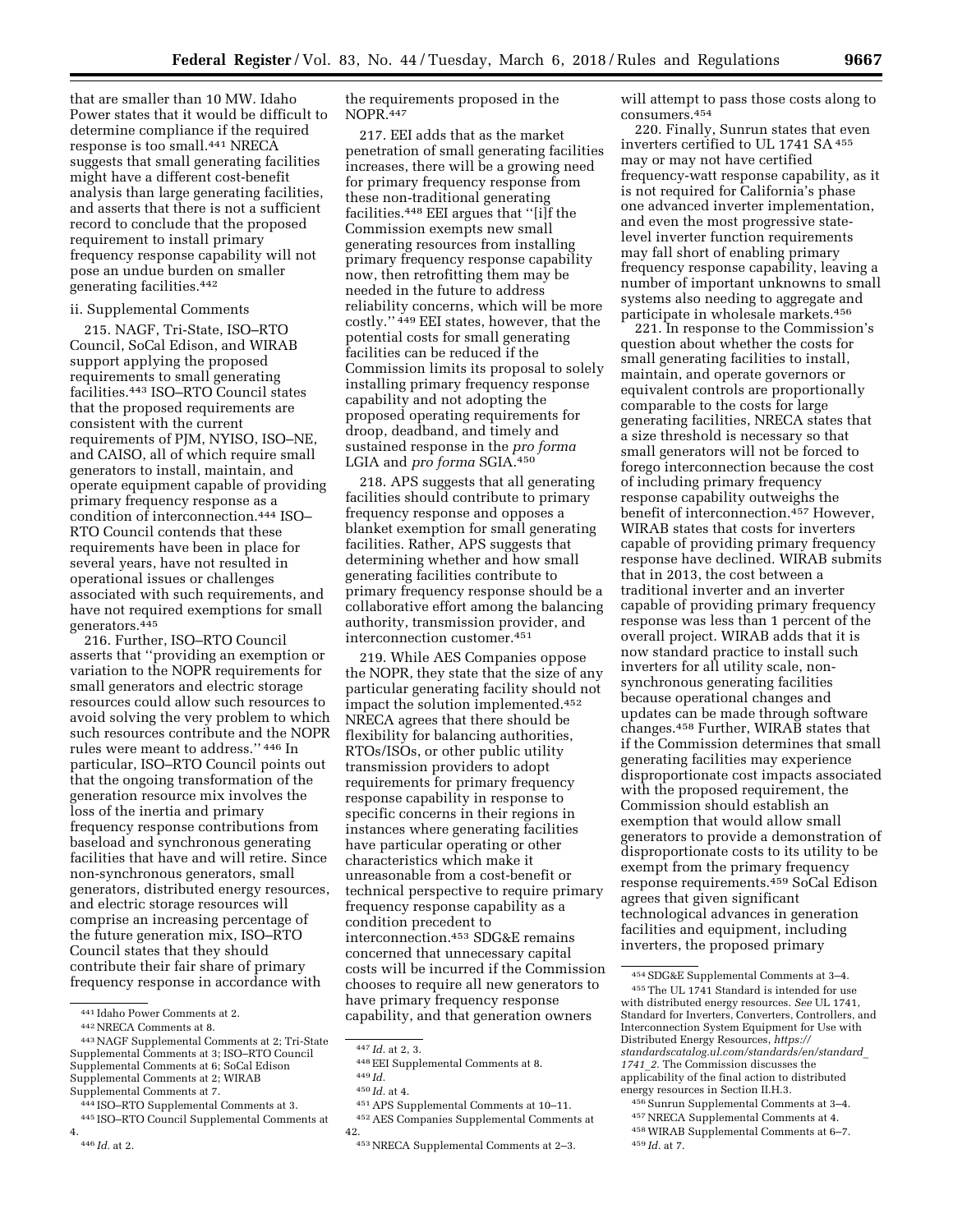that are smaller than 10 MW. Idaho Power states that it would be difficult to determine compliance if the required response is too small.[441] NRECA suggests that small generating facilities might have a different cost-benefit analysis than large generating facilities, and asserts that there is not a sufficient record to conclude that the proposed requirement to install primary frequency response capability will not pose an undue burden on smaller generating facilities.[442]

ii. Supplemental Comments

215. NAGF, Tri-State, ISO–RTO Council, SoCal Edison, and WIRAB support applying the proposed requirements to small generating facilities.[443] ISO–RTO Council states that the proposed requirements are consistent with the current requirements of PJM, NYISO, ISO–NE, and CAISO, all of which require small generators to install, maintain, and operate equipment capable of providing primary frequency response as a condition of interconnection.[444] ISO–RTO Council contends that these requirements have been in place for several years, have not resulted in operational issues or challenges associated with such requirements, and have not required exemptions for small generators.[445]

216. Further, ISO–RTO Council asserts that ''providing an exemption or variation to the NOPR requirements for small generators and electric storage resources could allow such resources to avoid solving the very problem to which such resources contribute and the NOPR rules were meant to address.'' [446] In particular, ISO–RTO Council points out that the ongoing transformation of the generation resource mix involves the loss of the inertia and primary frequency response contributions from baseload and synchronous generating facilities that have and will retire. Since non-synchronous generators, small generators, distributed energy resources, and electric storage resources will comprise an increasing percentage of the future generation mix, ISO–RTO Council states that they should contribute their fair share of primary frequency response in accordance with the requirements proposed in the NOPR.[447]

217. EEI adds that as the market penetration of small generating facilities increases, there will be a growing need for primary frequency response from these non-traditional generating facilities.[448] EEI argues that ''[i]f the Commission exempts new small generating resources from installing primary frequency response capability now, then retrofitting them may be needed in the future to address reliability concerns, which will be more costly.'' [449] EEI states, however, that the potential costs for small generating facilities can be reduced if the Commission limits its proposal to solely installing primary frequency response capability and not adopting the proposed operating requirements for droop, deadband, and timely and sustained response in the *pro forma* LGIA and *pro forma* SGIA.[450]

218. APS suggests that all generating facilities should contribute to primary frequency response and opposes a blanket exemption for small generating facilities. Rather, APS suggests that determining whether and how small generating facilities contribute to primary frequency response should be a collaborative effort among the balancing authority, transmission provider, and interconnection customer.[451]

219. While AES Companies oppose the NOPR, they state that the size of any particular generating facility should not impact the solution implemented.[452] NRECA agrees that there should be flexibility for balancing authorities, RTOs/ISOs, or other public utility transmission providers to adopt requirements for primary frequency response capability in response to specific concerns in their regions in instances where generating facilities have particular operating or other characteristics which make it unreasonable from a cost-benefit or technical perspective to require primary frequency response capability as a condition precedent to interconnection.[453] SDG&E remains concerned that unnecessary capital costs will be incurred if the Commission chooses to require all new generators to have primary frequency response capability, and that generation owners will attempt to pass those costs along to consumers.[454]

220. Finally, Sunrun states that even inverters certified to UL 1741 SA [455] may or may not have certified frequency-watt response capability, as it is not required for California's phase one advanced inverter implementation, and even the most progressive state-level inverter function requirements may fall short of enabling primary frequency response capability, leaving a number of important unknowns to small systems also needing to aggregate and participate in wholesale markets.[456]

221. In response to the Commission's question about whether the costs for small generating facilities to install, maintain, and operate governors or equivalent controls are proportionally comparable to the costs for large generating facilities, NRECA states that a size threshold is necessary so that small generators will not be forced to forego interconnection because the cost of including primary frequency response capability outweighs the benefit of interconnection.[457] However, WIRAB states that costs for inverters capable of providing primary frequency response have declined. WIRAB submits that in 2013, the cost between a traditional inverter and an inverter capable of providing primary frequency response was less than 1 percent of the overall project. WIRAB adds that it is now standard practice to install such inverters for all utility scale, non-synchronous generating facilities because operational changes and updates can be made through software changes.[458] Further, WIRAB states that if the Commission determines that small generating facilities may experience disproportionate cost impacts associated with the proposed requirement, the Commission should establish an exemption that would allow small generators to provide a demonstration of disproportionate costs to its utility to be exempt from the primary frequency response requirements.[459] SoCal Edison agrees that given significant technological advances in generation facilities and equipment, including inverters, the proposed primary

[441] Idaho Power Comments at 2.

[442] NRECA Comments at 8.

[443] NAGF Supplemental Comments at 2; Tri-State Supplemental Comments at 3; ISO–RTO Council Supplemental Comments at 6; SoCal Edison Supplemental Comments at 2; WIRAB Supplemental Comments at 7.

[444] ISO–RTO Supplemental Comments at 3.

[445] ISO–RTO Council Supplemental Comments at 4.

[446] *Id.* at 2.

[447] *Id.* at 2, 3.

[448] EEI Supplemental Comments at 8.

[449] *Id.*

[450] *Id.* at 4.

[451] APS Supplemental Comments at 10–11.

[452] AES Companies Supplemental Comments at 42.

[453] NRECA Supplemental Comments at 2–3.

[454] SDG&E Supplemental Comments at 3–4.

[455] The UL 1741 Standard is intended for use with distributed energy resources. *See* UL 1741, Standard for Inverters, Converters, Controllers, and Interconnection System Equipment for Use with Distributed Energy Resources, *https://standardscatalog.ul.com/standards/en/standard_1741_2.* The Commission discusses the applicability of the final action to distributed energy resources in Section II.H.3.

[456] Sunrun Supplemental Comments at 3–4.

[457] NRECA Supplemental Comments at 4.

[458] WIRAB Supplemental Comments at 6–7.

[459] *Id.* at 7.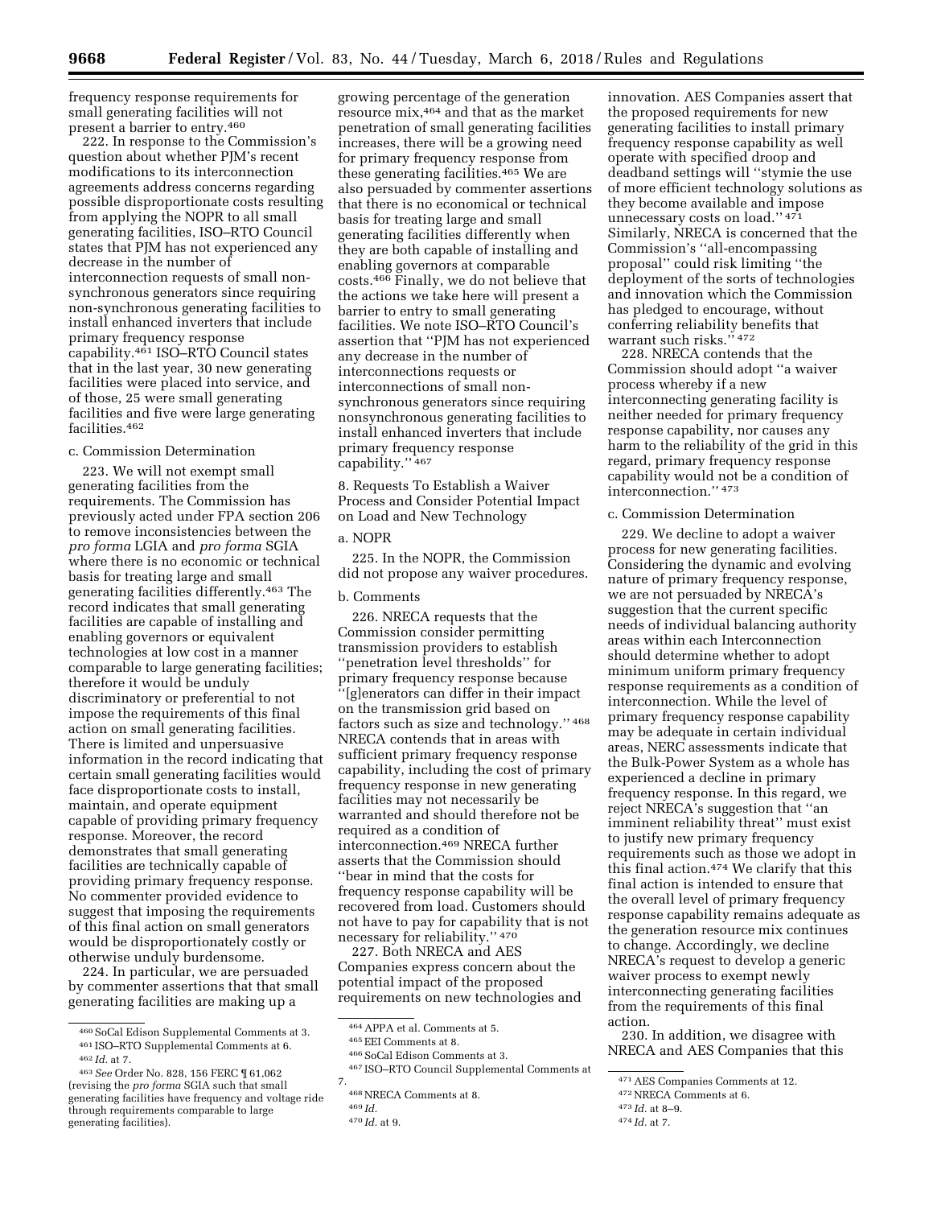frequency response requirements for small generating facilities will not present a barrier to entry.[460]

222. In response to the Commission's question about whether PJM's recent modifications to its interconnection agreements address concerns regarding possible disproportionate costs resulting from applying the NOPR to all small generating facilities, ISO–RTO Council states that PJM has not experienced any decrease in the number of interconnection requests of small non-synchronous generators since requiring non-synchronous generating facilities to install enhanced inverters that include primary frequency response capability.[461] ISO–RTO Council states that in the last year, 30 new generating facilities were placed into service, and of those, 25 were small generating facilities and five were large generating facilities.[462]

c. Commission Determination

223. We will not exempt small generating facilities from the requirements. The Commission has previously acted under FPA section 206 to remove inconsistencies between the *pro forma* LGIA and *pro forma* SGIA where there is no economic or technical basis for treating large and small generating facilities differently.[463] The record indicates that small generating facilities are capable of installing and enabling governors or equivalent technologies at low cost in a manner comparable to large generating facilities; therefore it would be unduly discriminatory or preferential to not impose the requirements of this final action on small generating facilities. There is limited and unpersuasive information in the record indicating that certain small generating facilities would face disproportionate costs to install, maintain, and operate equipment capable of providing primary frequency response. Moreover, the record demonstrates that small generating facilities are technically capable of providing primary frequency response. No commenter provided evidence to suggest that imposing the requirements of this final action on small generators would be disproportionately costly or otherwise unduly burdensome.

224. In particular, we are persuaded by commenter assertions that that small generating facilities are making up a growing percentage of the generation resource mix,[464] and that as the market penetration of small generating facilities increases, there will be a growing need for primary frequency response from these generating facilities.[465] We are also persuaded by commenter assertions that there is no economical or technical basis for treating large and small generating facilities differently when they are both capable of installing and enabling governors at comparable costs.[466] Finally, we do not believe that the actions we take here will present a barrier to entry to small generating facilities. We note ISO–RTO Council's assertion that "PJM has not experienced any decrease in the number of interconnections requests or interconnections of small non-synchronous generators since requiring nonsynchronous generating facilities to install enhanced inverters that include primary frequency response capability." [467]

8. Requests To Establish a Waiver Process and Consider Potential Impact on Load and New Technology

a. NOPR

225. In the NOPR, the Commission did not propose any waiver procedures.

b. Comments

226. NRECA requests that the Commission consider permitting transmission providers to establish "penetration level thresholds" for primary frequency response because "[g]enerators can differ in their impact on the transmission grid based on factors such as size and technology." [468] NRECA contends that in areas with sufficient primary frequency response capability, including the cost of primary frequency response in new generating facilities may not necessarily be warranted and should therefore not be required as a condition of interconnection.[469] NRECA further asserts that the Commission should "bear in mind that the costs for frequency response capability will be recovered from load. Customers should not have to pay for capability that is not necessary for reliability." [470]

227. Both NRECA and AES Companies express concern about the potential impact of the proposed requirements on new technologies and innovation. AES Companies assert that the proposed requirements for new generating facilities to install primary frequency response capability as well operate with specified droop and deadband settings will "stymie the use of more efficient technology solutions as they become available and impose unnecessary costs on load." [471] Similarly, NRECA is concerned that the Commission's "all-encompassing proposal" could risk limiting "the deployment of the sorts of technologies and innovation which the Commission has pledged to encourage, without conferring reliability benefits that warrant such risks." [472]

228. NRECA contends that the Commission should adopt "a waiver process whereby if a new interconnecting generating facility is neither needed for primary frequency response capability, nor causes any harm to the reliability of the grid in this regard, primary frequency response capability would not be a condition of interconnection." [473]

c. Commission Determination

229. We decline to adopt a waiver process for new generating facilities. Considering the dynamic and evolving nature of primary frequency response, we are not persuaded by NRECA's suggestion that the current specific needs of individual balancing authority areas within each Interconnection should determine whether to adopt minimum uniform primary frequency response requirements as a condition of interconnection. While the level of primary frequency response capability may be adequate in certain individual areas, NERC assessments indicate that the Bulk-Power System as a whole has experienced a decline in primary frequency response. In this regard, we reject NRECA's suggestion that "an imminent reliability threat" must exist to justify new primary frequency requirements such as those we adopt in this final action.[474] We clarify that this final action is intended to ensure that the overall level of primary frequency response capability remains adequate as the generation resource mix continues to change. Accordingly, we decline NRECA's request to develop a generic waiver process to exempt newly interconnecting generating facilities from the requirements of this final action.

230. In addition, we disagree with NRECA and AES Companies that this

---

[460] SoCal Edison Supplemental Comments at 3.

[461] ISO–RTO Supplemental Comments at 6.

[462] *Id.* at 7.

[463] *See* Order No. 828, 156 FERC ¶ 61,062 (revising the *pro forma* SGIA such that small generating facilities have frequency and voltage ride through requirements comparable to large generating facilities).

[464] APPA et al. Comments at 5.

[465] EEI Comments at 8.

[466] SoCal Edison Comments at 3.

[467] ISO–RTO Council Supplemental Comments at 7.

[468] NRECA Comments at 8.

[469] *Id.*

[470] *Id.* at 9.

[471] AES Companies Comments at 12.

[472] NRECA Comments at 6.

[473] *Id.* at 8–9.

[474] *Id.* at 7.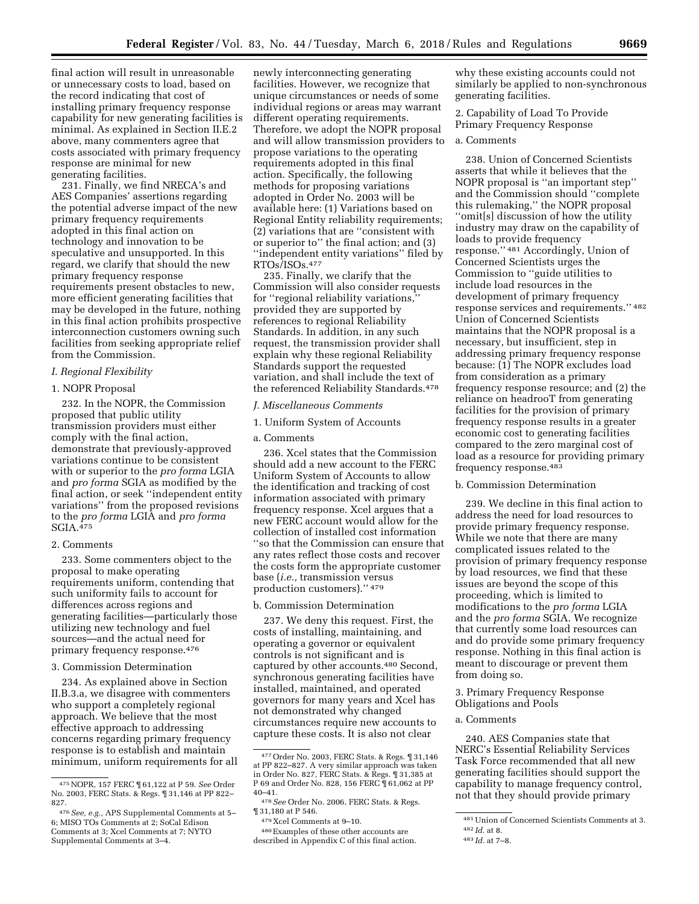final action will result in unreasonable or unnecessary costs to load, based on the record indicating that cost of installing primary frequency response capability for new generating facilities is minimal. As explained in Section II.E.2 above, many commenters agree that costs associated with primary frequency response are minimal for new generating facilities.

231. Finally, we find NRECA's and AES Companies' assertions regarding the potential adverse impact of the new primary frequency requirements adopted in this final action on technology and innovation to be speculative and unsupported. In this regard, we clarify that should the new primary frequency response requirements present obstacles to new, more efficient generating facilities that may be developed in the future, nothing in this final action prohibits prospective interconnection customers owning such facilities from seeking appropriate relief from the Commission.

### *I. Regional Flexibility*

#### 1. NOPR Proposal

232. In the NOPR, the Commission proposed that public utility transmission providers must either comply with the final action, demonstrate that previously-approved variations continue to be consistent with or superior to the *pro forma* LGIA and *pro forma* SGIA as modified by the final action, or seek ''independent entity variations'' from the proposed revisions to the *pro forma* LGIA and *pro forma* SGIA.[475]

#### 2. Comments

233. Some commenters object to the proposal to make operating requirements uniform, contending that such uniformity fails to account for differences across regions and generating facilities—particularly those utilizing new technology and fuel sources—and the actual need for primary frequency response.[476]

#### 3. Commission Determination

234. As explained above in Section II.B.3.a, we disagree with commenters who support a completely regional approach. We believe that the most effective approach to addressing concerns regarding primary frequency response is to establish and maintain minimum, uniform requirements for all newly interconnecting generating facilities. However, we recognize that unique circumstances or needs of some individual regions or areas may warrant different operating requirements. Therefore, we adopt the NOPR proposal and will allow transmission providers to propose variations to the operating requirements adopted in this final action. Specifically, the following methods for proposing variations adopted in Order No. 2003 will be available here: (1) Variations based on Regional Entity reliability requirements; (2) variations that are ''consistent with or superior to'' the final action; and (3) ''independent entity variations'' filed by RTOs/ISOs.[477]

235. Finally, we clarify that the Commission will also consider requests for ''regional reliability variations,'' provided they are supported by references to regional Reliability Standards. In addition, in any such request, the transmission provider shall explain why these regional Reliability Standards support the requested variation, and shall include the text of the referenced Reliability Standards.[478]

### *J. Miscellaneous Comments*

#### 1. Uniform System of Accounts

##### a. Comments

236. Xcel states that the Commission should add a new account to the FERC Uniform System of Accounts to allow the identification and tracking of cost information associated with primary frequency response. Xcel argues that a new FERC account would allow for the collection of installed cost information ''so that the Commission can ensure that any rates reflect those costs and recover the costs form the appropriate customer base (*i.e.,* transmission versus production customers).'' [479]

##### b. Commission Determination

237. We deny this request. First, the costs of installing, maintaining, and operating a governor or equivalent controls is not significant and is captured by other accounts.[480] Second, synchronous generating facilities have installed, maintained, and operated governors for many years and Xcel has not demonstrated why changed circumstances require new accounts to capture these costs. It is also not clear why these existing accounts could not similarly be applied to non-synchronous generating facilities.

#### 2. Capability of Load To Provide Primary Frequency Response

##### a. Comments

238. Union of Concerned Scientists asserts that while it believes that the NOPR proposal is ''an important step'' and the Commission should ''complete this rulemaking,'' the NOPR proposal ''omit[s] discussion of how the utility industry may draw on the capability of loads to provide frequency response.'' [481] Accordingly, Union of Concerned Scientists urges the Commission to ''guide utilities to include load resources in the development of primary frequency response services and requirements.'' [482] Union of Concerned Scientists maintains that the NOPR proposal is a necessary, but insufficient, step in addressing primary frequency response because: (1) The NOPR excludes load from consideration as a primary frequency response resource; and (2) the reliance on headrooT from generating facilities for the provision of primary frequency response results in a greater economic cost to generating facilities compared to the zero marginal cost of load as a resource for providing primary frequency response.[483]

##### b. Commission Determination

239. We decline in this final action to address the need for load resources to provide primary frequency response. While we note that there are many complicated issues related to the provision of primary frequency response by load resources, we find that these issues are beyond the scope of this proceeding, which is limited to modifications to the *pro forma* LGIA and the *pro forma* SGIA. We recognize that currently some load resources can and do provide some primary frequency response. Nothing in this final action is meant to discourage or prevent them from doing so.

#### 3. Primary Frequency Response Obligations and Pools

##### a. Comments

240. AES Companies state that NERC's Essential Reliability Services Task Force recommended that all new generating facilities should support the capability to manage frequency control, not that they should provide primary

---

[475] NOPR, 157 FERC ¶ 61,122 at P 59. *See* Order No. 2003, FERC Stats. & Regs. ¶ 31,146 at PP 822–827.

[476] *See, e.g.,* APS Supplemental Comments at 5–6; MISO TOs Comments at 2; SoCal Edison Comments at 3; Xcel Comments at 7; NYTO Supplemental Comments at 3–4.

[477] Order No. 2003, FERC Stats. & Regs. ¶ 31,146 at PP 822–827. A very similar approach was taken in Order No. 827, FERC Stats. & Regs. ¶ 31,385 at P 69 and Order No. 828, 156 FERC ¶ 61,062 at PP 40–41.

[478] *See* Order No. 2006, FERC Stats. & Regs. ¶ 31,180 at P 546.

[479] Xcel Comments at 9–10.

[480] Examples of these other accounts are described in Appendix C of this final action.

[481] Union of Concerned Scientists Comments at 3.

[482] *Id.* at 8.

[483] *Id.* at 7–8.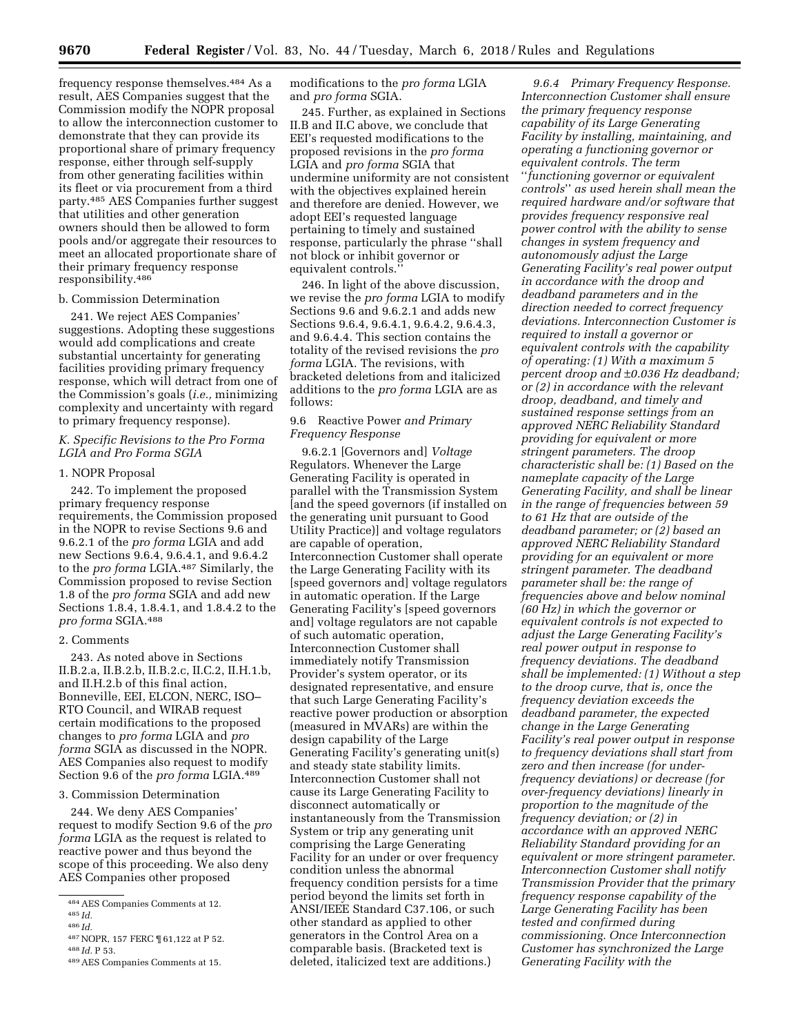frequency response themselves.[484] As a result, AES Companies suggest that the Commission modify the NOPR proposal to allow the interconnection customer to demonstrate that they can provide its proportional share of primary frequency response, either through self-supply from other generating facilities within its fleet or via procurement from a third party.[485] AES Companies further suggest that utilities and other generation owners should then be allowed to form pools and/or aggregate their resources to meet an allocated proportionate share of their primary frequency response responsibility.[486]

b. Commission Determination

241. We reject AES Companies' suggestions. Adopting these suggestions would add complications and create substantial uncertainty for generating facilities providing primary frequency response, which will detract from one of the Commission's goals (*i.e.,* minimizing complexity and uncertainty with regard to primary frequency response).

### *K. Specific Revisions to the Pro Forma LGIA and Pro Forma SGIA*

1. NOPR Proposal

242. To implement the proposed primary frequency response requirements, the Commission proposed in the NOPR to revise Sections 9.6 and 9.6.2.1 of the *pro forma* LGIA and add new Sections 9.6.4, 9.6.4.1, and 9.6.4.2 to the *pro forma* LGIA.[487] Similarly, the Commission proposed to revise Section 1.8 of the *pro forma* SGIA and add new Sections 1.8.4, 1.8.4.1, and 1.8.4.2 to the *pro forma* SGIA.[488]

2. Comments

243. As noted above in Sections II.B.2.a, II.B.2.b, II.B.2.c, II.C.2, II.H.1.b, and II.H.2.b of this final action, Bonneville, EEI, ELCON, NERC, ISO–RTO Council, and WIRAB request certain modifications to the proposed changes to *pro forma* LGIA and *pro forma* SGIA as discussed in the NOPR. AES Companies also request to modify Section 9.6 of the *pro forma* LGIA.[489]

3. Commission Determination

244. We deny AES Companies' request to modify Section 9.6 of the *pro forma* LGIA as the request is related to reactive power and thus beyond the scope of this proceeding. We also deny AES Companies other proposed modifications to the *pro forma* LGIA and *pro forma* SGIA.

245. Further, as explained in Sections II.B and II.C above, we conclude that EEI's requested modifications to the proposed revisions in the *pro forma* LGIA and *pro forma* SGIA that undermine uniformity are not consistent with the objectives explained herein and therefore are denied. However, we adopt EEI's requested language pertaining to timely and sustained response, particularly the phrase ''shall not block or inhibit governor or equivalent controls.''

246. In light of the above discussion, we revise the *pro forma* LGIA to modify Sections 9.6 and 9.6.2.1 and adds new Sections 9.6.4, 9.6.4.1, 9.6.4.2, 9.6.4.3, and 9.6.4.4. This section contains the totality of the revised revisions the *pro forma* LGIA. The revisions, with bracketed deletions from and italicized additions to the *pro forma* LGIA are as follows:

9.6 Reactive Power *and Primary Frequency Response*

9.6.2.1 [Governors and] *Voltage* Regulators. Whenever the Large Generating Facility is operated in parallel with the Transmission System [and the speed governors (if installed on the generating unit pursuant to Good Utility Practice)] and voltage regulators are capable of operation, Interconnection Customer shall operate the Large Generating Facility with its [speed governors and] voltage regulators in automatic operation. If the Large Generating Facility's [speed governors and] voltage regulators are not capable of such automatic operation, Interconnection Customer shall immediately notify Transmission Provider's system operator, or its designated representative, and ensure that such Large Generating Facility's reactive power production or absorption (measured in MVARs) are within the design capability of the Large Generating Facility's generating unit(s) and steady state stability limits. Interconnection Customer shall not cause its Large Generating Facility to disconnect automatically or instantaneously from the Transmission System or trip any generating unit comprising the Large Generating Facility for an under or over frequency condition unless the abnormal frequency condition persists for a time period beyond the limits set forth in ANSI/IEEE Standard C37.106, or such other standard as applied to other generators in the Control Area on a comparable basis. (Bracketed text is deleted, italicized text are additions.)

*9.6.4 Primary Frequency Response. Interconnection Customer shall ensure the primary frequency response capability of its Large Generating Facility by installing, maintaining, and operating a functioning governor or equivalent controls. The term ''functioning governor or equivalent controls'' as used herein shall mean the required hardware and/or software that provides frequency responsive real power control with the ability to sense changes in system frequency and autonomously adjust the Large Generating Facility's real power output in accordance with the droop and deadband parameters and in the direction needed to correct frequency deviations. Interconnection Customer is required to install a governor or equivalent controls with the capability of operating: (1) With a maximum 5 percent droop and ±0.036 Hz deadband; or (2) in accordance with the relevant droop, deadband, and timely and sustained response settings from an approved NERC Reliability Standard providing for equivalent or more stringent parameters. The droop characteristic shall be: (1) Based on the nameplate capacity of the Large Generating Facility, and shall be linear in the range of frequencies between 59 to 61 Hz that are outside of the deadband parameter; or (2) based an approved NERC Reliability Standard providing for an equivalent or more stringent parameter. The deadband parameter shall be: the range of frequencies above and below nominal (60 Hz) in which the governor or equivalent controls is not expected to adjust the Large Generating Facility's real power output in response to frequency deviations. The deadband shall be implemented: (1) Without a step to the droop curve, that is, once the frequency deviation exceeds the deadband parameter, the expected change in the Large Generating Facility's real power output in response to frequency deviations shall start from zero and then increase (for under-frequency deviations) or decrease (for over-frequency deviations) linearly in proportion to the magnitude of the frequency deviation; or (2) in accordance with an approved NERC Reliability Standard providing for an equivalent or more stringent parameter. Interconnection Customer shall notify Transmission Provider that the primary frequency response capability of the Large Generating Facility has been tested and confirmed during commissioning. Once Interconnection Customer has synchronized the Large Generating Facility with the*

---

[484] AES Companies Comments at 12.

[485] *Id.*

[486] *Id.*

[487] NOPR, 157 FERC ¶ 61,122 at P 52.

[488] *Id.* P 53.

[489] AES Companies Comments at 15.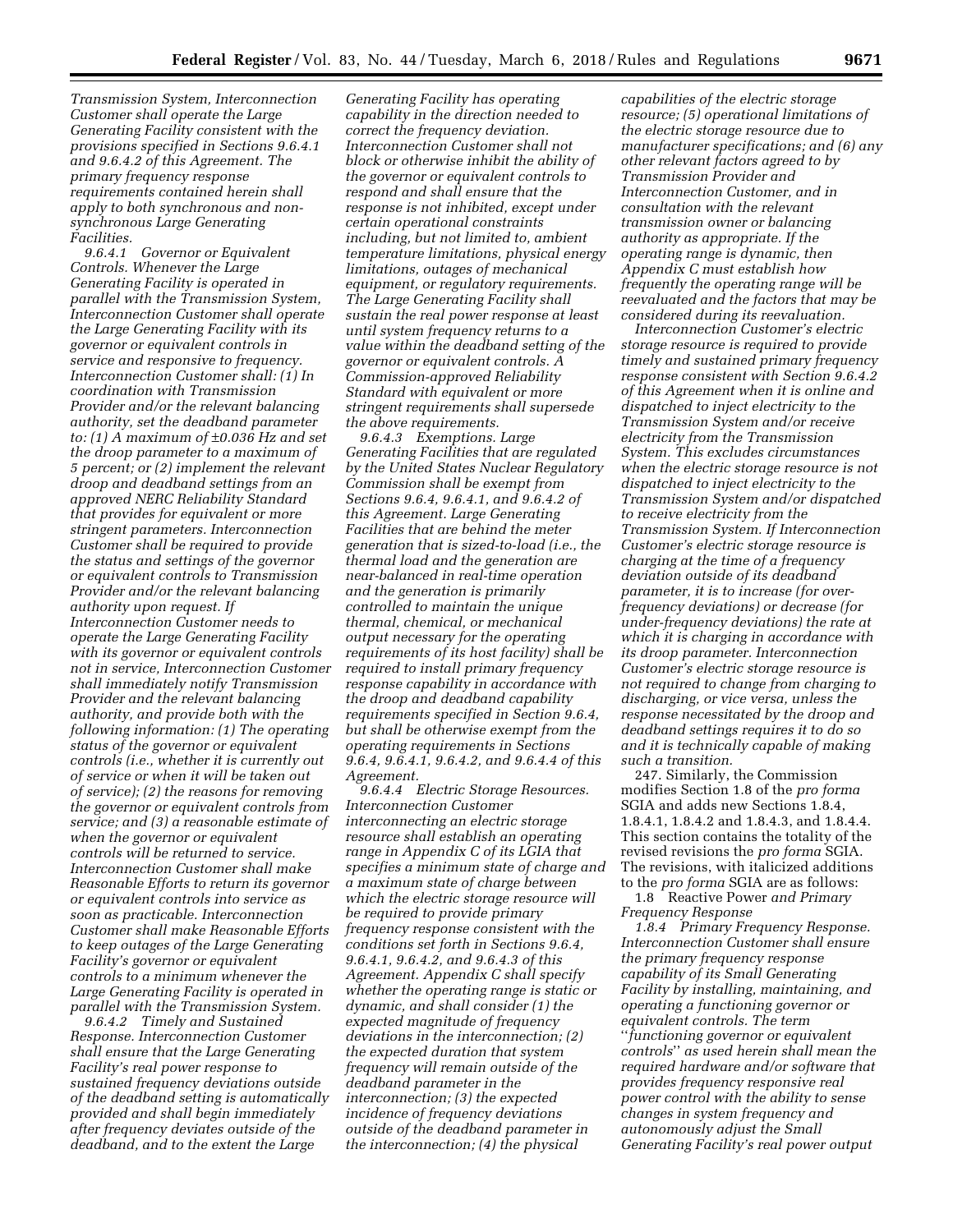*Transmission System, Interconnection Customer shall operate the Large Generating Facility consistent with the provisions specified in Sections 9.6.4.1 and 9.6.4.2 of this Agreement. The primary frequency response requirements contained herein shall apply to both synchronous and non-synchronous Large Generating Facilities.*

*9.6.4.1 Governor or Equivalent Controls. Whenever the Large Generating Facility is operated in parallel with the Transmission System, Interconnection Customer shall operate the Large Generating Facility with its governor or equivalent controls in service and responsive to frequency. Interconnection Customer shall: (1) In coordination with Transmission Provider and/or the relevant balancing authority, set the deadband parameter to: (1) A maximum of ±0.036 Hz and set the droop parameter to a maximum of 5 percent; or (2) implement the relevant droop and deadband settings from an approved NERC Reliability Standard that provides for equivalent or more stringent parameters. Interconnection Customer shall be required to provide the status and settings of the governor or equivalent controls to Transmission Provider and/or the relevant balancing authority upon request. If Interconnection Customer needs to operate the Large Generating Facility with its governor or equivalent controls not in service, Interconnection Customer shall immediately notify Transmission Provider and the relevant balancing authority, and provide both with the following information: (1) The operating status of the governor or equivalent controls (i.e., whether it is currently out of service or when it will be taken out of service); (2) the reasons for removing the governor or equivalent controls from service; and (3) a reasonable estimate of when the governor or equivalent controls will be returned to service. Interconnection Customer shall make Reasonable Efforts to return its governor or equivalent controls into service as soon as practicable. Interconnection Customer shall make Reasonable Efforts to keep outages of the Large Generating Facility's governor or equivalent controls to a minimum whenever the Large Generating Facility is operated in parallel with the Transmission System.*

*9.6.4.2 Timely and Sustained Response. Interconnection Customer shall ensure that the Large Generating Facility's real power response to sustained frequency deviations outside of the deadband setting is automatically provided and shall begin immediately after frequency deviates outside of the deadband, and to the extent the Large Generating Facility has operating capability in the direction needed to correct the frequency deviation. Interconnection Customer shall not block or otherwise inhibit the ability of the governor or equivalent controls to respond and shall ensure that the response is not inhibited, except under certain operational constraints including, but not limited to, ambient temperature limitations, physical energy limitations, outages of mechanical equipment, or regulatory requirements. The Large Generating Facility shall sustain the real power response at least until system frequency returns to a value within the deadband setting of the governor or equivalent controls. A Commission-approved Reliability Standard with equivalent or more stringent requirements shall supersede the above requirements.*

*9.6.4.3 Exemptions. Large Generating Facilities that are regulated by the United States Nuclear Regulatory Commission shall be exempt from Sections 9.6.4, 9.6.4.1, and 9.6.4.2 of this Agreement. Large Generating Facilities that are behind the meter generation that is sized-to-load (i.e., the thermal load and the generation are near-balanced in real-time operation and the generation is primarily controlled to maintain the unique thermal, chemical, or mechanical output necessary for the operating requirements of its host facility) shall be required to install primary frequency response capability in accordance with the droop and deadband capability requirements specified in Section 9.6.4, but shall be otherwise exempt from the operating requirements in Sections 9.6.4, 9.6.4.1, 9.6.4.2, and 9.6.4.4 of this Agreement.*

*9.6.4.4 Electric Storage Resources. Interconnection Customer interconnecting an electric storage resource shall establish an operating range in Appendix C of its LGIA that specifies a minimum state of charge and a maximum state of charge between which the electric storage resource will be required to provide primary frequency response consistent with the conditions set forth in Sections 9.6.4, 9.6.4.1, 9.6.4.2, and 9.6.4.3 of this Agreement. Appendix C shall specify whether the operating range is static or dynamic, and shall consider (1) the expected magnitude of frequency deviations in the interconnection; (2) the expected duration that system frequency will remain outside of the deadband parameter in the interconnection; (3) the expected incidence of frequency deviations outside of the deadband parameter in the interconnection; (4) the physical capabilities of the electric storage resource; (5) operational limitations of the electric storage resource due to manufacturer specifications; and (6) any other relevant factors agreed to by Transmission Provider and Interconnection Customer, and in consultation with the relevant transmission owner or balancing authority as appropriate. If the operating range is dynamic, then Appendix C must establish how frequently the operating range will be reevaluated and the factors that may be considered during its reevaluation.*

*Interconnection Customer's electric storage resource is required to provide timely and sustained primary frequency response consistent with Section 9.6.4.2 of this Agreement when it is online and dispatched to inject electricity to the Transmission System and/or receive electricity from the Transmission System. This excludes circumstances when the electric storage resource is not dispatched to inject electricity to the Transmission System and/or dispatched to receive electricity from the Transmission System. If Interconnection Customer's electric storage resource is charging at the time of a frequency deviation outside of its deadband parameter, it is to increase (for over-frequency deviations) or decrease (for under-frequency deviations) the rate at which it is charging in accordance with its droop parameter. Interconnection Customer's electric storage resource is not required to change from charging to discharging, or vice versa, unless the response necessitated by the droop and deadband settings requires it to do so and it is technically capable of making such a transition.*

247. Similarly, the Commission modifies Section 1.8 of the *pro forma* SGIA and adds new Sections 1.8.4, 1.8.4.1, 1.8.4.2 and 1.8.4.3, and 1.8.4.4. This section contains the totality of the revised revisions the *pro forma* SGIA. The revisions, with italicized additions to the *pro forma* SGIA are as follows:

1.8 Reactive Power *and Primary Frequency Response*

*1.8.4 Primary Frequency Response. Interconnection Customer shall ensure the primary frequency response capability of its Small Generating Facility by installing, maintaining, and operating a functioning governor or equivalent controls. The term "functioning governor or equivalent controls" as used herein shall mean the required hardware and/or software that provides frequency responsive real power control with the ability to sense changes in system frequency and autonomously adjust the Small Generating Facility's real power output*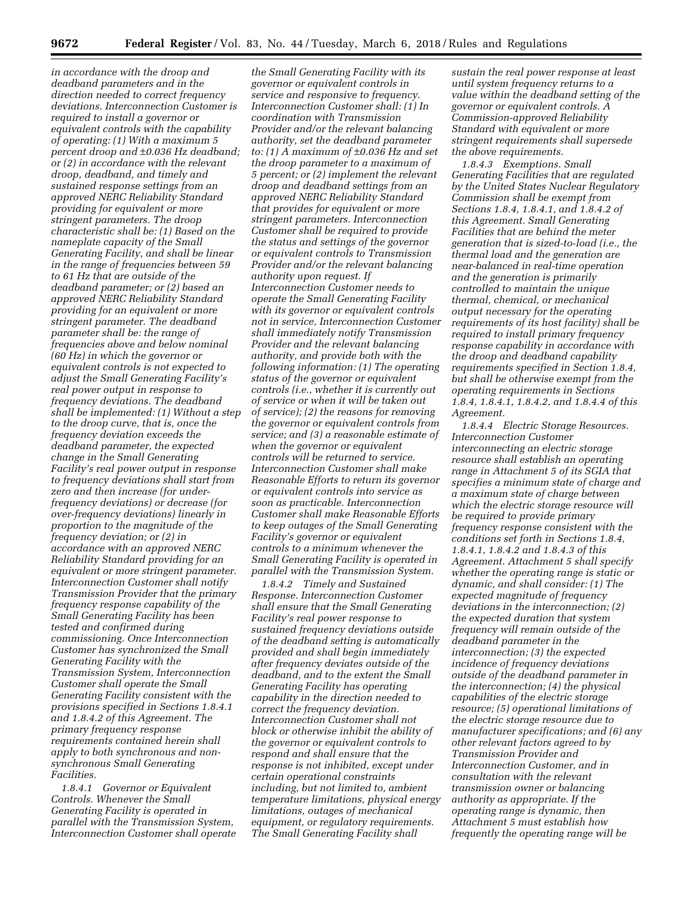*in accordance with the droop and deadband parameters and in the direction needed to correct frequency deviations. Interconnection Customer is required to install a governor or equivalent controls with the capability of operating: (1) With a maximum 5 percent droop and ±0.036 Hz deadband; or (2) in accordance with the relevant droop, deadband, and timely and sustained response settings from an approved NERC Reliability Standard providing for equivalent or more stringent parameters. The droop characteristic shall be: (1) Based on the nameplate capacity of the Small Generating Facility, and shall be linear in the range of frequencies between 59 to 61 Hz that are outside of the deadband parameter; or (2) based an approved NERC Reliability Standard providing for an equivalent or more stringent parameter. The deadband parameter shall be: the range of frequencies above and below nominal (60 Hz) in which the governor or equivalent controls is not expected to adjust the Small Generating Facility's real power output in response to frequency deviations. The deadband shall be implemented: (1) Without a step to the droop curve, that is, once the frequency deviation exceeds the deadband parameter, the expected change in the Small Generating Facility's real power output in response to frequency deviations shall start from zero and then increase (for under-frequency deviations) or decrease (for over-frequency deviations) linearly in proportion to the magnitude of the frequency deviation; or (2) in accordance with an approved NERC Reliability Standard providing for an equivalent or more stringent parameter. Interconnection Customer shall notify Transmission Provider that the primary frequency response capability of the Small Generating Facility has been tested and confirmed during commissioning. Once Interconnection Customer has synchronized the Small Generating Facility with the Transmission System, Interconnection Customer shall operate the Small Generating Facility consistent with the provisions specified in Sections 1.8.4.1 and 1.8.4.2 of this Agreement. The primary frequency response requirements contained herein shall apply to both synchronous and non-synchronous Small Generating Facilities.*

*1.8.4.1 Governor or Equivalent Controls. Whenever the Small Generating Facility is operated in parallel with the Transmission System, Interconnection Customer shall operate the Small Generating Facility with its governor or equivalent controls in service and responsive to frequency. Interconnection Customer shall: (1) In coordination with Transmission Provider and/or the relevant balancing authority, set the deadband parameter to: (1) A maximum of ±0.036 Hz and set the droop parameter to a maximum of 5 percent; or (2) implement the relevant droop and deadband settings from an approved NERC Reliability Standard that provides for equivalent or more stringent parameters. Interconnection Customer shall be required to provide the status and settings of the governor or equivalent controls to Transmission Provider and/or the relevant balancing authority upon request. If Interconnection Customer needs to operate the Small Generating Facility with its governor or equivalent controls not in service, Interconnection Customer shall immediately notify Transmission Provider and the relevant balancing authority, and provide both with the following information: (1) The operating status of the governor or equivalent controls (i.e., whether it is currently out of service or when it will be taken out of service); (2) the reasons for removing the governor or equivalent controls from service; and (3) a reasonable estimate of when the governor or equivalent controls will be returned to service. Interconnection Customer shall make Reasonable Efforts to return its governor or equivalent controls into service as soon as practicable. Interconnection Customer shall make Reasonable Efforts to keep outages of the Small Generating Facility's governor or equivalent controls to a minimum whenever the Small Generating Facility is operated in parallel with the Transmission System.*

*1.8.4.2 Timely and Sustained Response. Interconnection Customer shall ensure that the Small Generating Facility's real power response to sustained frequency deviations outside of the deadband setting is automatically provided and shall begin immediately after frequency deviates outside of the deadband, and to the extent the Small Generating Facility has operating capability in the direction needed to correct the frequency deviation. Interconnection Customer shall not block or otherwise inhibit the ability of the governor or equivalent controls to respond and shall ensure that the response is not inhibited, except under certain operational constraints including, but not limited to, ambient temperature limitations, physical energy limitations, outages of mechanical equipment, or regulatory requirements. The Small Generating Facility shall sustain the real power response at least until system frequency returns to a value within the deadband setting of the governor or equivalent controls. A Commission-approved Reliability Standard with equivalent or more stringent requirements shall supersede the above requirements.*

*1.8.4.3 Exemptions. Small Generating Facilities that are regulated by the United States Nuclear Regulatory Commission shall be exempt from Sections 1.8.4, 1.8.4.1, and 1.8.4.2 of this Agreement. Small Generating Facilities that are behind the meter generation that is sized-to-load (i.e., the thermal load and the generation are near-balanced in real-time operation and the generation is primarily controlled to maintain the unique thermal, chemical, or mechanical output necessary for the operating requirements of its host facility) shall be required to install primary frequency response capability in accordance with the droop and deadband capability requirements specified in Section 1.8.4, but shall be otherwise exempt from the operating requirements in Sections 1.8.4, 1.8.4.1, 1.8.4.2, and 1.8.4.4 of this Agreement.*

*1.8.4.4 Electric Storage Resources. Interconnection Customer interconnecting an electric storage resource shall establish an operating range in Attachment 5 of its SGIA that specifies a minimum state of charge and a maximum state of charge between which the electric storage resource will be required to provide primary frequency response consistent with the conditions set forth in Sections 1.8.4, 1.8.4.1, 1.8.4.2 and 1.8.4.3 of this Agreement. Attachment 5 shall specify whether the operating range is static or dynamic, and shall consider: (1) The expected magnitude of frequency deviations in the interconnection; (2) the expected duration that system frequency will remain outside of the deadband parameter in the interconnection; (3) the expected incidence of frequency deviations outside of the deadband parameter in the interconnection; (4) the physical capabilities of the electric storage resource; (5) operational limitations of the electric storage resource due to manufacturer specifications; and (6) any other relevant factors agreed to by Transmission Provider and Interconnection Customer, and in consultation with the relevant transmission owner or balancing authority as appropriate. If the operating range is dynamic, then Attachment 5 must establish how frequently the operating range will be*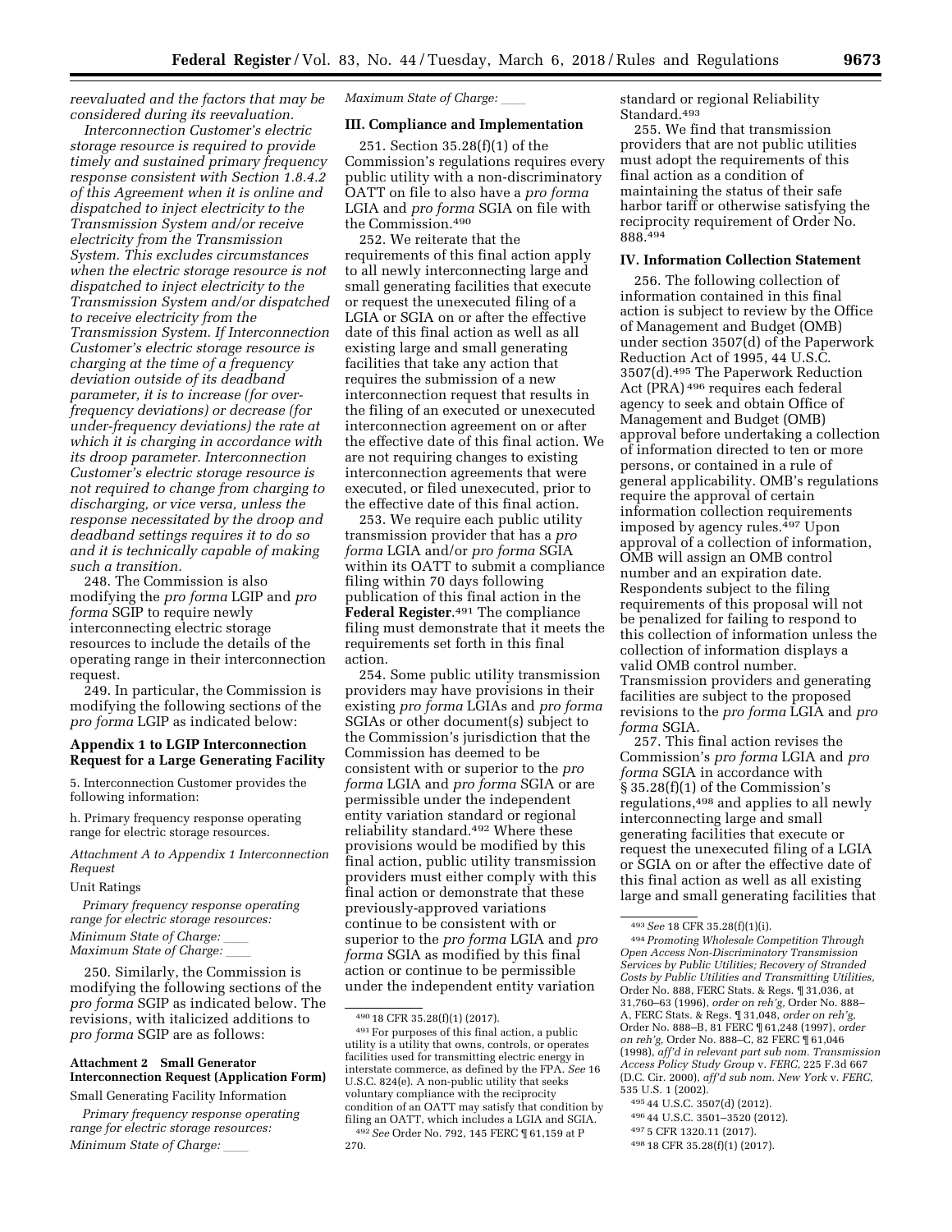*reevaluated and the factors that may be considered during its reevaluation.*

*Interconnection Customer's electric storage resource is required to provide timely and sustained primary frequency response consistent with Section 1.8.4.2 of this Agreement when it is online and dispatched to inject electricity to the Transmission System and/or receive electricity from the Transmission System. This excludes circumstances when the electric storage resource is not dispatched to inject electricity to the Transmission System and/or dispatched to receive electricity from the Transmission System. If Interconnection Customer's electric storage resource is charging at the time of a frequency deviation outside of its deadband parameter, it is to increase (for over-frequency deviations) or decrease (for under-frequency deviations) the rate at which it is charging in accordance with its droop parameter. Interconnection Customer's electric storage resource is not required to change from charging to discharging, or vice versa, unless the response necessitated by the droop and deadband settings requires it to do so and it is technically capable of making such a transition.*

248. The Commission is also modifying the *pro forma* LGIP and *pro forma* SGIP to require newly interconnecting electric storage resources to include the details of the operating range in their interconnection request.

249. In particular, the Commission is modifying the following sections of the *pro forma* LGIP as indicated below:

#### Appendix 1 to LGIP Interconnection Request for a Large Generating Facility

5. Interconnection Customer provides the following information:

h. Primary frequency response operating range for electric storage resources.

*Attachment A to Appendix 1 Interconnection Request*

Unit Ratings

*Primary frequency response operating range for electric storage resources:*

*Minimum State of Charge: \_\_\_\_*
*Maximum State of Charge: \_\_\_\_*

250. Similarly, the Commission is modifying the following sections of the *pro forma* SGIP as indicated below. The revisions, with italicized additions to *pro forma* SGIP are as follows:

#### Attachment 2 Small Generator Interconnection Request (Application Form)

Small Generating Facility Information

*Primary frequency response operating range for electric storage resources:*

*Minimum State of Charge: \_\_\_\_*

*Maximum State of Charge: \_\_\_\_*

## III. Compliance and Implementation

251. Section 35.28(f)(1) of the Commission's regulations requires every public utility with a non-discriminatory OATT on file to also have a *pro forma* LGIA and *pro forma* SGIA on file with the Commission.[490]

252. We reiterate that the requirements of this final action apply to all newly interconnecting large and small generating facilities that execute or request the unexecuted filing of a LGIA or SGIA on or after the effective date of this final action as well as all existing large and small generating facilities that take any action that requires the submission of a new interconnection request that results in the filing of an executed or unexecuted interconnection agreement on or after the effective date of this final action. We are not requiring changes to existing interconnection agreements that were executed, or filed unexecuted, prior to the effective date of this final action.

253. We require each public utility transmission provider that has a *pro forma* LGIA and/or *pro forma* SGIA within its OATT to submit a compliance filing within 70 days following publication of this final action in the **Federal Register**.[491] The compliance filing must demonstrate that it meets the requirements set forth in this final action.

254. Some public utility transmission providers may have provisions in their existing *pro forma* LGIAs and *pro forma* SGIAs or other document(s) subject to the Commission's jurisdiction that the Commission has deemed to be consistent with or superior to the *pro forma* LGIA and *pro forma* SGIA or are permissible under the independent entity variation standard or regional reliability standard.[492] Where these provisions would be modified by this final action, public utility transmission providers must either comply with this final action or demonstrate that these previously-approved variations continue to be consistent with or superior to the *pro forma* LGIA and *pro forma* SGIA as modified by this final action or continue to be permissible under the independent entity variation standard or regional Reliability Standard.[493]

255. We find that transmission providers that are not public utilities must adopt the requirements of this final action as a condition of maintaining the status of their safe harbor tariff or otherwise satisfying the reciprocity requirement of Order No. 888.[494]

## IV. Information Collection Statement

256. The following collection of information contained in this final action is subject to review by the Office of Management and Budget (OMB) under section 3507(d) of the Paperwork Reduction Act of 1995, 44 U.S.C. 3507(d).[495] The Paperwork Reduction Act (PRA)[496] requires each federal agency to seek and obtain Office of Management and Budget (OMB) approval before undertaking a collection of information directed to ten or more persons, or contained in a rule of general applicability. OMB's regulations require the approval of certain information collection requirements imposed by agency rules.[497] Upon approval of a collection of information, OMB will assign an OMB control number and an expiration date. Respondents subject to the filing requirements of this proposal will not be penalized for failing to respond to this collection of information unless the collection of information displays a valid OMB control number. Transmission providers and generating facilities are subject to the proposed revisions to the *pro forma* LGIA and *pro forma* SGIA.

257. This final action revises the Commission's *pro forma* LGIA and *pro forma* SGIA in accordance with § 35.28(f)(1) of the Commission's regulations,[498] and applies to all newly interconnecting large and small generating facilities that execute or request the unexecuted filing of a LGIA or SGIA on or after the effective date of this final action as well as all existing large and small generating facilities that

---

[490] 18 CFR 35.28(f)(1) (2017).

[491] For purposes of this final action, a public utility is a utility that owns, controls, or operates facilities used for transmitting electric energy in interstate commerce, as defined by the FPA. *See* 16 U.S.C. 824(e). A non-public utility that seeks voluntary compliance with the reciprocity condition of an OATT may satisfy that condition by filing an OATT, which includes a LGIA and SGIA.

[492] *See* Order No. 792, 145 FERC ¶ 61,159 at P 270.

[493] *See* 18 CFR 35.28(f)(1)(i).

[494] *Promoting Wholesale Competition Through Open Access Non-Discriminatory Transmission Services by Public Utilities; Recovery of Stranded Costs by Public Utilities and Transmitting Utilities,* Order No. 888, FERC Stats. & Regs. ¶ 31,036, at 31,760–63 (1996), *order on reh'g,* Order No. 888–A, FERC Stats. & Regs. ¶ 31,048, *order on reh'g,* Order No. 888–B, 81 FERC ¶ 61,248 (1997), *order on reh'g,* Order No. 888–C, 82 FERC ¶ 61,046 (1998), *aff'd in relevant part sub nom. Transmission Access Policy Study Group* v. *FERC,* 225 F.3d 667 (D.C. Cir. 2000), *aff'd sub nom. New York* v. *FERC,* 535 U.S. 1 (2002).

[495] 44 U.S.C. 3507(d) (2012).

[496] 44 U.S.C. 3501–3520 (2012).

[497] 5 CFR 1320.11 (2017).

[498] 18 CFR 35.28(f)(1) (2017).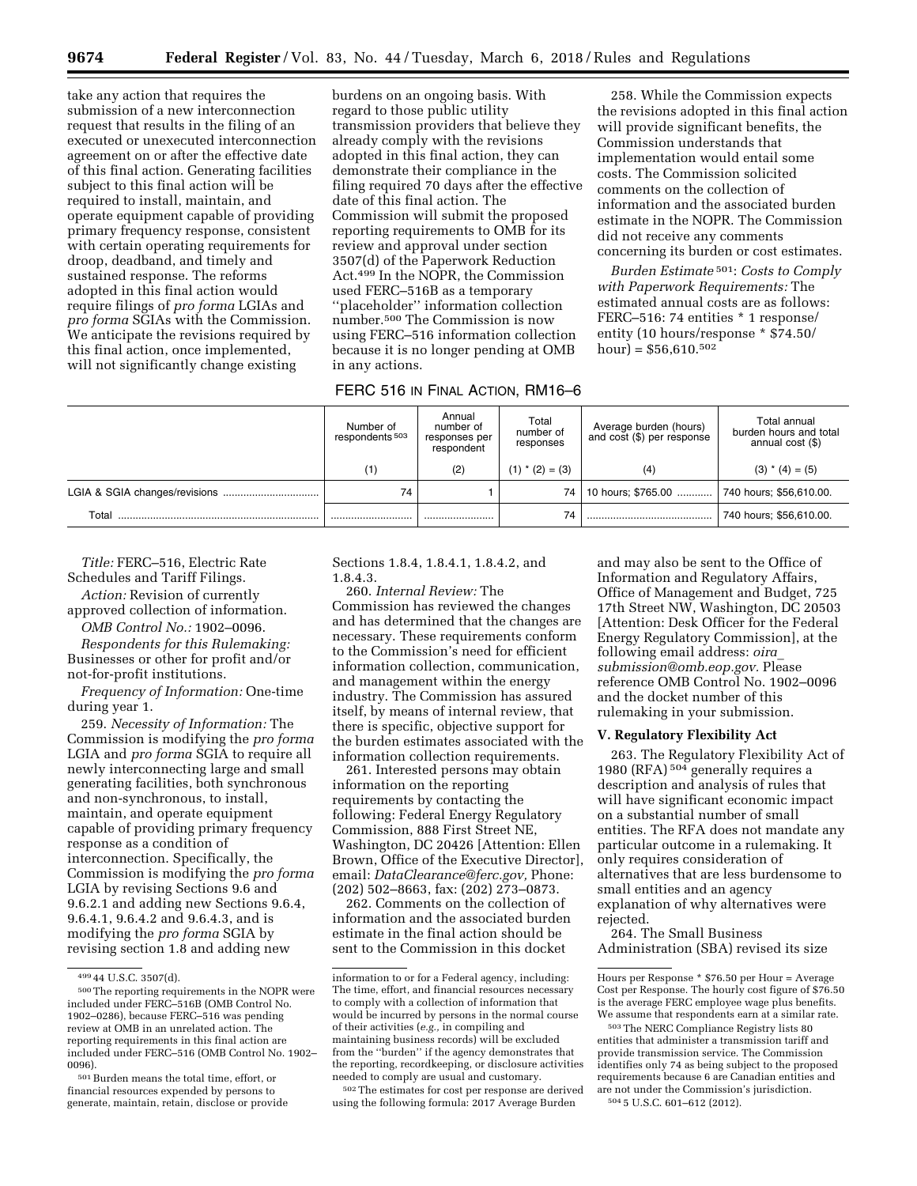take any action that requires the submission of a new interconnection request that results in the filing of an executed or unexecuted interconnection agreement on or after the effective date of this final action. Generating facilities subject to this final action will be required to install, maintain, and operate equipment capable of providing primary frequency response, consistent with certain operating requirements for droop, deadband, and timely and sustained response. The reforms adopted in this final action would require filings of *pro forma* LGIAs and *pro forma* SGIAs with the Commission. We anticipate the revisions required by this final action, once implemented, will not significantly change existing burdens on an ongoing basis. With regard to those public utility transmission providers that believe they already comply with the revisions adopted in this final action, they can demonstrate their compliance in the filing required 70 days after the effective date of this final action. The Commission will submit the proposed reporting requirements to OMB for its review and approval under section 3507(d) of the Paperwork Reduction Act.[499] In the NOPR, the Commission used FERC–516B as a temporary "placeholder" information collection number.[500] The Commission is now using FERC–516 information collection because it is no longer pending at OMB in any actions.

258. While the Commission expects the revisions adopted in this final action will provide significant benefits, the Commission understands that implementation would entail some costs. The Commission solicited comments on the collection of information and the associated burden estimate in the NOPR. The Commission did not receive any comments concerning its burden or cost estimates.

*Burden Estimate*[501]*: Costs to Comply with Paperwork Requirements:* The estimated annual costs are as follows: FERC–516: 74 entities * 1 response/entity (10 hours/response * $74.50/hour) = $56,610.[502]

FERC 516 IN FINAL ACTION, RM16–6

| | Number of respondents[503] | Annual number of responses per respondent | Total number of responses | Average burden (hours) and cost ($) per response | Total annual burden hours and total annual cost ($) |
|---|---|---|---|---|---|
| | (1) | (2) | (1) * (2) = (3) | (4) | (3) * (4) = (5) |
| LGIA & SGIA changes/revisions | 74 | 1 | 74 | 10 hours; $765.00 | 740 hours; $56,610.00. |
| Total | | | 74 | | 740 hours; $56,610.00. |

*Title:* FERC–516, Electric Rate Schedules and Tariff Filings.

*Action:* Revision of currently approved collection of information.

*OMB Control No.:* 1902–0096.

*Respondents for this Rulemaking:* Businesses or other for profit and/or not-for-profit institutions.

*Frequency of Information:* One-time during year 1.

259. *Necessity of Information:* The Commission is modifying the *pro forma* LGIA and *pro forma* SGIA to require all newly interconnecting large and small generating facilities, both synchronous and non-synchronous, to install, maintain, and operate equipment capable of providing primary frequency response as a condition of interconnection. Specifically, the Commission is modifying the *pro forma* LGIA by revising Sections 9.6 and 9.6.2.1 and adding new Sections 9.6.4, 9.6.4.1, 9.6.4.2 and 9.6.4.3, and is modifying the *pro forma* SGIA by revising section 1.8 and adding new Sections 1.8.4, 1.8.4.1, 1.8.4.2, and 1.8.4.3.

260. *Internal Review:* The Commission has reviewed the changes and has determined that the changes are necessary. These requirements conform to the Commission's need for efficient information collection, communication, and management within the energy industry. The Commission has assured itself, by means of internal review, that there is specific, objective support for the burden estimates associated with the information collection requirements.

261. Interested persons may obtain information on the reporting requirements by contacting the following: Federal Energy Regulatory Commission, 888 First Street NE, Washington, DC 20426 [Attention: Ellen Brown, Office of the Executive Director], email: *DataClearance@ferc.gov,* Phone: (202) 502–8663, fax: (202) 273–0873.

262. Comments on the collection of information and the associated burden estimate in the final action should be sent to the Commission in this docket and may also be sent to the Office of Information and Regulatory Affairs, Office of Management and Budget, 725 17th Street NW, Washington, DC 20503 [Attention: Desk Officer for the Federal Energy Regulatory Commission], at the following email address: *oira_submission@omb.eop.gov.* Please reference OMB Control No. 1902–0096 and the docket number of this rulemaking in your submission.

## V. Regulatory Flexibility Act

263. The Regulatory Flexibility Act of 1980 (RFA)[504] generally requires a description and analysis of rules that will have significant economic impact on a substantial number of small entities. The RFA does not mandate any particular outcome in a rulemaking. It only requires consideration of alternatives that are less burdensome to small entities and an agency explanation of why alternatives were rejected.

264. The Small Business Administration (SBA) revised its size

---

[499] 44 U.S.C. 3507(d).

[500] The reporting requirements in the NOPR were included under FERC–516B (OMB Control No. 1902–0286), because FERC–516 was pending review at OMB in an unrelated action. The reporting requirements in this final action are included under FERC–516 (OMB Control No. 1902–0096).

[501] Burden means the total time, effort, or financial resources expended by persons to generate, maintain, retain, disclose or provide information to or for a Federal agency, including: The time, effort, and financial resources necessary to comply with a collection of information that would be incurred by persons in the normal course of their activities (*e.g.,* in compiling and maintaining business records) will be excluded from the "burden" if the agency demonstrates that the reporting, recordkeeping, or disclosure activities needed to comply are usual and customary.

[502] The estimates for cost per response are derived using the following formula: 2017 Average Burden Hours per Response * $76.50 per Hour = Average Cost per Response. The hourly cost figure of $76.50 is the average FERC employee wage plus benefits. We assume that respondents earn at a similar rate.

[503] The NERC Compliance Registry lists 80 entities that administer a transmission tariff and provide transmission service. The Commission identifies only 74 as being subject to the proposed requirements because 6 are Canadian entities and are not under the Commission's jurisdiction.

[504] 5 U.S.C. 601–612 (2012).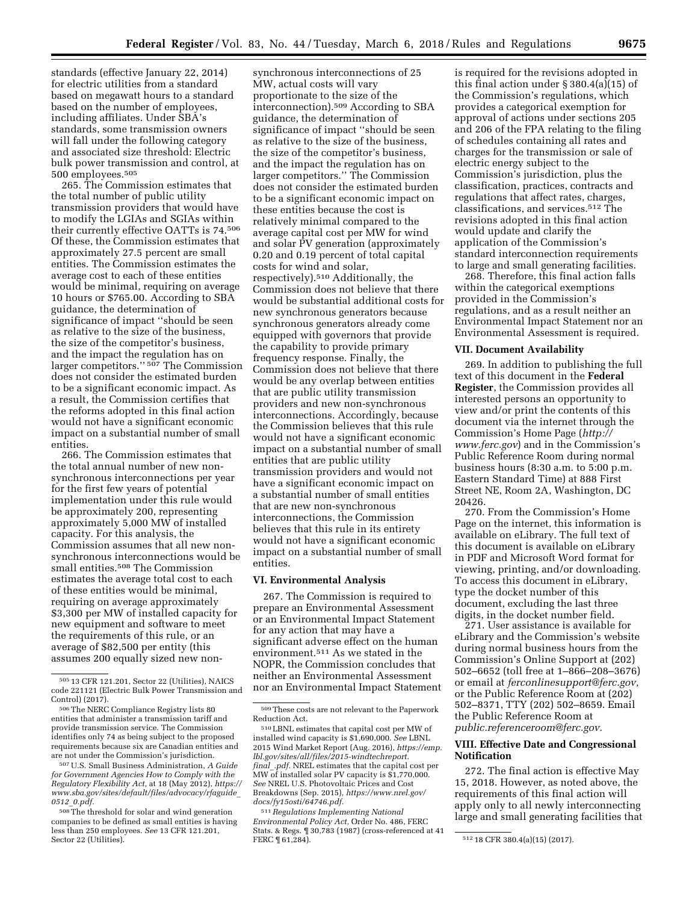standards (effective January 22, 2014) for electric utilities from a standard based on megawatt hours to a standard based on the number of employees, including affiliates. Under SBA's standards, some transmission owners will fall under the following category and associated size threshold: Electric bulk power transmission and control, at 500 employees.[505]

265. The Commission estimates that the total number of public utility transmission providers that would have to modify the LGIAs and SGIAs within their currently effective OATTs is 74.[506] Of these, the Commission estimates that approximately 27.5 percent are small entities. The Commission estimates the average cost to each of these entities would be minimal, requiring on average 10 hours or $765.00. According to SBA guidance, the determination of significance of impact "should be seen as relative to the size of the business, the size of the competitor's business, and the impact the regulation has on larger competitors." [507] The Commission does not consider the estimated burden to be a significant economic impact. As a result, the Commission certifies that the reforms adopted in this final action would not have a significant economic impact on a substantial number of small entities.

266. The Commission estimates that the total annual number of new non-synchronous interconnections per year for the first few years of potential implementation under this rule would be approximately 200, representing approximately 5,000 MW of installed capacity. For this analysis, the Commission assumes that all new non-synchronous interconnections would be small entities.[508] The Commission estimates the average total cost to each of these entities would be minimal, requiring on average approximately $3,300 per MW of installed capacity for new equipment and software to meet the requirements of this rule, or an average of $82,500 per entity (this assumes 200 equally sized new non-synchronous interconnections of 25 MW, actual costs will vary proportionate to the size of the interconnection).[509] According to SBA guidance, the determination of significance of impact "should be seen as relative to the size of the business, the size of the competitor's business, and the impact the regulation has on larger competitors." The Commission does not consider the estimated burden to be a significant economic impact on these entities because the cost is relatively minimal compared to the average capital cost per MW for wind and solar PV generation (approximately 0.20 and 0.19 percent of total capital costs for wind and solar, respectively).[510] Additionally, the Commission does not believe that there would be substantial additional costs for new synchronous generators because synchronous generators already come equipped with governors that provide the capability to provide primary frequency response. Finally, the Commission does not believe that there would be any overlap between entities that are public utility transmission providers and new non-synchronous interconnections. Accordingly, because the Commission believes that this rule would not have a significant economic impact on a substantial number of small entities that are public utility transmission providers and would not have a significant economic impact on a substantial number of small entities that are new non-synchronous interconnections, the Commission believes that this rule in its entirety would not have a significant economic impact on a substantial number of small entities.

## VI. Environmental Analysis

267. The Commission is required to prepare an Environmental Assessment or an Environmental Impact Statement for any action that may have a significant adverse effect on the human environment.[511] As we stated in the NOPR, the Commission concludes that neither an Environmental Assessment nor an Environmental Impact Statement is required for the revisions adopted in this final action under § 380.4(a)(15) of the Commission's regulations, which provides a categorical exemption for approval of actions under sections 205 and 206 of the FPA relating to the filing of schedules containing all rates and charges for the transmission or sale of electric energy subject to the Commission's jurisdiction, plus the classification, practices, contracts and regulations that affect rates, charges, classifications, and services.[512] The revisions adopted in this final action would update and clarify the application of the Commission's standard interconnection requirements to large and small generating facilities.

268. Therefore, this final action falls within the categorical exemptions provided in the Commission's regulations, and as a result neither an Environmental Impact Statement nor an Environmental Assessment is required.

## VII. Document Availability

269. In addition to publishing the full text of this document in the **Federal Register**, the Commission provides all interested persons an opportunity to view and/or print the contents of this document via the internet through the Commission's Home Page (*http://www.ferc.gov*) and in the Commission's Public Reference Room during normal business hours (8:30 a.m. to 5:00 p.m. Eastern Standard Time) at 888 First Street NE, Room 2A, Washington, DC 20426.

270. From the Commission's Home Page on the internet, this information is available on eLibrary. The full text of this document is available on eLibrary in PDF and Microsoft Word format for viewing, printing, and/or downloading. To access this document in eLibrary, type the docket number of this document, excluding the last three digits, in the docket number field.

271. User assistance is available for eLibrary and the Commission's website during normal business hours from the Commission's Online Support at (202) 502–6652 (toll free at 1–866–208–3676) or email at *ferconlinesupport@ferc.gov,* or the Public Reference Room at (202) 502–8371, TTY (202) 502–8659. Email the Public Reference Room at *public.referenceroom@ferc.gov.*

## VIII. Effective Date and Congressional Notification

272. The final action is effective May 15, 2018. However, as noted above, the requirements of this final action will apply only to all newly interconnecting large and small generating facilities that

---

[505] 13 CFR 121.201, Sector 22 (Utilities), NAICS code 221121 (Electric Bulk Power Transmission and Control) (2017).

[506] The NERC Compliance Registry lists 80 entities that administer a transmission tariff and provide transmission service. The Commission identifies only 74 as being subject to the proposed requirements because six are Canadian entities and are not under the Commission's jurisdiction.

[507] U.S. Small Business Administration, *A Guide for Government Agencies How to Comply with the Regulatory Flexibility Act,* at 18 (May 2012), *https://www.sba.gov/sites/default/files/advocacy/rfaguide_0512_0.pdf.*

[508] The threshold for solar and wind generation companies to be defined as small entities is having less than 250 employees. *See* 13 CFR 121.201, Sector 22 (Utilities).

[509] These costs are not relevant to the Paperwork Reduction Act.

[510] LBNL estimates that capital cost per MW of installed wind capacity is $1,690,000. *See* LBNL 2015 Wind Market Report (Aug. 2016), *https://emp.lbl.gov/sites/all/files/2015-windtechreport.final_.pdf.* NREL estimates that the capital cost per MW of installed solar PV capacity is $1,770,000. *See* NREL U.S. Photovoltaic Prices and Cost Breakdowns (Sep. 2015), *https://www.nrel.gov/docs/fy15osti/64746.pdf.*

[511] *Regulations Implementing National Environmental Policy Act,* Order No. 486, FERC Stats. & Regs. ¶ 30,783 (1987) (cross-referenced at 41 FERC ¶ 61,284).

[512] 18 CFR 380.4(a)(15) (2017).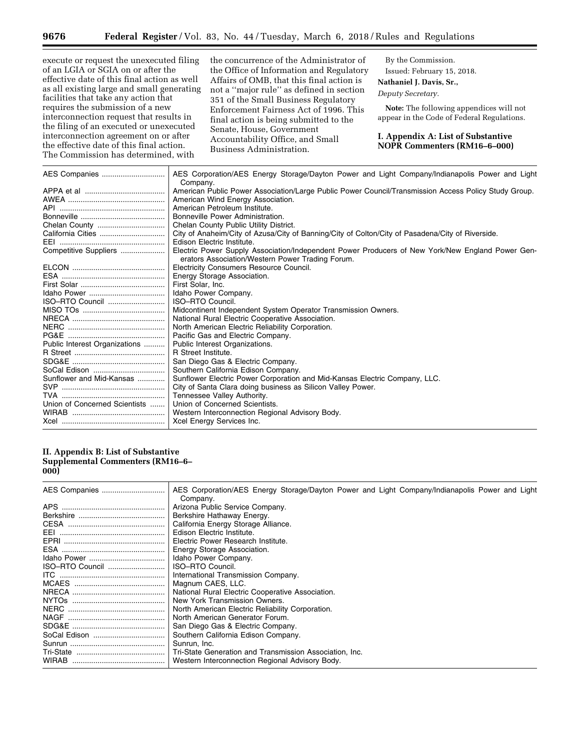execute or request the unexecuted filing of an LGIA or SGIA on or after the effective date of this final action as well as all existing large and small generating facilities that take any action that requires the submission of a new interconnection request that results in the filing of an executed or unexecuted interconnection agreement on or after the effective date of this final action. The Commission has determined, with the concurrence of the Administrator of the Office of Information and Regulatory Affairs of OMB, that this final action is not a ''major rule'' as defined in section 351 of the Small Business Regulatory Enforcement Fairness Act of 1996. This final action is being submitted to the Senate, House, Government Accountability Office, and Small Business Administration.

By the Commission.

Issued: February 15, 2018.

**Nathaniel J. Davis, Sr.,**

*Deputy Secretary.*

**Note:** The following appendices will not appear in the Code of Federal Regulations.

## I. Appendix A: List of Substantive NOPR Commenters (RM16–6–000)

| | |
|---|---|
| AES Companies | AES Corporation/AES Energy Storage/Dayton Power and Light Company/Indianapolis Power and Light Company. |
| APPA et al | American Public Power Association/Large Public Power Council/Transmission Access Policy Study Group. |
| AWEA | American Wind Energy Association. |
| API | American Petroleum Institute. |
| Bonneville | Bonneville Power Administration. |
| Chelan County | Chelan County Public Utility District. |
| California Cities | City of Anaheim/City of Azusa/City of Banning/City of Colton/City of Pasadena/City of Riverside. |
| EEI | Edison Electric Institute. |
| Competitive Suppliers | Electric Power Supply Association/Independent Power Producers of New York/New England Power Generators Association/Western Power Trading Forum. |
| ELCON | Electricity Consumers Resource Council. |
| ESA | Energy Storage Association. |
| First Solar | First Solar, Inc. |
| Idaho Power | Idaho Power Company. |
| ISO–RTO Council | ISO–RTO Council. |
| MISO TOs | Midcontinent Independent System Operator Transmission Owners. |
| NRECA | National Rural Electric Cooperative Association. |
| NERC | North American Electric Reliability Corporation. |
| PG&E | Pacific Gas and Electric Company. |
| Public Interest Organizations | Public Interest Organizations. |
| R Street | R Street Institute. |
| SDG&E | San Diego Gas & Electric Company. |
| SoCal Edison | Southern California Edison Company. |
| Sunflower and Mid-Kansas | Sunflower Electric Power Corporation and Mid-Kansas Electric Company, LLC. |
| SVP | City of Santa Clara doing business as Silicon Valley Power. |
| TVA | Tennessee Valley Authority. |
| Union of Concerned Scientists | Union of Concerned Scientists. |
| WIRAB | Western Interconnection Regional Advisory Body. |
| Xcel | Xcel Energy Services Inc. |

## II. Appendix B: List of Substantive Supplemental Commenters (RM16–6–000)

| | |
|---|---|
| AES Companies | AES Corporation/AES Energy Storage/Dayton Power and Light Company/Indianapolis Power and Light Company. |
| APS | Arizona Public Service Company. |
| Berkshire | Berkshire Hathaway Energy. |
| CESA | California Energy Storage Alliance. |
| EEI | Edison Electric Institute. |
| EPRI | Electric Power Research Institute. |
| ESA | Energy Storage Association. |
| Idaho Power | Idaho Power Company. |
| ISO–RTO Council | ISO–RTO Council. |
| ITC | International Transmission Company. |
| MCAES | Magnum CAES, LLC. |
| NRECA | National Rural Electric Cooperative Association. |
| NYTOs | New York Transmission Owners. |
| NERC | North American Electric Reliability Corporation. |
| NAGF | North American Generator Forum. |
| SDG&E | San Diego Gas & Electric Company. |
| SoCal Edison | Southern California Edison Company. |
| Sunrun | Sunrun, Inc. |
| Tri-State | Tri-State Generation and Transmission Association, Inc. |
| WIRAB | Western Interconnection Regional Advisory Body. |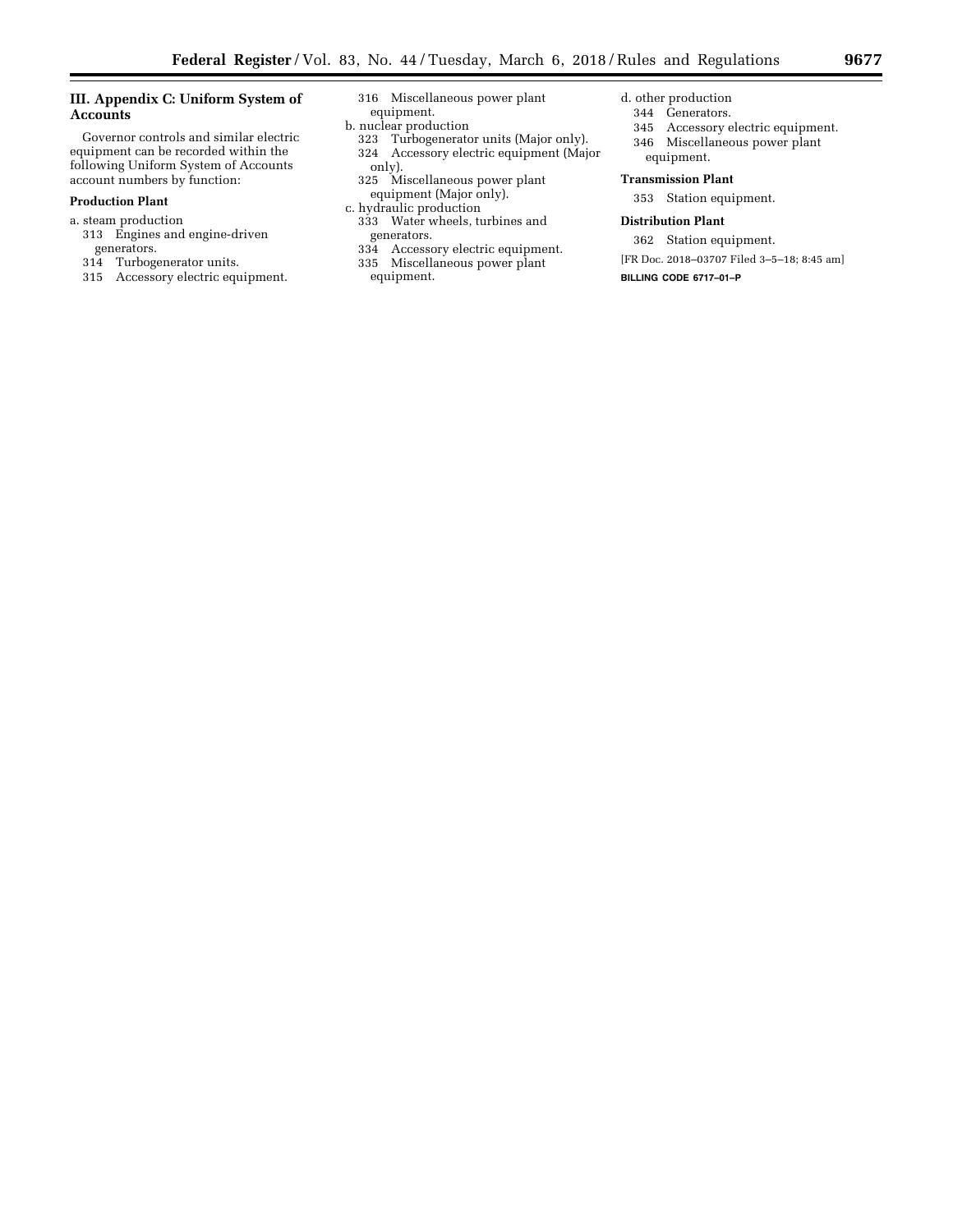## III. Appendix C: Uniform System of Accounts

Governor controls and similar electric equipment can be recorded within the following Uniform System of Accounts account numbers by function:

### Production Plant

a. steam production
- 313 Engines and engine-driven generators.
- 314 Turbogenerator units.
- 315 Accessory electric equipment.
- 316 Miscellaneous power plant equipment.

b. nuclear production
- 323 Turbogenerator units (Major only).
- 324 Accessory electric equipment (Major only).
- 325 Miscellaneous power plant equipment (Major only).

c. hydraulic production
- 333 Water wheels, turbines and generators.
- 334 Accessory electric equipment.
- 335 Miscellaneous power plant equipment.

d. other production
- 344 Generators.
- 345 Accessory electric equipment.
- 346 Miscellaneous power plant equipment.

### Transmission Plant

- 353 Station equipment.

### Distribution Plant

- 362 Station equipment.

[FR Doc. 2018–03707 Filed 3–5–18; 8:45 am]

**BILLING CODE 6717–01–P**